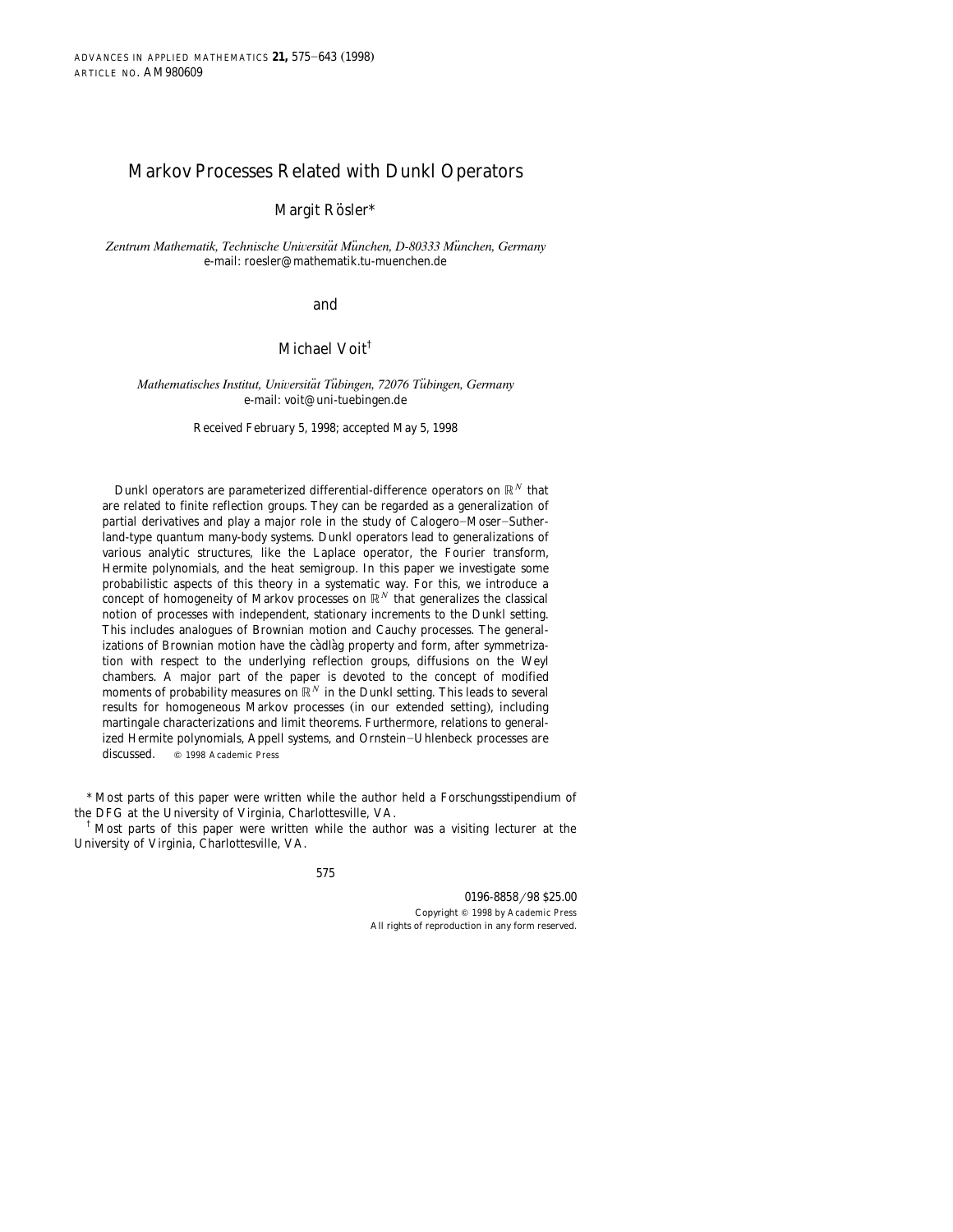# Markov Processes Related with Dunkl Operators

Margit Rösler*

*Zentrum Mathematik, Technische Universität München, D-80333 München, Germany*
e-mail: roesler@mathematik.tu-muenchen.de

and

Michael Voit†

*Mathematisches Institut, Universität Tübingen, 72076 Tübingen, Germany*
e-mail: voit@uni-tuebingen.de

Received February 5, 1998; accepted May 5, 1998

Dunkl operators are parameterized differential-difference operators on $\mathbb{R}^N$ that are related to finite reflection groups. They can be regarded as a generalization of partial derivatives and play a major role in the study of Calogero–Moser–Sutherland-type quantum many-body systems. Dunkl operators lead to generalizations of various analytic structures, like the Laplace operator, the Fourier transform, Hermite polynomials, and the heat semigroup. In this paper we investigate some probabilistic aspects of this theory in a systematic way. For this, we introduce a concept of homogeneity of Markov processes on $\mathbb{R}^N$ that generalizes the classical notion of processes with independent, stationary increments to the Dunkl setting. This includes analogues of Brownian motion and Cauchy processes. The generalizations of Brownian motion have the càdlàg property and form, after symmetrization with respect to the underlying reflection groups, diffusions on the Weyl chambers. A major part of the paper is devoted to the concept of modified moments of probability measures on $\mathbb{R}^N$ in the Dunkl setting. This leads to several results for homogeneous Markov processes (in our extended setting), including martingale characterizations and limit theorems. Furthermore, relations to generalized Hermite polynomials, Appell systems, and Ornstein–Uhlenbeck processes are discussed. © 1998 Academic Press

\* Most parts of this paper were written while the author held a Forschungsstipendium of the DFG at the University of Virginia, Charlottesville, VA.

† Most parts of this paper were written while the author was a visiting lecturer at the University of Virginia, Charlottesville, VA.

0196-8858/98 $25.00
Copyright © 1998 by Academic Press
All rights of reproduction in any form reserved.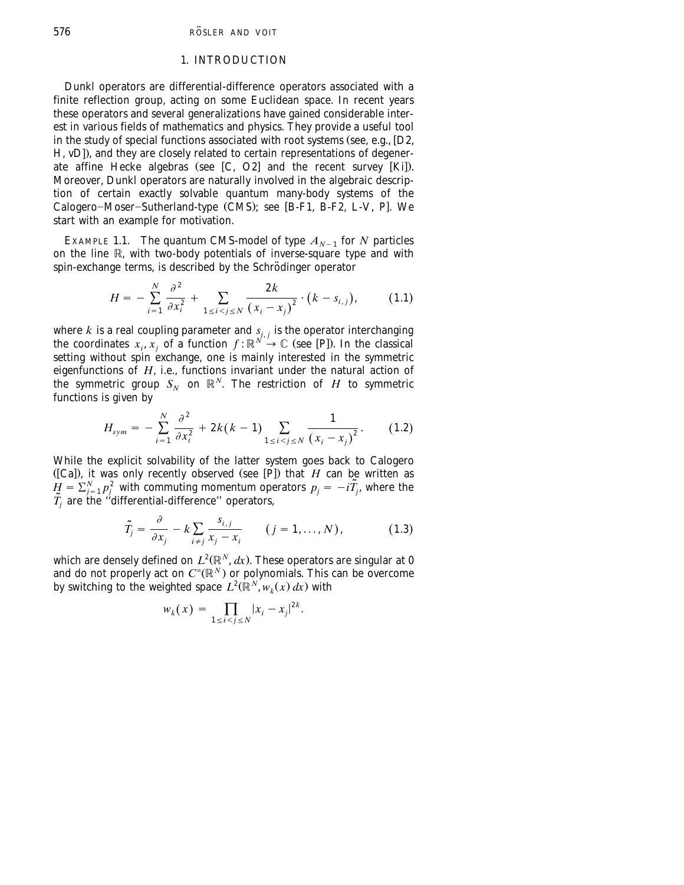## 1. INTRODUCTION

Dunkl operators are differential-difference operators associated with a finite reflection group, acting on some Euclidean space. In recent years these operators and several generalizations have gained considerable interest in various fields of mathematics and physics. They provide a useful tool in the study of special functions associated with root systems (see, e.g., [D2, H, vD]), and they are closely related to certain representations of degenerate affine Hecke algebras (see [C, O2] and the recent survey [Ki]). Moreover, Dunkl operators are naturally involved in the algebraic description of certain exactly solvable quantum many-body systems of the Calogero–Moser–Sutherland-type (CMS); see [B-F1, B-F2, L-V, P]. We start with an example for motivation.

EXAMPLE 1.1. The quantum CMS-model of type $A_{N-1}$ for $N$ particles on the line $\mathbb{R}$, with two-body potentials of inverse-square type and with spin-exchange terms, is described by the Schrödinger operator

$$H = -\sum_{i=1}^{N} \frac{\partial^2}{\partial x_i^2} + \sum_{1 \le i < j \le N} \frac{2k}{(x_i - x_j)^2} \cdot (k - s_{i,j}), \tag{1.1}$$

where $k$ is a real coupling parameter and $s_{i,j}$ is the operator interchanging the coordinates $x_i, x_j$ of a function $f: \mathbb{R}^N \to \mathbb{C}$ (see [P]). In the classical setting without spin exchange, one is mainly interested in the symmetric eigenfunctions of $H$, i.e., functions invariant under the natural action of the symmetric group $S_N$ on $\mathbb{R}^N$. The restriction of $H$ to symmetric functions is given by

$$H_{sym} = -\sum_{i=1}^{N} \frac{\partial^2}{\partial x_i^2} + 2k(k-1) \sum_{1 \le i < j \le N} \frac{1}{(x_i - x_j)^2}. \tag{1.2}$$

While the explicit solvability of the latter system goes back to Calogero ([Ca]), it was only recently observed (see [P]) that $H$ can be written as $H = \sum_{j=1}^{N} p_j^2$ with commuting momentum operators $p_j = -i\tilde{T}_j$, where the $\tilde{T}_j$ are the "differential-difference" operators,

$$\tilde{T}_j = \frac{\partial}{\partial x_j} - k \sum_{i \ne j} \frac{s_{i,j}}{x_j - x_i} \qquad (j = 1, \ldots, N), \tag{1.3}$$

which are densely defined on $L^2(\mathbb{R}^N, dx)$. These operators are singular at 0 and do not properly act on $C^\infty(\mathbb{R}^N)$ or polynomials. This can be overcome by switching to the weighted space $L^2(\mathbb{R}^N, w_k(x)\, dx)$ with

$$w_k(x) = \prod_{1 \le i < j \le N} |x_i - x_j|^{2k}.$$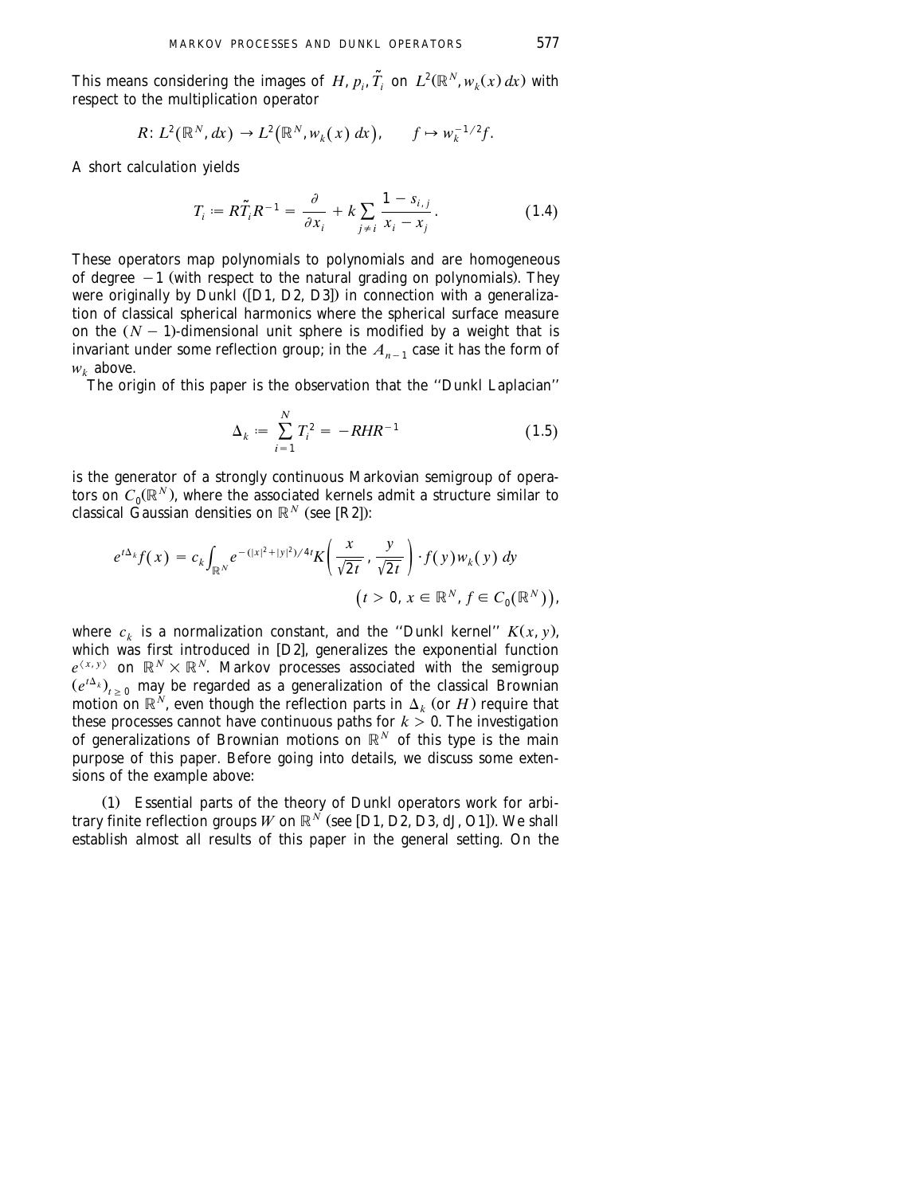This means considering the images of $H, p_i, \tilde{T}_i$ on $L^2(\mathbb{R}^N, w_k(x)\,dx)$ with respect to the multiplication operator

$$R\colon L^2(\mathbb{R}^N, dx) \to L^2\big(\mathbb{R}^N, w_k(x)\,dx\big), \qquad f \mapsto w_k^{-1/2} f.$$

A short calculation yields

$$T_i := R\tilde{T}_i R^{-1} = \frac{\partial}{\partial x_i} + k \sum_{j \neq i} \frac{1 - s_{i,j}}{x_i - x_j}. \tag{1.4}$$

These operators map polynomials to polynomials and are homogeneous of degree $-1$ (with respect to the natural grading on polynomials). They were originally by Dunkl ([D1, D2, D3]) in connection with a generalization of classical spherical harmonics where the spherical surface measure on the $(N-1)$-dimensional unit sphere is modified by a weight that is invariant under some reflection group; in the $A_{n-1}$ case it has the form of $w_k$ above.

The origin of this paper is the observation that the "Dunkl Laplacian"

$$\Delta_k := \sum_{i=1}^{N} T_i^2 = -RHR^{-1} \tag{1.5}$$

is the generator of a strongly continuous Markovian semigroup of operators on $C_0(\mathbb{R}^N)$, where the associated kernels admit a structure similar to classical Gaussian densities on $\mathbb{R}^N$ (see [R2]):

$$e^{t\Delta_k} f(x) = c_k \int_{\mathbb{R}^N} e^{-(|x|^2+|y|^2)/4t} K\left(\frac{x}{\sqrt{2t}}, \frac{y}{\sqrt{2t}}\right) \cdot f(y) w_k(y)\,dy$$
$$\big(t > 0,\ x \in \mathbb{R}^N,\ f \in C_0(\mathbb{R}^N)\big),$$

where $c_k$ is a normalization constant, and the "Dunkl kernel" $K(x, y)$, which was first introduced in [D2], generalizes the exponential function $e^{\langle x, y\rangle}$ on $\mathbb{R}^N \times \mathbb{R}^N$. Markov processes associated with the semigroup $(e^{t\Delta_k})_{t \geq 0}$ may be regarded as a generalization of the classical Brownian motion on $\mathbb{R}^N$, even though the reflection parts in $\Delta_k$ (or $H$) require that these processes cannot have continuous paths for $k > 0$. The investigation of generalizations of Brownian motions on $\mathbb{R}^N$ of this type is the main purpose of this paper. Before going into details, we discuss some extensions of the example above:

(1) Essential parts of the theory of Dunkl operators work for arbitrary finite reflection groups $W$ on $\mathbb{R}^N$ (see [D1, D2, D3, dJ, O1]). We shall establish almost all results of this paper in the general setting. On the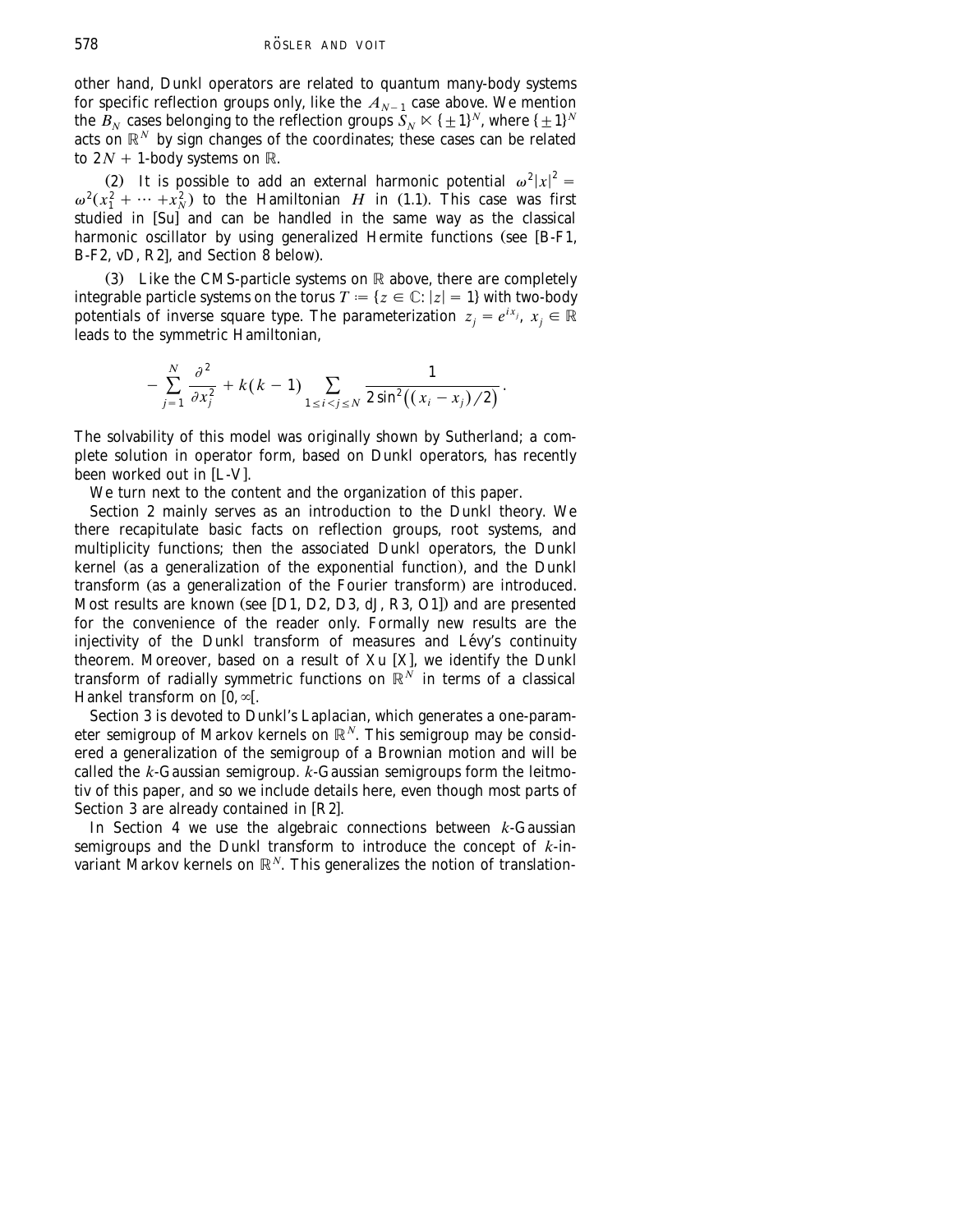other hand, Dunkl operators are related to quantum many-body systems for specific reflection groups only, like the $A_{N-1}$ case above. We mention the $B_N$ cases belonging to the reflection groups $S_N \ltimes \{\pm 1\}^N$, where $\{\pm 1\}^N$ acts on $\mathbb{R}^N$ by sign changes of the coordinates; these cases can be related to $2N + 1$-body systems on $\mathbb{R}$.

(2) It is possible to add an external harmonic potential $\omega^2 |x|^2 = \omega^2(x_1^2 + \cdots + x_N^2)$ to the Hamiltonian $H$ in (1.1). This case was first studied in [Su] and can be handled in the same way as the classical harmonic oscillator by using generalized Hermite functions (see [B-F1, B-F2, vD, R2], and Section 8 below).

(3) Like the CMS-particle systems on $\mathbb{R}$ above, there are completely integrable particle systems on the torus $T := \{z \in \mathbb{C}: |z| = 1\}$ with two-body potentials of inverse square type. The parameterization $z_j = e^{ix_j}$, $x_j \in \mathbb{R}$ leads to the symmetric Hamiltonian,

$$-\sum_{j=1}^{N} \frac{\partial^2}{\partial x_j^2} + k(k-1) \sum_{1 \leq i < j \leq N} \frac{1}{2\sin^2((x_i - x_j)/2)}.$$

The solvability of this model was originally shown by Sutherland; a complete solution in operator form, based on Dunkl operators, has recently been worked out in [L-V].

We turn next to the content and the organization of this paper.

Section 2 mainly serves as an introduction to the Dunkl theory. We there recapitulate basic facts on reflection groups, root systems, and multiplicity functions; then the associated Dunkl operators, the Dunkl kernel (as a generalization of the exponential function), and the Dunkl transform (as a generalization of the Fourier transform) are introduced. Most results are known (see [D1, D2, D3, dJ, R3, O1]) and are presented for the convenience of the reader only. Formally new results are the injectivity of the Dunkl transform of measures and Lévy's continuity theorem. Moreover, based on a result of Xu [X], we identify the Dunkl transform of radially symmetric functions on $\mathbb{R}^N$ in terms of a classical Hankel transform on $[0, \infty[$.

Section 3 is devoted to Dunkl's Laplacian, which generates a one-parameter semigroup of Markov kernels on $\mathbb{R}^N$. This semigroup may be considered a generalization of the semigroup of a Brownian motion and will be called the $k$-Gaussian semigroup. $k$-Gaussian semigroups form the leitmotiv of this paper, and so we include details here, even though most parts of Section 3 are already contained in [R2].

In Section 4 we use the algebraic connections between $k$-Gaussian semigroups and the Dunkl transform to introduce the concept of $k$-invariant Markov kernels on $\mathbb{R}^N$. This generalizes the notion of translation-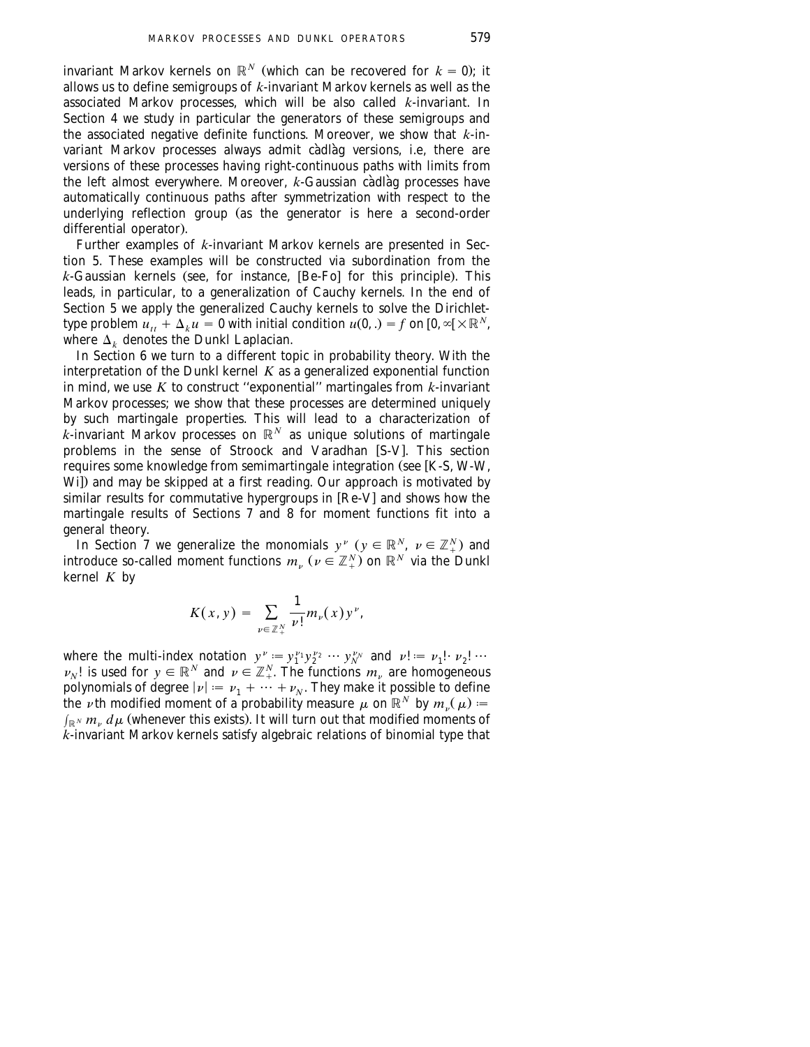invariant Markov kernels on $\mathbb{R}^N$ (which can be recovered for $k = 0$); it allows us to define semigroups of $k$-invariant Markov kernels as well as the associated Markov processes, which will be also called $k$-invariant. In Section 4 we study in particular the generators of these semigroups and the associated negative definite functions. Moreover, we show that $k$-invariant Markov processes always admit càdlàg versions, i.e, there are versions of these processes having right-continuous paths with limits from the left almost everywhere. Moreover, $k$-Gaussian càdlàg processes have automatically continuous paths after symmetrization with respect to the underlying reflection group (as the generator is here a second-order differential operator).

Further examples of $k$-invariant Markov kernels are presented in Section 5. These examples will be constructed via subordination from the $k$-Gaussian kernels (see, for instance, [Be-Fo] for this principle). This leads, in particular, to a generalization of Cauchy kernels. In the end of Section 5 we apply the generalized Cauchy kernels to solve the Dirichlet-type problem $u_{tt} + \Delta_k u = 0$ with initial condition $u(0, .) = f$ on $[0, \infty[ \times \mathbb{R}^N$, where $\Delta_k$ denotes the Dunkl Laplacian.

In Section 6 we turn to a different topic in probability theory. With the interpretation of the Dunkl kernel $K$ as a generalized exponential function in mind, we use $K$ to construct "exponential" martingales from $k$-invariant Markov processes; we show that these processes are determined uniquely by such martingale properties. This will lead to a characterization of $k$-invariant Markov processes on $\mathbb{R}^N$ as unique solutions of martingale problems in the sense of Stroock and Varadhan [S-V]. This section requires some knowledge from semimartingale integration (see [K-S, W-W, Wi]) and may be skipped at a first reading. Our approach is motivated by similar results for commutative hypergroups in [Re-V] and shows how the martingale results of Sections 7 and 8 for moment functions fit into a general theory.

In Section 7 we generalize the monomials $y^\nu$ ($y \in \mathbb{R}^N$, $\nu \in \mathbb{Z}_+^N$) and introduce so-called moment functions $m_\nu$ ($\nu \in \mathbb{Z}_+^N$) on $\mathbb{R}^N$ via the Dunkl kernel $K$ by

$$K(x, y) = \sum_{\nu \in \mathbb{Z}_+^N} \frac{1}{\nu!} m_\nu(x) y^\nu,$$

where the multi-index notation $y^\nu := y_1^{\nu_1} y_2^{\nu_2} \cdots y_N^{\nu_N}$ and $\nu! := \nu_1! \cdot \nu_2! \cdots \nu_N!$ is used for $y \in \mathbb{R}^N$ and $\nu \in \mathbb{Z}_+^N$. The functions $m_\nu$ are homogeneous polynomials of degree $|\nu| := \nu_1 + \cdots + \nu_N$. They make it possible to define the $\nu$th modified moment of a probability measure $\mu$ on $\mathbb{R}^N$ by $m_\nu(\mu) := \int_{\mathbb{R}^N} m_\nu \, d\mu$ (whenever this exists). It will turn out that modified moments of $k$-invariant Markov kernels satisfy algebraic relations of binomial type that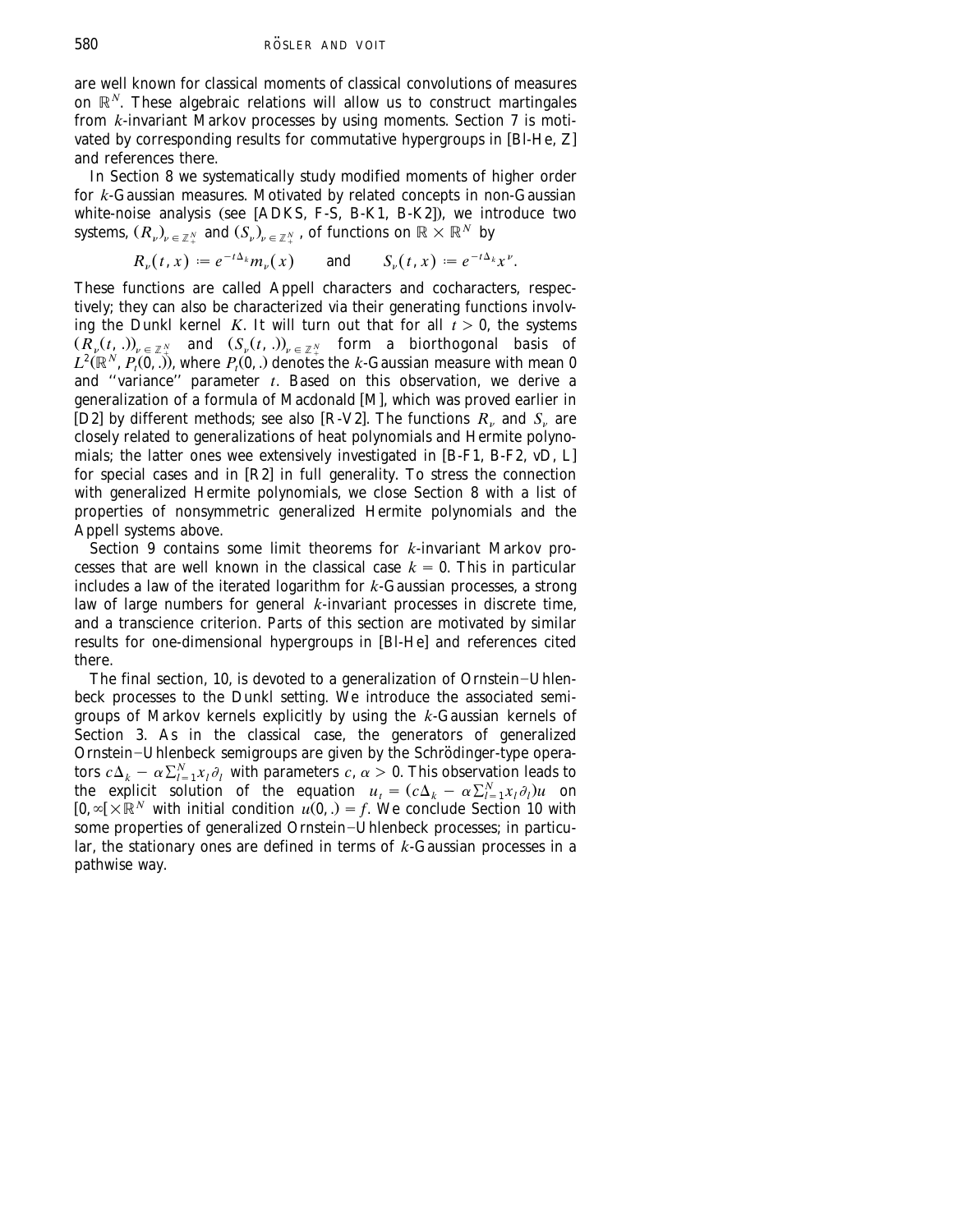are well known for classical moments of classical convolutions of measures on $\mathbb{R}^N$. These algebraic relations will allow us to construct martingales from $k$-invariant Markov processes by using moments. Section 7 is motivated by corresponding results for commutative hypergroups in [Bl-He, Z] and references there.

In Section 8 we systematically study modified moments of higher order for $k$-Gaussian measures. Motivated by related concepts in non-Gaussian white-noise analysis (see [ADKS, F-S, B-K1, B-K2]), we introduce two systems, $(R_\nu)_{\nu \in \mathbb{Z}_+^N}$ and $(S_\nu)_{\nu \in \mathbb{Z}_+^N}$, of functions on $\mathbb{R} \times \mathbb{R}^N$ by

$$R_\nu(t, x) := e^{-t\Delta_k} m_\nu(x) \qquad \text{and} \qquad S_\nu(t, x) := e^{-t\Delta_k} x^\nu.$$

These functions are called Appell characters and cocharacters, respectively; they can also be characterized via their generating functions involving the Dunkl kernel $K$. It will turn out that for all $t > 0$, the systems $(R_\nu(t, .))_{\nu \in \mathbb{Z}_+^N}$ and $(S_\nu(t, .))_{\nu \in \mathbb{Z}_+^N}$ form a biorthogonal basis of $L^2(\mathbb{R}^N, P_t(0, .))$, where $P_t(0, .)$ denotes the $k$-Gaussian measure with mean 0 and "variance" parameter $t$. Based on this observation, we derive a generalization of a formula of Macdonald [M], which was proved earlier in [D2] by different methods; see also [R-V2]. The functions $R_\nu$ and $S_\nu$ are closely related to generalizations of heat polynomials and Hermite polynomials; the latter ones wee extensively investigated in [B-F1, B-F2, vD, L] for special cases and in [R2] in full generality. To stress the connection with generalized Hermite polynomials, we close Section 8 with a list of properties of nonsymmetric generalized Hermite polynomials and the Appell systems above.

Section 9 contains some limit theorems for $k$-invariant Markov processes that are well known in the classical case $k = 0$. This in particular includes a law of the iterated logarithm for $k$-Gaussian processes, a strong law of large numbers for general $k$-invariant processes in discrete time, and a transcience criterion. Parts of this section are motivated by similar results for one-dimensional hypergroups in [Bl-He] and references cited there.

The final section, 10, is devoted to a generalization of Ornstein–Uhlenbeck processes to the Dunkl setting. We introduce the associated semigroups of Markov kernels explicitly by using the $k$-Gaussian kernels of Section 3. As in the classical case, the generators of generalized Ornstein–Uhlenbeck semigroups are given by the Schrödinger-type operators $c\Delta_k - \alpha\sum_{l=1}^N x_l \partial_l$ with parameters $c, \alpha > 0$. This observation leads to the explicit solution of the equation $u_t = (c\Delta_k - \alpha\sum_{l=1}^N x_l \partial_l)u$ on $[0, \infty[ \times \mathbb{R}^N$ with initial condition $u(0, .) = f$. We conclude Section 10 with some properties of generalized Ornstein–Uhlenbeck processes; in particular, the stationary ones are defined in terms of $k$-Gaussian processes in a pathwise way.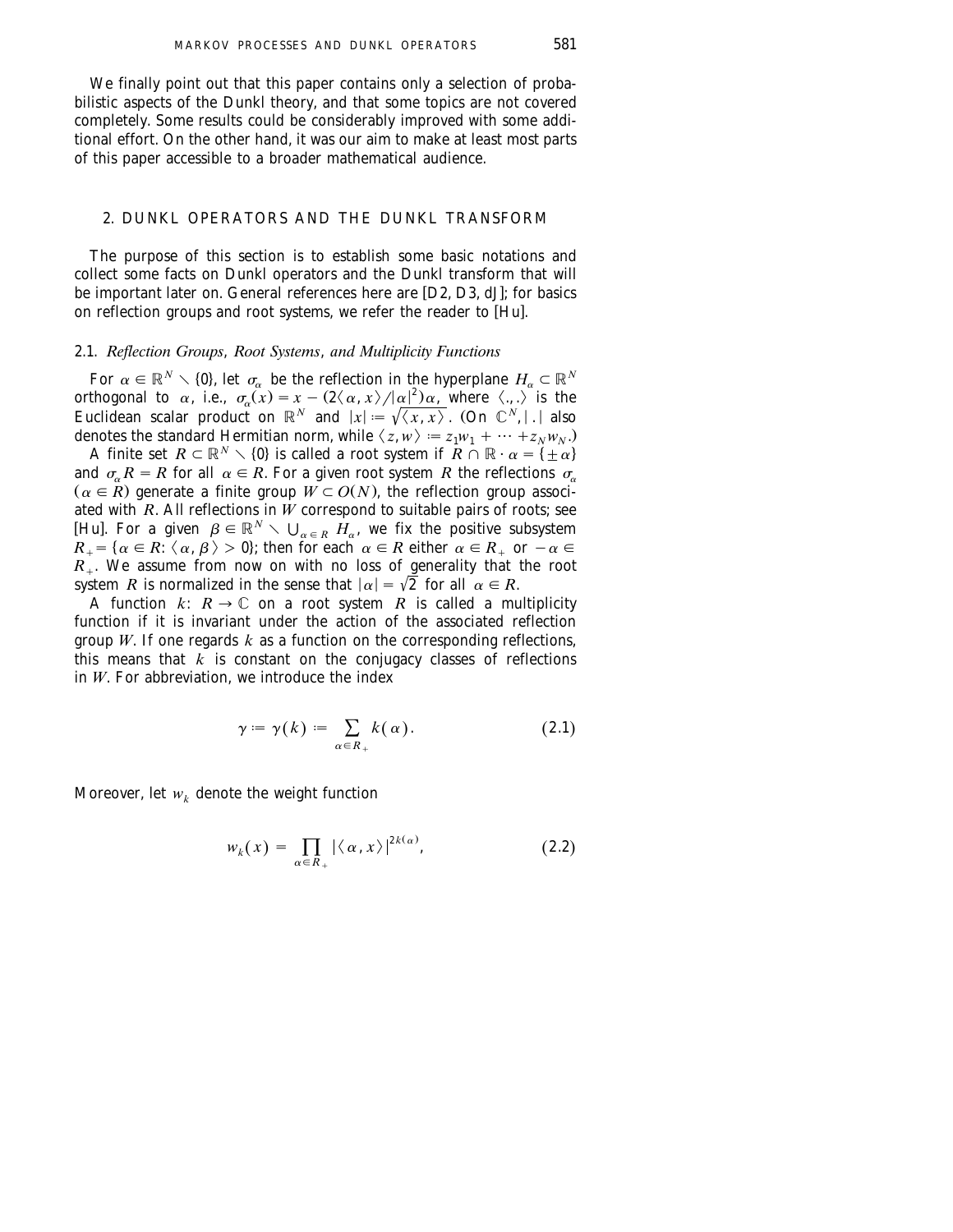We finally point out that this paper contains only a selection of probabilistic aspects of the Dunkl theory, and that some topics are not covered completely. Some results could be considerably improved with some additional effort. On the other hand, it was our aim to make at least most parts of this paper accessible to a broader mathematical audience.

## 2. DUNKL OPERATORS AND THE DUNKL TRANSFORM

The purpose of this section is to establish some basic notations and collect some facts on Dunkl operators and the Dunkl transform that will be important later on. General references here are [D2, D3, dJ]; for basics on reflection groups and root systems, we refer the reader to [Hu].

### 2.1. *Reflection Groups, Root Systems, and Multiplicity Functions*

For $\alpha \in \mathbb{R}^N \setminus \{0\}$, let $\sigma_\alpha$ be the reflection in the hyperplane $H_\alpha \subset \mathbb{R}^N$ orthogonal to $\alpha$, i.e., $\sigma_\alpha(x) = x - (2\langle \alpha, x\rangle / |\alpha|^2)\alpha$, where $\langle .,. \rangle$ is the Euclidean scalar product on $\mathbb{R}^N$ and $|x| := \sqrt{\langle x, x\rangle}$. (On $\mathbb{C}^N$, $|\,.\,|$ also denotes the standard Hermitian norm, while $\langle z, w\rangle := z_1 w_1 + \cdots + z_N w_N$.)

A finite set $R \subset \mathbb{R}^N \setminus \{0\}$ is called a root system if $R \cap \mathbb{R} \cdot \alpha = \{\pm \alpha\}$ and $\sigma_\alpha R = R$ for all $\alpha \in R$. For a given root system $R$ the reflections $\sigma_\alpha$ ($\alpha \in R$) generate a finite group $W \subset O(N)$, the reflection group associated with $R$. All reflections in $W$ correspond to suitable pairs of roots; see [Hu]. For a given $\beta \in \mathbb{R}^N \setminus \bigcup_{\alpha \in R} H_\alpha$, we fix the positive subsystem $R_+ = \{\alpha \in R: \langle \alpha, \beta\rangle > 0\}$; then for each $\alpha \in R$ either $\alpha \in R_+$ or $-\alpha \in R_+$. We assume from now on with no loss of generality that the root system $R$ is normalized in the sense that $|\alpha| = \sqrt{2}$ for all $\alpha \in R$.

A function $k\colon R \to \mathbb{C}$ on a root system $R$ is called a multiplicity function if it is invariant under the action of the associated reflection group $W$. If one regards $k$ as a function on the corresponding reflections, this means that $k$ is constant on the conjugacy classes of reflections in $W$. For abbreviation, we introduce the index

$$\gamma := \gamma(k) := \sum_{\alpha \in R_+} k(\alpha). \tag{2.1}$$

Moreover, let $w_k$ denote the weight function

$$w_k(x) = \prod_{\alpha \in R_+} |\langle \alpha, x\rangle|^{2k(\alpha)}, \tag{2.2}$$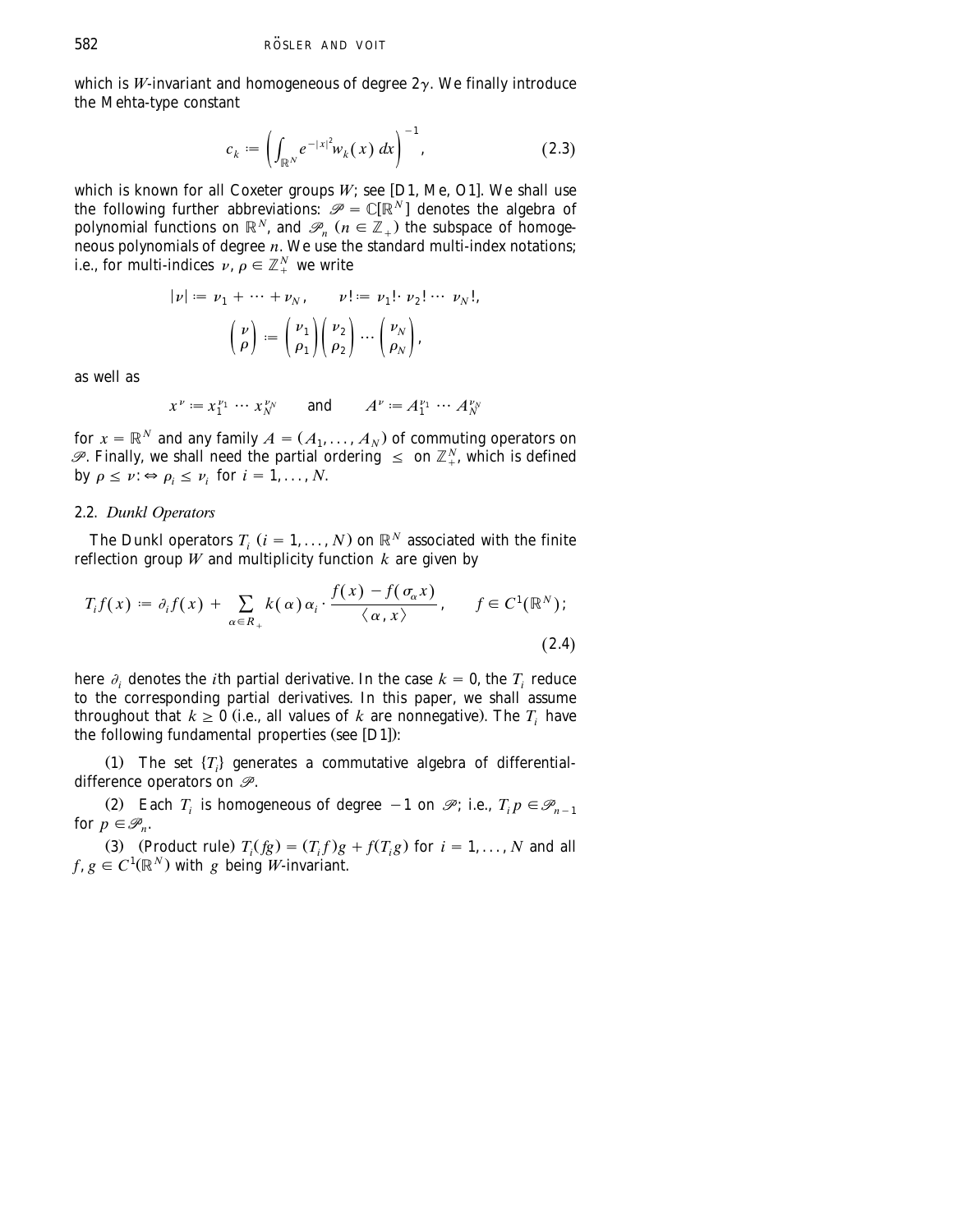which is $W$-invariant and homogeneous of degree $2\gamma$. We finally introduce the Mehta-type constant

$$c_k := \left( \int_{\mathbb{R}^N} e^{-|x|^2} w_k(x)\, dx \right)^{-1}, \tag{2.3}$$

which is known for all Coxeter groups $W$; see [D1, Me, O1]. We shall use the following further abbreviations: $\mathscr{P} = \mathbb{C}[\mathbb{R}^N]$ denotes the algebra of polynomial functions on $\mathbb{R}^N$, and $\mathscr{P}_n$ ($n \in \mathbb{Z}_+$) the subspace of homogeneous polynomials of degree $n$. We use the standard multi-index notations; i.e., for multi-indices $\nu, \rho \in \mathbb{Z}_+^N$ we write

$$|\nu| := \nu_1 + \cdots + \nu_N, \qquad \nu! := \nu_1! \cdot \nu_2! \cdots \nu_N!,$$

$$\binom{\nu}{\rho} := \binom{\nu_1}{\rho_1}\binom{\nu_2}{\rho_2} \cdots \binom{\nu_N}{\rho_N},$$

as well as

$$x^\nu := x_1^{\nu_1} \cdots x_N^{\nu_N} \qquad \text{and} \qquad A^\nu := A_1^{\nu_1} \cdots A_N^{\nu_N}$$

for $x = \mathbb{R}^N$ and any family $A = (A_1, \ldots, A_N)$ of commuting operators on $\mathscr{P}$. Finally, we shall need the partial ordering $\leq$ on $\mathbb{Z}_+^N$, which is defined by $\rho \leq \nu :\Leftrightarrow \rho_i \leq \nu_i$ for $i = 1, \ldots, N$.

## 2.2. *Dunkl Operators*

The Dunkl operators $T_i$ ($i = 1, \ldots, N$) on $\mathbb{R}^N$ associated with the finite reflection group $W$ and multiplicity function $k$ are given by

$$T_i f(x) := \partial_i f(x) + \sum_{\alpha \in R_+} k(\alpha)\, \alpha_i \cdot \frac{f(x) - f(\sigma_\alpha x)}{\langle \alpha, x \rangle}, \qquad f \in C^1(\mathbb{R}^N); \tag{2.4}$$

here $\partial_i$ denotes the $i$th partial derivative. In the case $k = 0$, the $T_i$ reduce to the corresponding partial derivatives. In this paper, we shall assume throughout that $k \geq 0$ (i.e., all values of $k$ are nonnegative). The $T_i$ have the following fundamental properties (see [D1]):

(1) The set $\{T_i\}$ generates a commutative algebra of differential-difference operators on $\mathscr{P}$.

(2) Each $T_i$ is homogeneous of degree $-1$ on $\mathscr{P}$; i.e., $T_i p \in \mathscr{P}_{n-1}$ for $p \in \mathscr{P}_n$.

(3) (Product rule) $T_i(fg) = (T_i f)g + f(T_i g)$ for $i = 1, \ldots, N$ and all $f, g \in C^1(\mathbb{R}^N)$ with $g$ being $W$-invariant.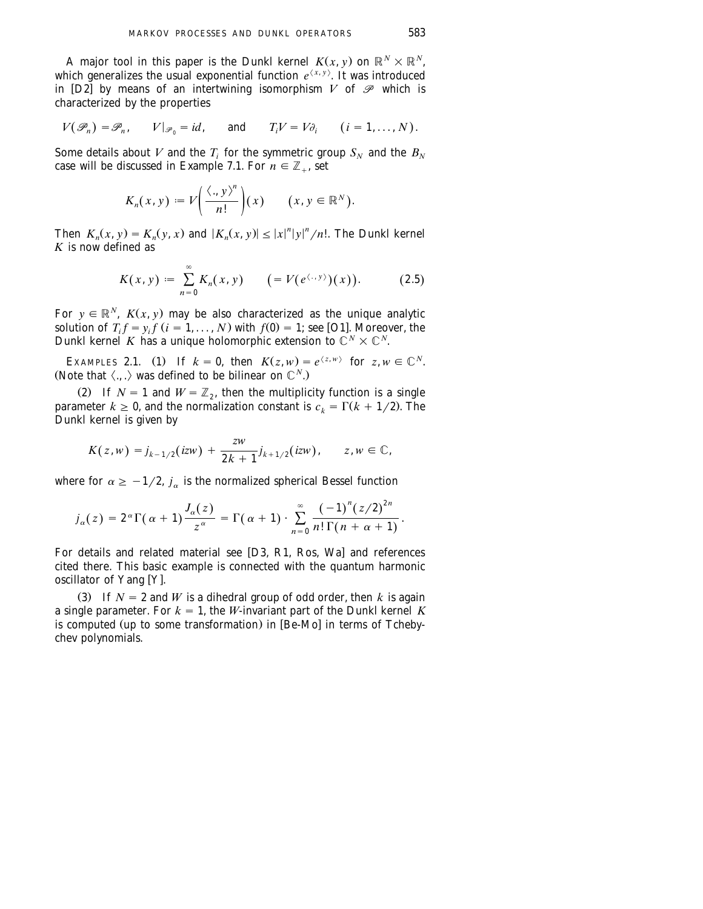A major tool in this paper is the Dunkl kernel $K(x, y)$ on $\mathbb{R}^N \times \mathbb{R}^N$, which generalizes the usual exponential function $e^{\langle x, y \rangle}$. It was introduced in [D2] by means of an intertwining isomorphism $V$ of $\mathscr{P}$ which is characterized by the properties

$$V(\mathscr{P}_n) = \mathscr{P}_n, \qquad V|_{\mathscr{P}_0} = id, \qquad \text{and} \qquad T_i V = V \partial_i \qquad (i = 1, \ldots, N).$$

Some details about $V$ and the $T_i$ for the symmetric group $S_N$ and the $B_N$ case will be discussed in Example 7.1. For $n \in \mathbb{Z}_+$, set

$$K_n(x, y) := V\left( \frac{\langle ., y \rangle^n}{n!} \right)(x) \qquad (x, y \in \mathbb{R}^N).$$

Then $K_n(x, y) = K_n(y, x)$ and $|K_n(x, y)| \leq |x|^n |y|^n / n!$. The Dunkl kernel $K$ is now defined as

$$K(x, y) := \sum_{n=0}^{\infty} K_n(x, y) \qquad \left( = V(e^{\langle ., y \rangle})(x) \right). \tag{2.5}$$

For $y \in \mathbb{R}^N$, $K(x, y)$ may be also characterized as the unique analytic solution of $T_i f = y_i f$ $(i = 1, \ldots, N)$ with $f(0) = 1$; see [O1]. Moreover, the Dunkl kernel $K$ has a unique holomorphic extension to $\mathbb{C}^N \times \mathbb{C}^N$.

EXAMPLES 2.1. (1) If $k = 0$, then $K(z, w) = e^{\langle z, w \rangle}$ for $z, w \in \mathbb{C}^N$. (Note that $\langle ., . \rangle$ was defined to be bilinear on $\mathbb{C}^N$.)

(2) If $N = 1$ and $W = \mathbb{Z}_2$, then the multiplicity function is a single parameter $k \geq 0$, and the normalization constant is $c_k = \Gamma(k + 1/2)$. The Dunkl kernel is given by

$$K(z, w) = j_{k-1/2}(izw) + \frac{zw}{2k+1} j_{k+1/2}(izw), \qquad z, w \in \mathbb{C},$$

where for $\alpha \geq -1/2$, $j_\alpha$ is the normalized spherical Bessel function

$$j_\alpha(z) = 2^\alpha \Gamma(\alpha + 1) \frac{J_\alpha(z)}{z^\alpha} = \Gamma(\alpha + 1) \cdot \sum_{n=0}^{\infty} \frac{(-1)^n (z/2)^{2n}}{n! \, \Gamma(n + \alpha + 1)}.$$

For details and related material see [D3, R1, Ros, Wa] and references cited there. This basic example is connected with the quantum harmonic oscillator of Yang [Y].

(3) If $N = 2$ and $W$ is a dihedral group of odd order, then $k$ is again a single parameter. For $k = 1$, the $W$-invariant part of the Dunkl kernel $K$ is computed (up to some transformation) in [Be-Mo] in terms of Tchebychev polynomials.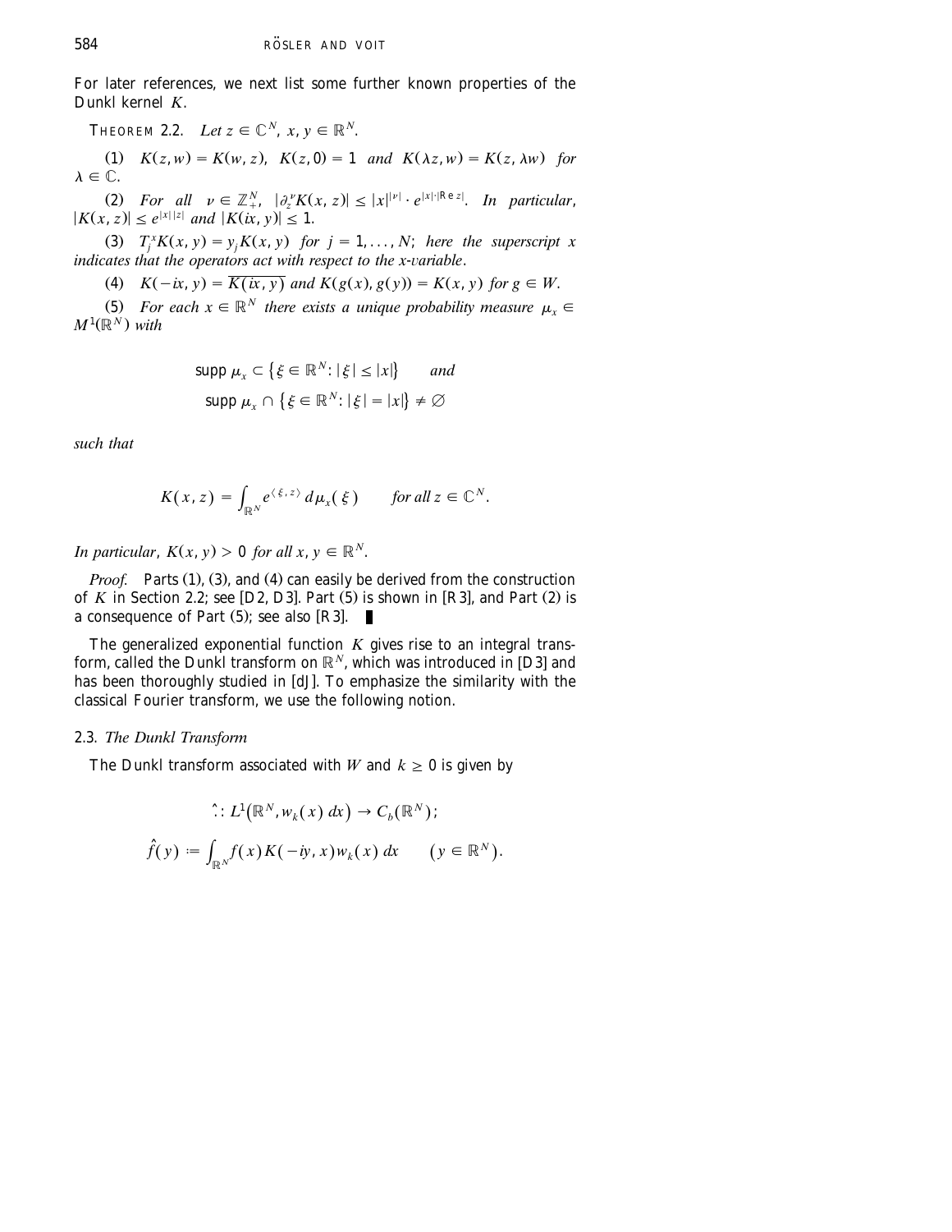For later references, we next list some further known properties of the Dunkl kernel $K$.

**THEOREM 2.2.** *Let $z \in \mathbb{C}^N$, $x, y \in \mathbb{R}^N$.*

(1) $K(z,w) = K(w,z)$, $K(z,0) = 1$ *and* $K(\lambda z, w) = K(z, \lambda w)$ *for* $\lambda \in \mathbb{C}$.

(2) *For all* $\nu \in \mathbb{Z}_+^N$, $|\partial_z^\nu K(x,z)| \le |x|^{|\nu|} \cdot e^{|x| \cdot |\mathrm{Re}\, z|}$. *In particular*, $|K(x,z)| \le e^{|x||z|}$ *and* $|K(ix,y)| \le 1$.

(3) $T_j^x K(x,y) = y_j K(x,y)$ *for* $j = 1, \dots, N$; *here the superscript* $x$ *indicates that the operators act with respect to the* $x$*-variable.*

(4) $K(-ix, y) = \overline{K(ix,y)}$ *and* $K(g(x), g(y)) = K(x,y)$ *for* $g \in W$.

(5) *For each* $x \in \mathbb{R}^N$ *there exists a unique probability measure* $\mu_x \in M^1(\mathbb{R}^N)$ *with*

$$\mathrm{supp}\, \mu_x \subset \{\xi \in \mathbb{R}^N : |\xi| \le |x|\} \qquad \text{and}$$
$$\mathrm{supp}\, \mu_x \cap \{\xi \in \mathbb{R}^N : |\xi| = |x|\} \neq \varnothing$$

*such that*

$$K(x,z) = \int_{\mathbb{R}^N} e^{\langle \xi, z \rangle} \, d\mu_x(\xi) \qquad \text{for all } z \in \mathbb{C}^N.$$

*In particular*, $K(x,y) > 0$ *for all* $x, y \in \mathbb{R}^N$.

*Proof.* Parts (1), (3), and (4) can easily be derived from the construction of $K$ in Section 2.2; see [D2, D3]. Part (5) is shown in [R3], and Part (2) is a consequence of Part (5); see also [R3]. ∎

The generalized exponential function $K$ gives rise to an integral transform, called the Dunkl transform on $\mathbb{R}^N$, which was introduced in [D3] and has been thoroughly studied in [dJ]. To emphasize the similarity with the classical Fourier transform, we use the following notion.

### 2.3. *The Dunkl Transform*

The Dunkl transform associated with $W$ and $k \ge 0$ is given by

$$\hat{}: L^1(\mathbb{R}^N, w_k(x)\, dx) \to C_b(\mathbb{R}^N);$$
$$\hat{f}(y) := \int_{\mathbb{R}^N} f(x) K(-iy, x) w_k(x)\, dx \qquad (y \in \mathbb{R}^N).$$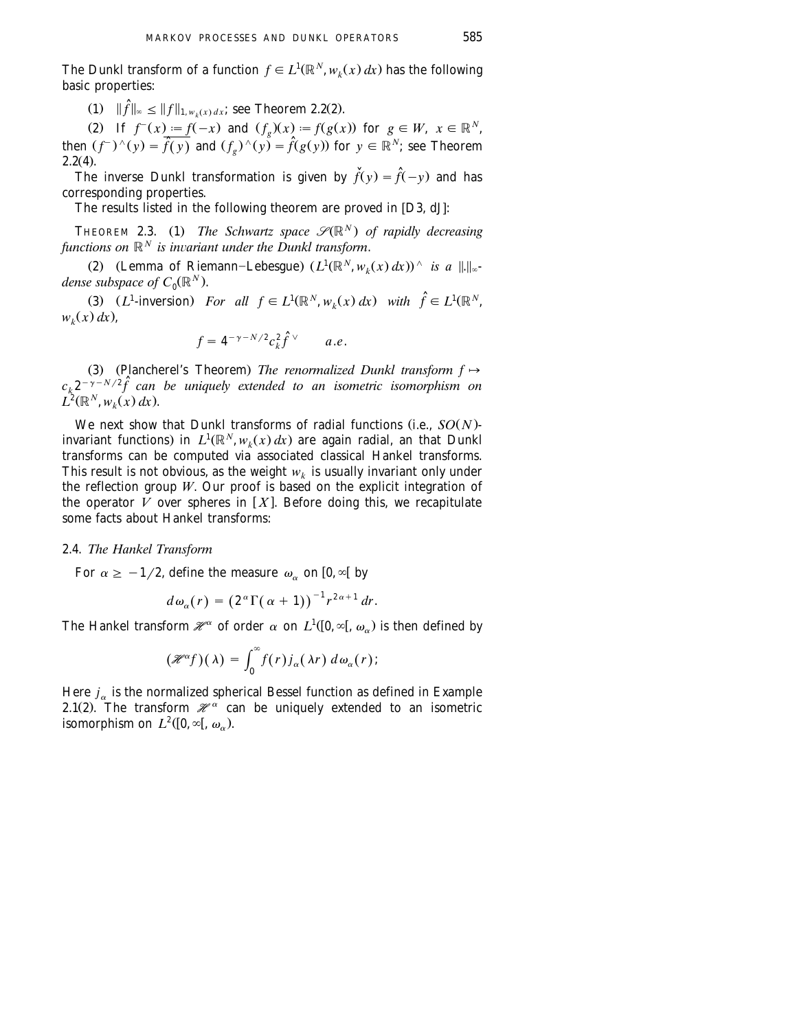The Dunkl transform of a function $f \in L^1(\mathbb{R}^N, w_k(x)\,dx)$ has the following basic properties:

(1) $\|\hat{f}\|_\infty \le \|f\|_{1, w_k(x)\,dx}$; see Theorem 2.2(2).

(2) If $f^-(x) := f(-x)$ and $(f_g)(x) := f(g(x))$ for $g \in W$, $x \in \mathbb{R}^N$, then $(f^-)^\wedge(y) = \overline{\hat{f}(y)}$ and $(f_g)^\wedge(y) = \hat{f}(g(y))$ for $y \in \mathbb{R}^N$; see Theorem 2.2(4).

The inverse Dunkl transformation is given by $\check{f}(y) = \hat{f}(-y)$ and has corresponding properties.

The results listed in the following theorem are proved in [D3, dJ]:

THEOREM 2.3. (1) *The Schwartz space $\mathcal{S}(\mathbb{R}^N)$ of rapidly decreasing functions on $\mathbb{R}^N$ is invariant under the Dunkl transform.*

(2) (Lemma of Riemann–Lebesgue) $(L^1(\mathbb{R}^N, w_k(x)\,dx))^\wedge$ *is a $\|.\|_\infty$-dense subspace of $C_0(\mathbb{R}^N)$.*

(3) ($L^1$-inversion) *For all $f \in L^1(\mathbb{R}^N, w_k(x)\,dx)$ with $\hat{f} \in L^1(\mathbb{R}^N, w_k(x)\,dx)$,*

$$f = 4^{-\gamma - N/2} c_k^2 \hat{f}^\vee \qquad a.e.$$

(3) (Plancherel's Theorem) *The renormalized Dunkl transform $f \mapsto c_k 2^{-\gamma - N/2} \hat{f}$ can be uniquely extended to an isometric isomorphism on $L^2(\mathbb{R}^N, w_k(x)\,dx)$.*

We next show that Dunkl transforms of radial functions (i.e., $SO(N)$-invariant functions) in $L^1(\mathbb{R}^N, w_k(x)\,dx)$ are again radial, an that Dunkl transforms can be computed via associated classical Hankel transforms. This result is not obvious, as the weight $w_k$ is usually invariant only under the reflection group $W$. Our proof is based on the explicit integration of the operator $V$ over spheres in [X]. Before doing this, we recapitulate some facts about Hankel transforms:

### 2.4. *The Hankel Transform*

For $\alpha \ge -1/2$, define the measure $\omega_\alpha$ on $[0, \infty[$ by

$$d\omega_\alpha(r) = (2^\alpha \Gamma(\alpha + 1))^{-1} r^{2\alpha + 1}\,dr.$$

The Hankel transform $\mathcal{H}^\alpha$ of order $\alpha$ on $L^1([0, \infty[, \omega_\alpha)$ is then defined by

$$(\mathcal{H}^\alpha f)(\lambda) = \int_0^\infty f(r) j_\alpha(\lambda r)\,d\omega_\alpha(r);$$

Here $j_\alpha$ is the normalized spherical Bessel function as defined in Example 2.1(2). The transform $\mathcal{H}^\alpha$ can be uniquely extended to an isometric isomorphism on $L^2([0, \infty[, \omega_\alpha)$.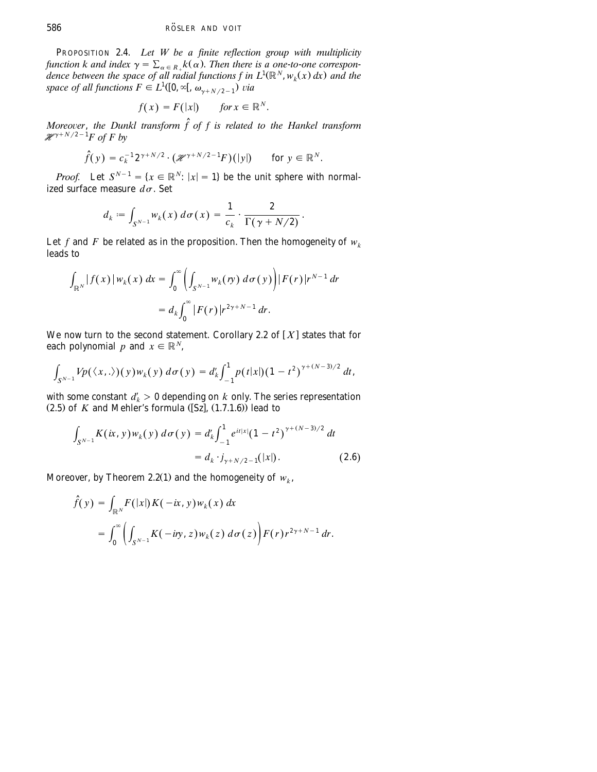**PROPOSITION 2.4.** *Let $W$ be a finite reflection group with multiplicity function $k$ and index $\gamma = \sum_{\alpha \in R_+} k(\alpha)$. Then there is a one-to-one correspondence between the space of all radial functions $f$ in $L^1(\mathbb{R}^N, w_k(x)\,dx)$ and the space of all functions $F \in L^1([0,\infty[, \omega_{\gamma+N/2-1})$ via*

$$f(x) = F(|x|) \qquad \text{for } x \in \mathbb{R}^N.$$

*Moreover, the Dunkl transform $\hat{f}$ of $f$ is related to the Hankel transform $\mathscr{H}^{\gamma+N/2-1}F$ of $F$ by*

$$\hat{f}(y) = c_k^{-1} 2^{\gamma+N/2} \cdot (\mathscr{H}^{\gamma+N/2-1}F)(|y|) \qquad \text{for } y \in \mathbb{R}^N.$$

*Proof.* Let $S^{N-1} = \{x \in \mathbb{R}^N : |x| = 1\}$ be the unit sphere with normalized surface measure $d\sigma$. Set

$$d_k := \int_{S^{N-1}} w_k(x)\, d\sigma(x) = \frac{1}{c_k} \cdot \frac{2}{\Gamma(\gamma + N/2)}.$$

Let $f$ and $F$ be related as in the proposition. Then the homogeneity of $w_k$ leads to

$$\begin{aligned}
\int_{\mathbb{R}^N} |f(x)| w_k(x)\, dx &= \int_0^\infty \left( \int_{S^{N-1}} w_k(ry)\, d\sigma(y) \right) |F(r)| r^{N-1}\, dr \\
&= d_k \int_0^\infty |F(r)| r^{2\gamma+N-1}\, dr.
\end{aligned}$$

We now turn to the second statement. Corollary 2.2 of [X] states that for each polynomial $p$ and $x \in \mathbb{R}^N$,

$$\int_{S^{N-1}} Vp(\langle x, . \rangle)(y) w_k(y)\, d\sigma(y) = d_k' \int_{-1}^{1} p(t|x|)(1-t^2)^{\gamma+(N-3)/2}\, dt,$$

with some constant $d_k' > 0$ depending on $k$ only. The series representation (2.5) of $K$ and Mehler's formula ([Sz], (1.7.1.6)) lead to

$$\begin{aligned}
\int_{S^{N-1}} K(ix, y) w_k(y)\, d\sigma(y) &= d_k' \int_{-1}^{1} e^{it|x|}(1-t^2)^{\gamma+(N-3)/2}\, dt \\
&= d_k \cdot j_{\gamma+N/2-1}(|x|). \qquad (2.6)
\end{aligned}$$

Moreover, by Theorem 2.2(1) and the homogeneity of $w_k$,

$$\begin{aligned}
\hat{f}(y) &= \int_{\mathbb{R}^N} F(|x|) K(-ix, y) w_k(x)\, dx \\
&= \int_0^\infty \left( \int_{S^{N-1}} K(-iry, z) w_k(z)\, d\sigma(z) \right) F(r) r^{2\gamma+N-1}\, dr.
\end{aligned}$$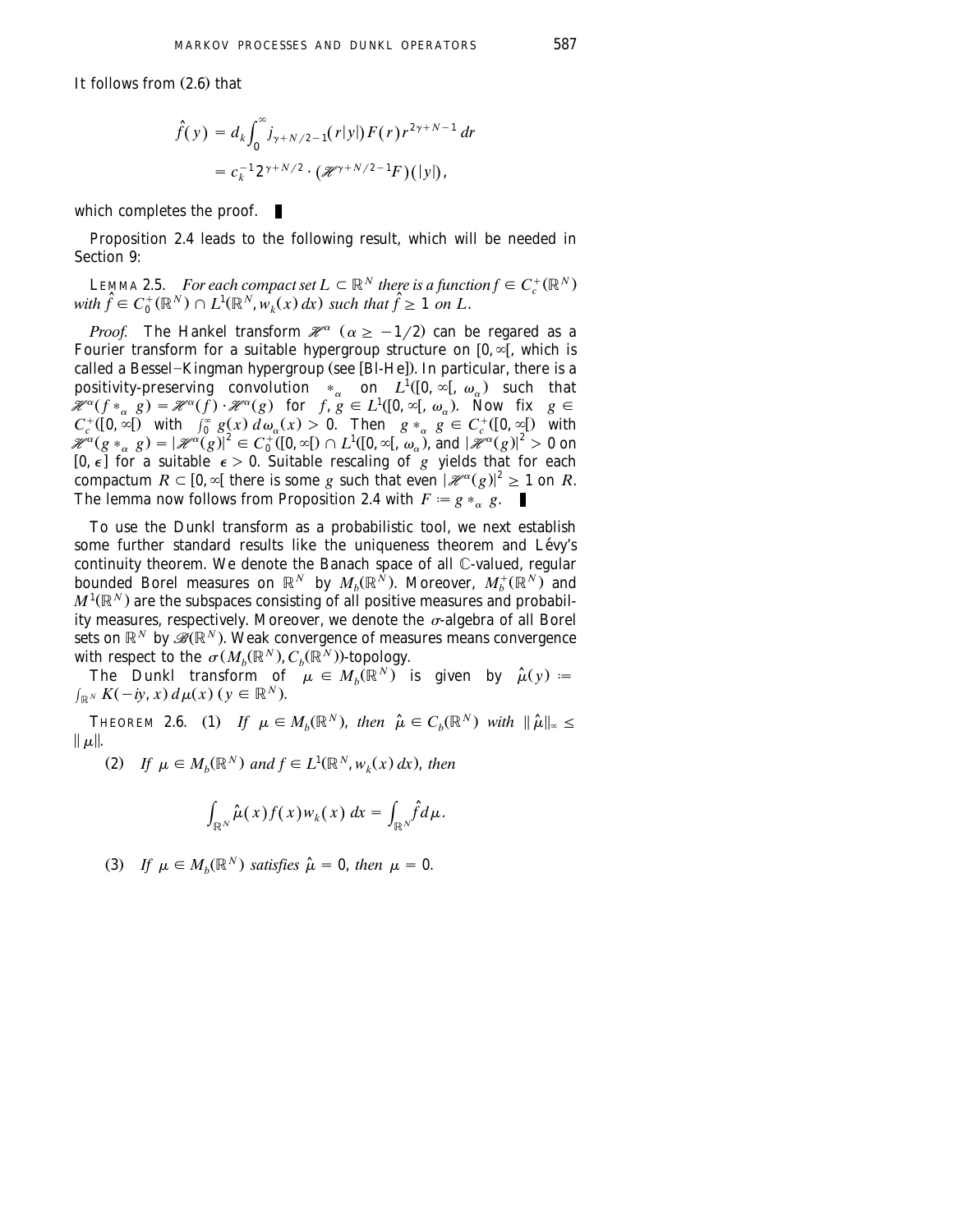It follows from (2.6) that

$$\hat{f}(y) = d_k \int_0^\infty j_{\gamma+N/2-1}(r|y|) F(r) r^{2\gamma+N-1}\,dr$$
$$= c_k^{-1} 2^{\gamma+N/2} \cdot (\mathscr{H}^{\gamma+N/2-1} F)(|y|),$$

which completes the proof. ∎

Proposition 2.4 leads to the following result, which will be needed in Section 9:

LEMMA 2.5. *For each compact set $L \subset \mathbb{R}^N$ there is a function $f \in C_c^+(\mathbb{R}^N)$ with $\hat{f} \in C_0^+(\mathbb{R}^N) \cap L^1(\mathbb{R}^N, w_k(x)\,dx)$ such that $\hat{f} \geq 1$ on $L$.*

*Proof.* The Hankel transform $\mathscr{H}^\alpha$ ($\alpha \geq -1/2$) can be regared as a Fourier transform for a suitable hypergroup structure on $[0, \infty[$, which is called a Bessel–Kingman hypergroup (see [Bl-He]). In particular, there is a positivity-preserving convolution $*_\alpha$ on $L^1([0, \infty[, \omega_\alpha)$ such that $\mathscr{H}^\alpha(f *_\alpha g) = \mathscr{H}^\alpha(f) \cdot \mathscr{H}^\alpha(g)$ for $f, g \in L^1([0, \infty[, \omega_\alpha)$. Now fix $g \in C_c^+([0, \infty[)$ with $\int_0^\infty g(x)\,d\omega_\alpha(x) > 0$. Then $g *_\alpha g \in C_c^+([0, \infty[)$ with $\mathscr{H}^\alpha(g *_\alpha g) = |\mathscr{H}^\alpha(g)|^2 \in C_0^+([0, \infty[) \cap L^1([0, \infty[, \omega_\alpha)$, and $|\mathscr{H}^\alpha(g)|^2 > 0$ on $[0, \epsilon]$ for a suitable $\epsilon > 0$. Suitable rescaling of $g$ yields that for each compactum $R \subset [0, \infty[$ there is some $g$ such that even $|\mathscr{H}^\alpha(g)|^2 \geq 1$ on $R$. The lemma now follows from Proposition 2.4 with $F := g *_\alpha g$. ∎

To use the Dunkl transform as a probabilistic tool, we next establish some further standard results like the uniqueness theorem and Lévy's continuity theorem. We denote the Banach space of all $\mathbb{C}$-valued, regular bounded Borel measures on $\mathbb{R}^N$ by $M_b(\mathbb{R}^N)$. Moreover, $M_b^+(\mathbb{R}^N)$ and $M^1(\mathbb{R}^N)$ are the subspaces consisting of all positive measures and probability measures, respectively. Moreover, we denote the $\sigma$-algebra of all Borel sets on $\mathbb{R}^N$ by $\mathscr{B}(\mathbb{R}^N)$. Weak convergence of measures means convergence with respect to the $\sigma(M_b(\mathbb{R}^N), C_b(\mathbb{R}^N))$-topology.

The Dunkl transform of $\mu \in M_b(\mathbb{R}^N)$ is given by $\hat{\mu}(y) := \int_{\mathbb{R}^N} K(-iy, x)\,d\mu(x)$ $(y \in \mathbb{R}^N)$.

THEOREM 2.6. (1) *If $\mu \in M_b(\mathbb{R}^N)$, then $\hat{\mu} \in C_b(\mathbb{R}^N)$ with $\|\hat{\mu}\|_\infty \leq \|\mu\|$.*

(2) *If $\mu \in M_b(\mathbb{R}^N)$ and $f \in L^1(\mathbb{R}^N, w_k(x)\,dx)$, then*

$$\int_{\mathbb{R}^N} \hat{\mu}(x) f(x) w_k(x)\,dx = \int_{\mathbb{R}^N} \hat{f}\,d\mu.$$

(3) *If $\mu \in M_b(\mathbb{R}^N)$ satisfies $\hat{\mu} = 0$, then $\mu = 0$.*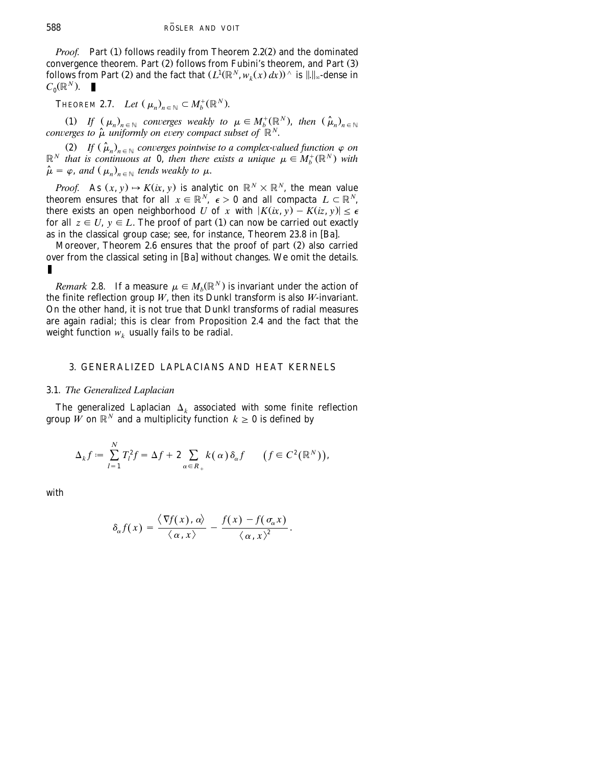*Proof.* Part (1) follows readily from Theorem 2.2(2) and the dominated convergence theorem. Part (2) follows from Fubini's theorem, and Part (3) follows from Part (2) and the fact that $(L^1(\mathbb{R}^N, w_k(x)\,dx))^\wedge$ is $\|.\|_\infty$-dense in $C_0(\mathbb{R}^N)$. ∎

THEOREM 2.7. *Let* $(\mu_n)_{n\in\mathbb{N}} \subset M_b^+(\mathbb{R}^N)$.

(1) *If* $(\mu_n)_{n\in\mathbb{N}}$ *converges weakly to* $\mu \in M_b^+(\mathbb{R}^N)$, *then* $(\hat{\mu}_n)_{n\in\mathbb{N}}$ *converges to* $\hat{\mu}$ *uniformly on every compact subset of* $\mathbb{R}^N$.

(2) *If* $(\hat{\mu}_n)_{n\in\mathbb{N}}$ *converges pointwise to a complex-valued function* $\varphi$ *on* $\mathbb{R}^N$ *that is continuous at* 0, *then there exists a unique* $\mu \in M_b^+(\mathbb{R}^N)$ *with* $\hat{\mu} = \varphi$, *and* $(\mu_n)_{n\in\mathbb{N}}$ *tends weakly to* $\mu$.

*Proof.* As $(x, y) \mapsto K(ix, y)$ is analytic on $\mathbb{R}^N \times \mathbb{R}^N$, the mean value theorem ensures that for all $x \in \mathbb{R}^N$, $\epsilon > 0$ and all compacta $L \subset \mathbb{R}^N$, there exists an open neighborhood $U$ of $x$ with $|K(ix, y) - K(iz, y)| \leq \epsilon$ for all $z \in U$, $y \in L$. The proof of part (1) can now be carried out exactly as in the classical group case; see, for instance, Theorem 23.8 in [Ba].

Moreover, Theorem 2.6 ensures that the proof of part (2) also carried over from the classical seting in [Ba] without changes. We omit the details. ∎

*Remark* 2.8. If a measure $\mu \in M_b(\mathbb{R}^N)$ is invariant under the action of the finite reflection group $W$, then its Dunkl transform is also $W$-invariant. On the other hand, it is not true that Dunkl transforms of radial measures are again radial; this is clear from Proposition 2.4 and the fact that the weight function $w_k$ usually fails to be radial.

## 3. GENERALIZED LAPLACIANS AND HEAT KERNELS

### 3.1. *The Generalized Laplacian*

The generalized Laplacian $\Delta_k$ associated with some finite reflection group $W$ on $\mathbb{R}^N$ and a multiplicity function $k \geq 0$ is defined by

$$\Delta_k f := \sum_{l=1}^{N} T_l^2 f = \Delta f + 2 \sum_{\alpha \in R_+} k(\alpha)\, \delta_\alpha f \qquad \left(f \in C^2(\mathbb{R}^N)\right),$$

with

$$\delta_\alpha f(x) = \frac{\langle \nabla f(x), \alpha \rangle}{\langle \alpha, x \rangle} - \frac{f(x) - f(\sigma_\alpha x)}{\langle \alpha, x \rangle^2}.$$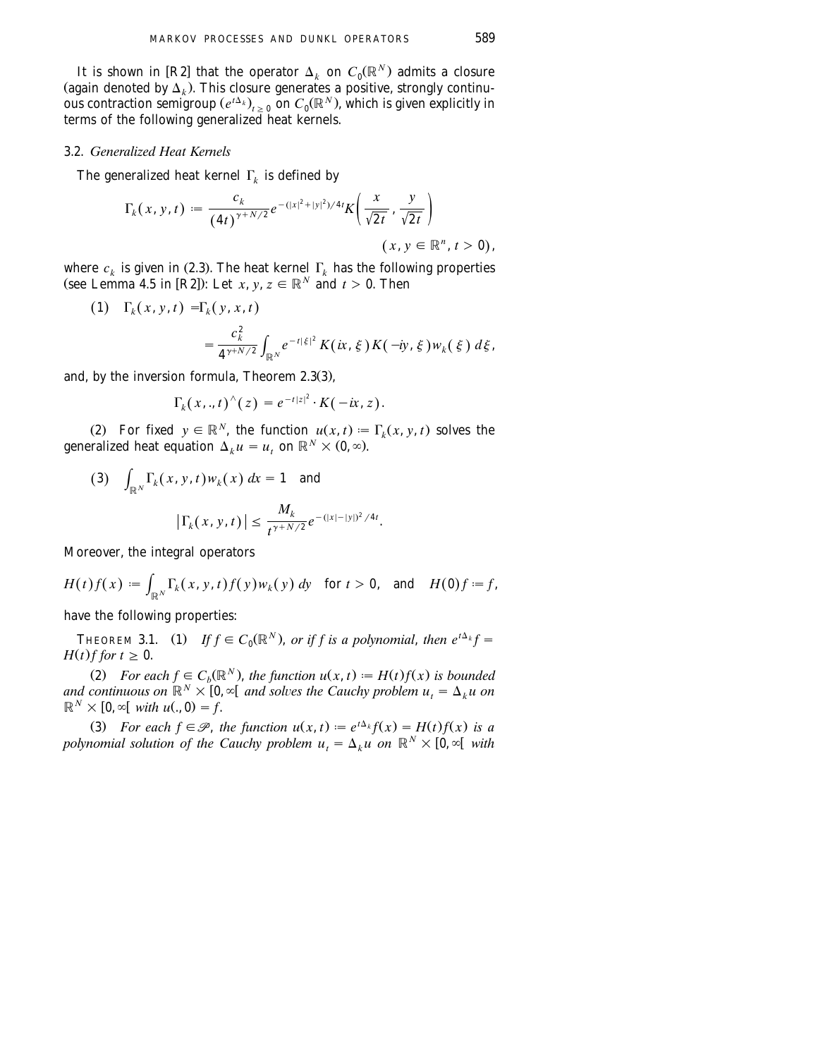It is shown in [R2] that the operator $\Delta_k$ on $C_0(\mathbb{R}^N)$ admits a closure (again denoted by $\Delta_k$). This closure generates a positive, strongly continuous contraction semigroup $(e^{t\Delta_k})_{t\geq 0}$ on $C_0(\mathbb{R}^N)$, which is given explicitly in terms of the following generalized heat kernels.

### 3.2. *Generalized Heat Kernels*

The generalized heat kernel $\Gamma_k$ is defined by

$$\Gamma_k(x, y, t) := \frac{c_k}{(4t)^{\gamma+N/2}} e^{-(|x|^2+|y|^2)/4t} K\left(\frac{x}{\sqrt{2t}}, \frac{y}{\sqrt{2t}}\right) \qquad (x, y \in \mathbb{R}^n,\ t > 0),$$

where $c_k$ is given in (2.3). The heat kernel $\Gamma_k$ has the following properties (see Lemma 4.5 in [R2]): Let $x, y, z \in \mathbb{R}^N$ and $t > 0$. Then

(1) $$\Gamma_k(x, y, t) = \Gamma_k(y, x, t) = \frac{c_k^2}{4^{\gamma+N/2}} \int_{\mathbb{R}^N} e^{-t|\xi|^2} K(ix, \xi) K(-iy, \xi) w_k(\xi)\, d\xi,$$

and, by the inversion formula, Theorem 2.3(3),

$$\Gamma_k(x, ., t)^{\wedge}(z) = e^{-t|z|^2} \cdot K(-ix, z).$$

(2) For fixed $y \in \mathbb{R}^N$, the function $u(x, t) := \Gamma_k(x, y, t)$ solves the generalized heat equation $\Delta_k u = u_t$ on $\mathbb{R}^N \times (0, \infty)$.

(3) $$\int_{\mathbb{R}^N} \Gamma_k(x, y, t) w_k(x)\, dx = 1 \quad \text{and}$$

$$|\Gamma_k(x, y, t)| \leq \frac{M_k}{t^{\gamma+N/2}} e^{-(|x|-|y|)^2/4t}.$$

Moreover, the integral operators

$$H(t)f(x) := \int_{\mathbb{R}^N} \Gamma_k(x, y, t) f(y) w_k(y)\, dy \quad \text{for } t > 0, \quad \text{and} \quad H(0)f := f,$$

have the following properties:

THEOREM 3.1. (1) *If $f \in C_0(\mathbb{R}^N)$, or if $f$ is a polynomial, then $e^{t\Delta_k}f = H(t)f$ for $t \geq 0$.*

(2) *For each $f \in C_b(\mathbb{R}^N)$, the function $u(x, t) := H(t)f(x)$ is bounded and continuous on $\mathbb{R}^N \times [0, \infty[$ and solves the Cauchy problem $u_t = \Delta_k u$ on $\mathbb{R}^N \times [0, \infty[$ with $u(., 0) = f$.*

(3) *For each $f \in \mathscr{P}$, the function $u(x, t) := e^{t\Delta_k}f(x) = H(t)f(x)$ is a polynomial solution of the Cauchy problem $u_t = \Delta_k u$ on $\mathbb{R}^N \times [0, \infty[$ with*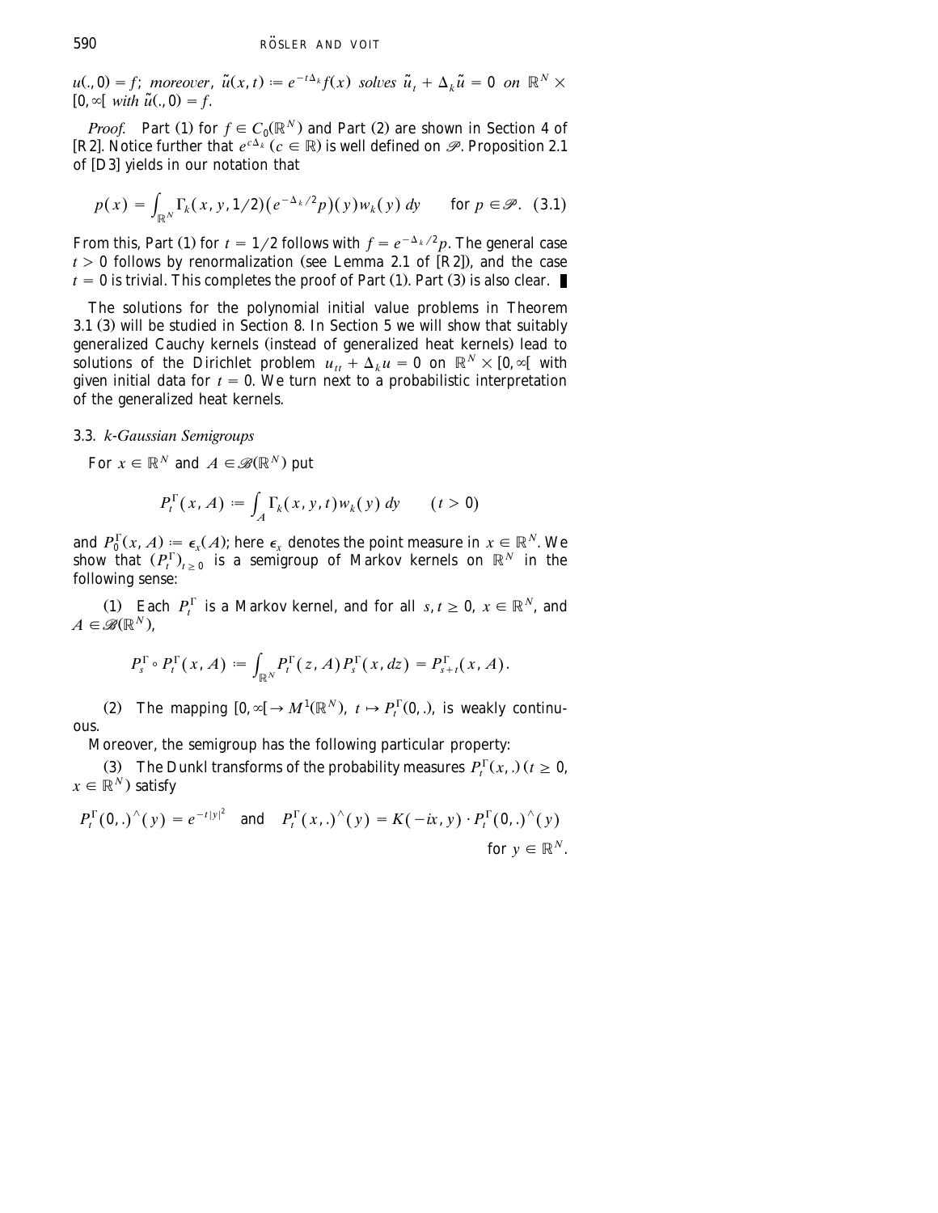$u(.,0) = f$; *moreover*, $\tilde{u}(x,t) := e^{-t\Delta_k} f(x)$ *solves* $\tilde{u}_t + \Delta_k \tilde{u} = 0$ *on* $\mathbb{R}^N \times [0,\infty[$ *with* $\tilde{u}(.,0) = f$.

*Proof.* Part (1) for $f \in C_0(\mathbb{R}^N)$ and Part (2) are shown in Section 4 of [R2]. Notice further that $e^{c\Delta_k}$ ($c \in \mathbb{R}$) is well defined on $\mathscr{P}$. Proposition 2.1 of [D3] yields in our notation that

$$p(x) = \int_{\mathbb{R}^N} \Gamma_k(x,y,1/2)\big(e^{-\Delta_k/2}p\big)(y) w_k(y)\, dy \qquad \text{for } p \in \mathscr{P}. \quad (3.1)$$

From this, Part (1) for $t = 1/2$ follows with $f = e^{-\Delta_k/2}p$. The general case $t > 0$ follows by renormalization (see Lemma 2.1 of [R2]), and the case $t = 0$ is trivial. This completes the proof of Part (1). Part (3) is also clear. ∎

The solutions for the polynomial initial value problems in Theorem 3.1 (3) will be studied in Section 8. In Section 5 we will show that suitably generalized Cauchy kernels (instead of generalized heat kernels) lead to solutions of the Dirichlet problem $u_{tt} + \Delta_k u = 0$ on $\mathbb{R}^N \times [0,\infty[$ with given initial data for $t = 0$. We turn next to a probabilistic interpretation of the generalized heat kernels.

### 3.3. *k-Gaussian Semigroups*

For $x \in \mathbb{R}^N$ and $A \in \mathscr{B}(\mathbb{R}^N)$ put

$$P_t^\Gamma(x,A) := \int_A \Gamma_k(x,y,t) w_k(y)\, dy \qquad (t > 0)$$

and $P_0^\Gamma(x,A) := \epsilon_x(A)$; here $\epsilon_x$ denotes the point measure in $x \in \mathbb{R}^N$. We show that $(P_t^\Gamma)_{t\ge 0}$ is a semigroup of Markov kernels on $\mathbb{R}^N$ in the following sense:

(1) Each $P_t^\Gamma$ is a Markov kernel, and for all $s,t \ge 0$, $x \in \mathbb{R}^N$, and $A \in \mathscr{B}(\mathbb{R}^N)$,

$$P_s^\Gamma \circ P_t^\Gamma(x,A) := \int_{\mathbb{R}^N} P_t^\Gamma(z,A) P_s^\Gamma(x,dz) = P_{s+t}^\Gamma(x,A).$$

(2) The mapping $[0,\infty[ \to M^1(\mathbb{R}^N)$, $t \mapsto P_t^\Gamma(0,.)$, is weakly continuous.

Moreover, the semigroup has the following particular property:

(3) The Dunkl transforms of the probability measures $P_t^\Gamma(x,.)$ ($t \ge 0$, $x \in \mathbb{R}^N$) satisfy

$$P_t^\Gamma(0,.)^\wedge(y) = e^{-t|y|^2} \quad \text{and} \quad P_t^\Gamma(x,.)^\wedge(y) = K(-ix,y) \cdot P_t^\Gamma(0,.)^\wedge(y) \quad \text{for } y \in \mathbb{R}^N.$$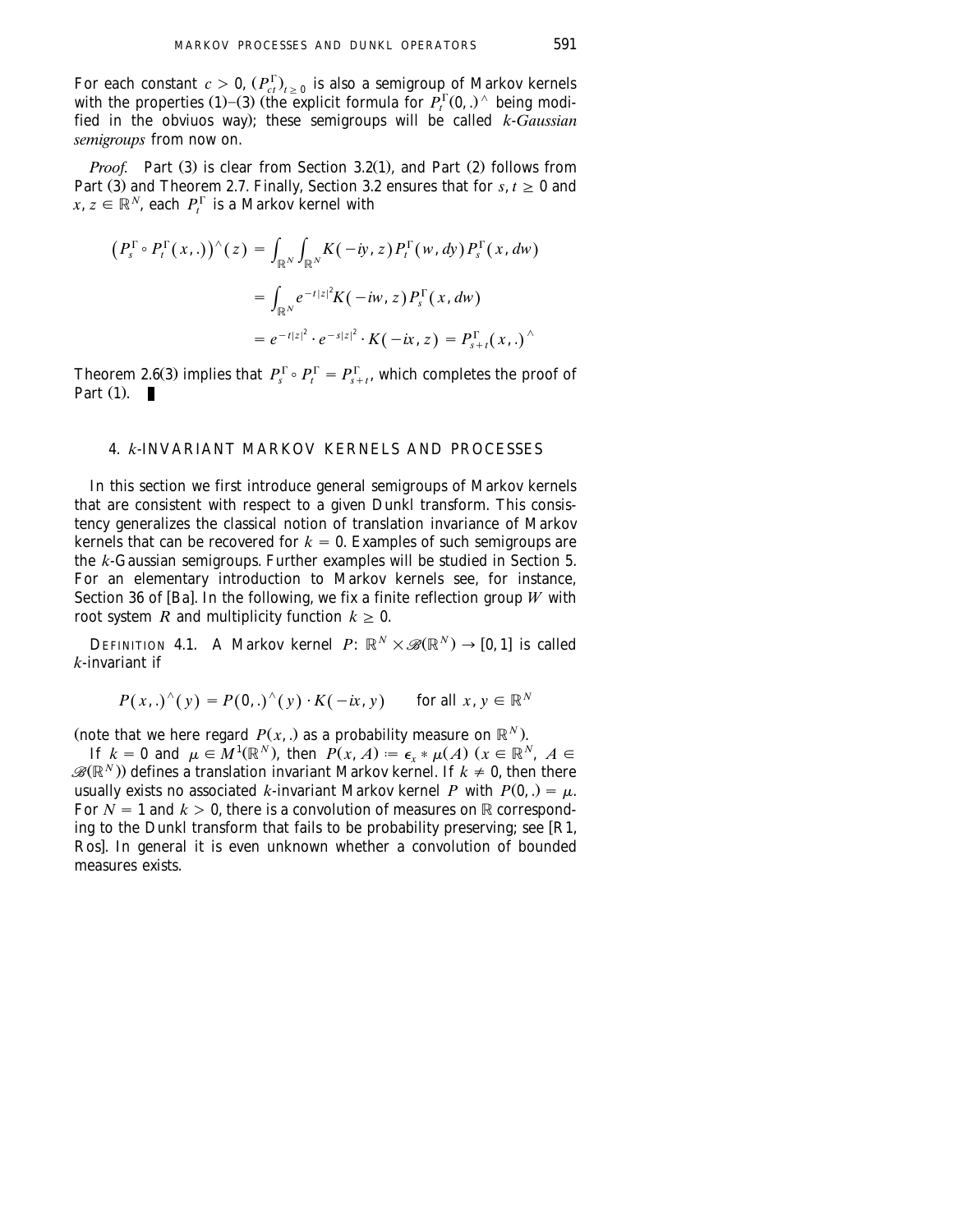For each constant $c > 0$, $(P_{ct}^{\Gamma})_{t \geq 0}$ is also a semigroup of Markov kernels with the properties (1)–(3) (the explicit formula for $P_t^{\Gamma}(0,.)^{\wedge}$ being modified in the obviuos way); these semigroups will be called *k-Gaussian semigroups* from now on.

*Proof.* Part (3) is clear from Section 3.2(1), and Part (2) follows from Part (3) and Theorem 2.7. Finally, Section 3.2 ensures that for $s, t \geq 0$ and $x, z \in \mathbb{R}^N$, each $P_t^{\Gamma}$ is a Markov kernel with

$$
\begin{aligned}
\left(P_s^{\Gamma} \circ P_t^{\Gamma}(x,.)\right)^{\wedge}(z) &= \int_{\mathbb{R}^N} \int_{\mathbb{R}^N} K(-iy, z) P_t^{\Gamma}(w, dy) P_s^{\Gamma}(x, dw) \\
&= \int_{\mathbb{R}^N} e^{-t|z|^2} K(-iw, z) P_s^{\Gamma}(x, dw) \\
&= e^{-t|z|^2} \cdot e^{-s|z|^2} \cdot K(-ix, z) = P_{s+t}^{\Gamma}(x,.)^{\wedge}
\end{aligned}
$$

Theorem 2.6(3) implies that $P_s^{\Gamma} \circ P_t^{\Gamma} = P_{s+t}^{\Gamma}$, which completes the proof of Part (1). ∎

## 4. *k*-INVARIANT MARKOV KERNELS AND PROCESSES

In this section we first introduce general semigroups of Markov kernels that are consistent with respect to a given Dunkl transform. This consistency generalizes the classical notion of translation invariance of Markov kernels that can be recovered for $k = 0$. Examples of such semigroups are the *k*-Gaussian semigroups. Further examples will be studied in Section 5. For an elementary introduction to Markov kernels see, for instance, Section 36 of [Ba]. In the following, we fix a finite reflection group $W$ with root system $R$ and multiplicity function $k \geq 0$.

DEFINITION 4.1. A Markov kernel $P: \mathbb{R}^N \times \mathscr{B}(\mathbb{R}^N) \to [0, 1]$ is called *k*-invariant if

$$
P(x,.)^{\wedge}(y) = P(0,.)^{\wedge}(y) \cdot K(-ix, y) \qquad \text{for all } x, y \in \mathbb{R}^N
$$

(note that we here regard $P(x,.)$ as a probability measure on $\mathbb{R}^N$).

If $k = 0$ and $\mu \in M^1(\mathbb{R}^N)$, then $P(x, A) := \epsilon_x * \mu(A)$ ($x \in \mathbb{R}^N$, $A \in \mathscr{B}(\mathbb{R}^N)$) defines a translation invariant Markov kernel. If $k \neq 0$, then there usually exists no associated *k*-invariant Markov kernel $P$ with $P(0,.) = \mu$. For $N = 1$ and $k > 0$, there is a convolution of measures on $\mathbb{R}$ corresponding to the Dunkl transform that fails to be probability preserving; see [R1, Ros]. In general it is even unknown whether a convolution of bounded measures exists.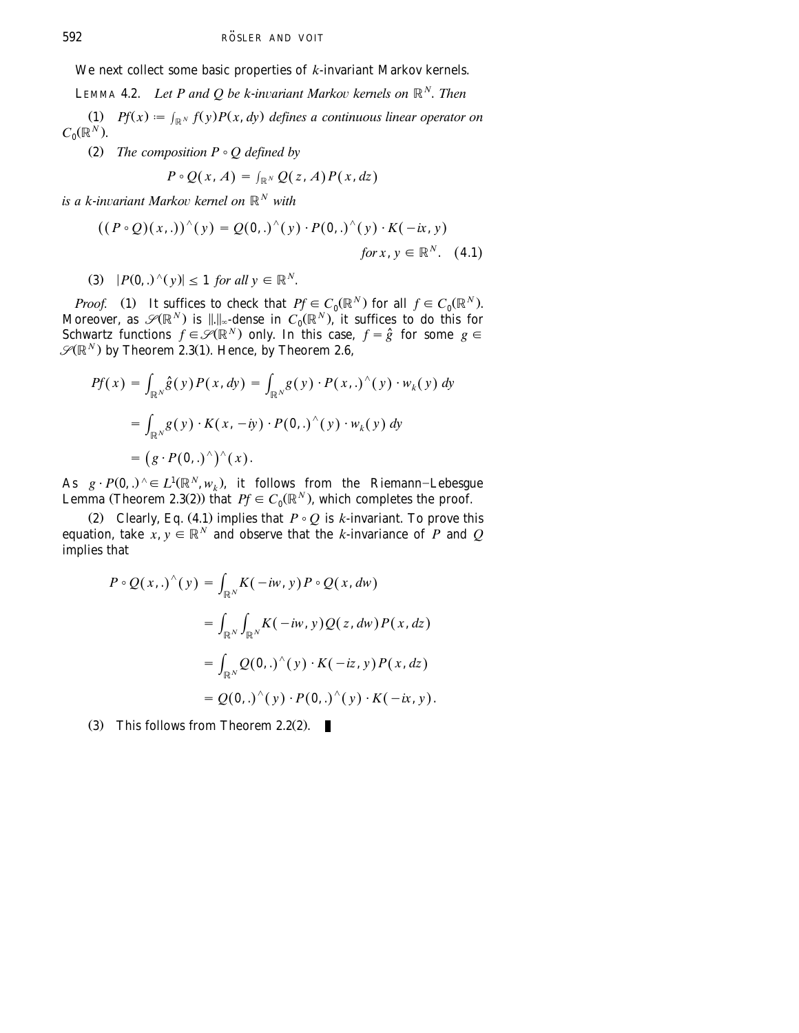We next collect some basic properties of $k$-invariant Markov kernels.

**Lemma 4.2.** *Let $P$ and $Q$ be $k$-invariant Markov kernels on $\mathbb{R}^N$. Then*

(1) *$Pf(x) := \int_{\mathbb{R}^N} f(y) P(x, dy)$ defines a continuous linear operator on $C_0(\mathbb{R}^N)$.*

(2) *The composition $P \circ Q$ defined by*

$$P \circ Q(x, A) = \int_{\mathbb{R}^N} Q(z, A) P(x, dz)$$

*is a $k$-invariant Markov kernel on $\mathbb{R}^N$ with*

$$((P \circ Q)(x, .))^{\wedge}(y) = Q(0, .)^{\wedge}(y) \cdot P(0, .)^{\wedge}(y) \cdot K(-ix, y) \qquad \text{for } x, y \in \mathbb{R}^N. \quad (4.1)$$

(3) *$|P(0, .)^{\wedge}(y)| \leq 1$ for all $y \in \mathbb{R}^N$.*

*Proof.* (1) It suffices to check that $Pf \in C_0(\mathbb{R}^N)$ for all $f \in C_0(\mathbb{R}^N)$. Moreover, as $\mathscr{S}(\mathbb{R}^N)$ is $\|.\|_\infty$-dense in $C_0(\mathbb{R}^N)$, it suffices to do this for Schwartz functions $f \in \mathscr{S}(\mathbb{R}^N)$ only. In this case, $f = \hat{g}$ for some $g \in \mathscr{S}(\mathbb{R}^N)$ by Theorem 2.3(1). Hence, by Theorem 2.6,

$$\begin{aligned}
Pf(x) &= \int_{\mathbb{R}^N} \hat{g}(y) P(x, dy) = \int_{\mathbb{R}^N} g(y) \cdot P(x, .)^{\wedge}(y) \cdot w_k(y)\, dy \\
&= \int_{\mathbb{R}^N} g(y) \cdot K(x, -iy) \cdot P(0, .)^{\wedge}(y) \cdot w_k(y)\, dy \\
&= \left(g \cdot P(0, .)^{\wedge}\right)^{\wedge}(x).
\end{aligned}$$

As $g \cdot P(0, .)^{\wedge} \in L^1(\mathbb{R}^N, w_k)$, it follows from the Riemann–Lebesgue Lemma (Theorem 2.3(2)) that $Pf \in C_0(\mathbb{R}^N)$, which completes the proof.

(2) Clearly, Eq. (4.1) implies that $P \circ Q$ is $k$-invariant. To prove this equation, take $x, y \in \mathbb{R}^N$ and observe that the $k$-invariance of $P$ and $Q$ implies that

$$\begin{aligned}
P \circ Q(x, .)^{\wedge}(y) &= \int_{\mathbb{R}^N} K(-iw, y) P \circ Q(x, dw) \\
&= \int_{\mathbb{R}^N} \int_{\mathbb{R}^N} K(-iw, y) Q(z, dw) P(x, dz) \\
&= \int_{\mathbb{R}^N} Q(0, .)^{\wedge}(y) \cdot K(-iz, y) P(x, dz) \\
&= Q(0, .)^{\wedge}(y) \cdot P(0, .)^{\wedge}(y) \cdot K(-ix, y).
\end{aligned}$$

(3) This follows from Theorem 2.2(2). ∎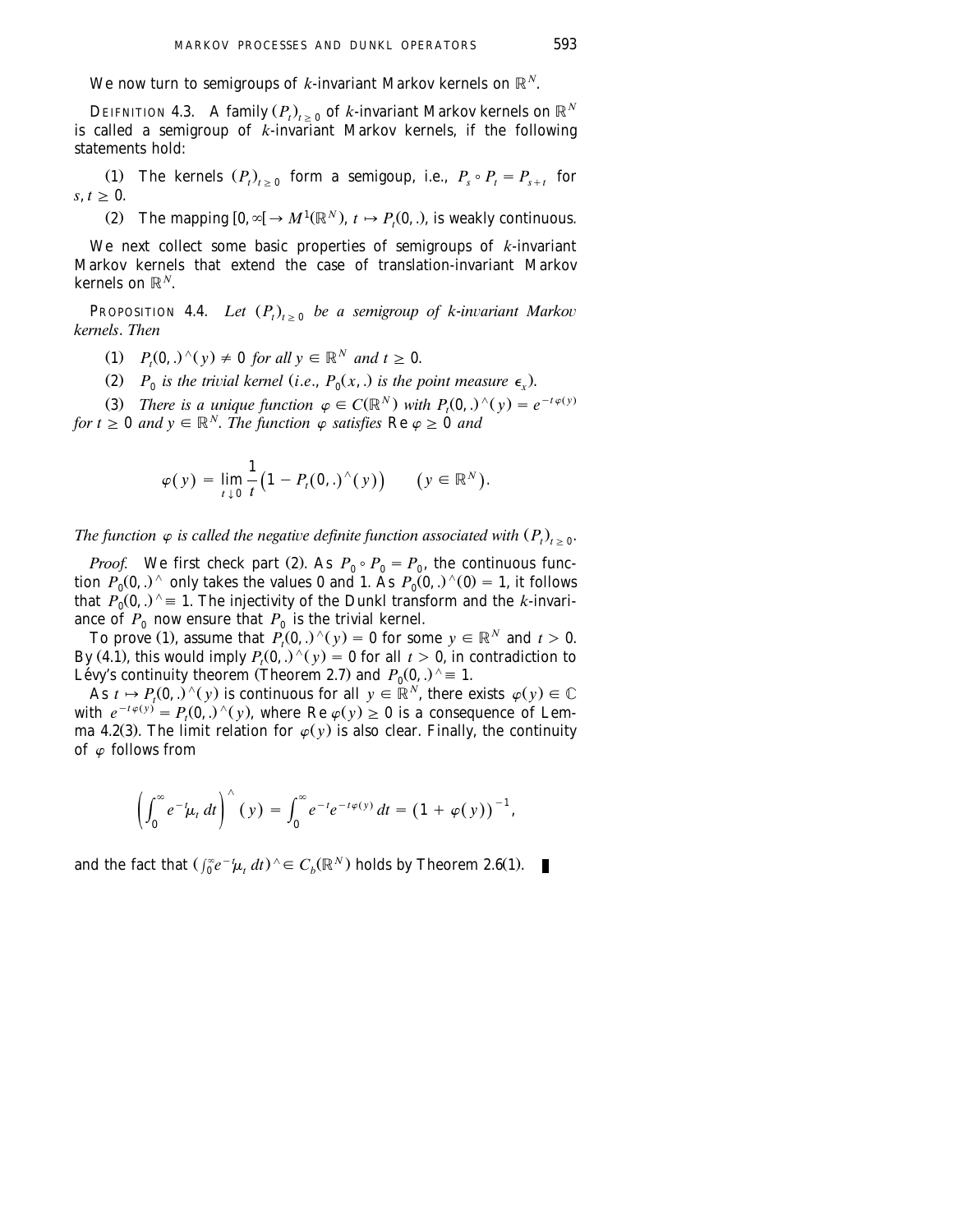We now turn to semigroups of $k$-invariant Markov kernels on $\mathbb{R}^N$.

DEIFINITION 4.3. A family $(P_t)_{t\geq 0}$ of $k$-invariant Markov kernels on $\mathbb{R}^N$ is called a semigroup of $k$-invariant Markov kernels, if the following statements hold:

(1) The kernels $(P_t)_{t\geq 0}$ form a semigoup, i.e., $P_s \circ P_t = P_{s+t}$ for $s, t \geq 0$.

(2) The mapping $[0, \infty[ \to M^1(\mathbb{R}^N)$, $t \mapsto P_t(0, .)$, is weakly continuous.

We next collect some basic properties of semigroups of $k$-invariant Markov kernels that extend the case of translation-invariant Markov kernels on $\mathbb{R}^N$.

PROPOSITION 4.4. *Let $(P_t)_{t\geq 0}$ be a semigroup of $k$-invariant Markov kernels. Then*

(1) *$P_t(0, .)^\wedge(y) \neq 0$ for all $y \in \mathbb{R}^N$ and $t \geq 0$.*

(2) *$P_0$ is the trivial kernel (i.e., $P_0(x, .)$ is the point measure $\epsilon_x$).*

(3) *There is a unique function $\varphi \in C(\mathbb{R}^N)$ with $P_t(0, .)^\wedge(y) = e^{-t\varphi(y)}$ for $t \geq 0$ and $y \in \mathbb{R}^N$. The function $\varphi$ satisfies $\operatorname{Re} \varphi \geq 0$ and*

$$\varphi(y) = \lim_{t\downarrow 0} \frac{1}{t}\big(1 - P_t(0, .)^\wedge(y)\big) \qquad \big(y \in \mathbb{R}^N\big).$$

*The function $\varphi$ is called the negative definite function associated with $(P_t)_{t\geq 0}$.*

*Proof.* We first check part (2). As $P_0 \circ P_0 = P_0$, the continuous function $P_0(0, .)^\wedge$ only takes the values 0 and 1. As $P_0(0, .)^\wedge(0) = 1$, it follows that $P_0(0, .)^\wedge \equiv 1$. The injectivity of the Dunkl transform and the $k$-invariance of $P_0$ now ensure that $P_0$ is the trivial kernel.

To prove (1), assume that $P_t(0, .)^\wedge(y) = 0$ for some $y \in \mathbb{R}^N$ and $t > 0$. By (4.1), this would imply $P_t(0, .)^\wedge(y) = 0$ for all $t > 0$, in contradiction to Lévy's continuity theorem (Theorem 2.7) and $P_0(0, .)^\wedge \equiv 1$.

As $t \mapsto P_t(0, .)^\wedge(y)$ is continuous for all $y \in \mathbb{R}^N$, there exists $\varphi(y) \in \mathbb{C}$ with $e^{-t\varphi(y)} = P_t(0, .)^\wedge(y)$, where $\operatorname{Re} \varphi(y) \geq 0$ is a consequence of Lemma 4.2(3). The limit relation for $\varphi(y)$ is also clear. Finally, the continuity of $\varphi$ follows from

$$\left(\int_0^\infty e^{-t}\mu_t \, dt\right)^\wedge(y) = \int_0^\infty e^{-t} e^{-t\varphi(y)} \, dt = \big(1 + \varphi(y)\big)^{-1},$$

and the fact that $(\int_0^\infty e^{-t}\mu_t \, dt)^\wedge \in C_b(\mathbb{R}^N)$ holds by Theorem 2.6(1). ∎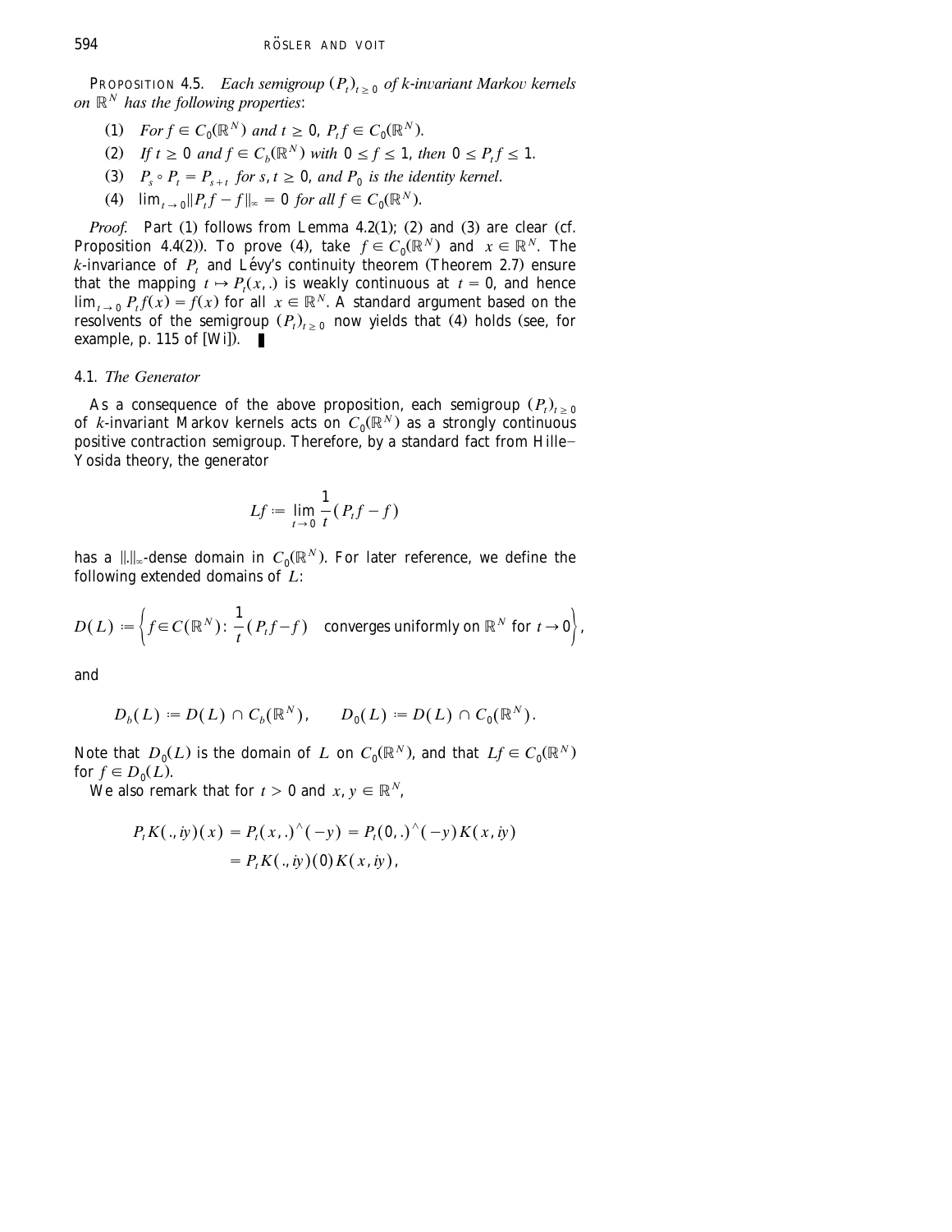**PROPOSITION 4.5.** *Each semigroup $(P_t)_{t \geq 0}$ of $k$-invariant Markov kernels on $\mathbb{R}^N$ has the following properties*:

(1) *For $f \in C_0(\mathbb{R}^N)$ and $t \geq 0$, $P_t f \in C_0(\mathbb{R}^N)$.*

(2) *If $t \geq 0$ and $f \in C_b(\mathbb{R}^N)$ with $0 \leq f \leq 1$, then $0 \leq P_t f \leq 1$.*

(3) *$P_s \circ P_t = P_{s+t}$ for $s, t \geq 0$, and $P_0$ is the identity kernel.*

(4) *$\lim_{t \to 0} \|P_t f - f\|_\infty = 0$ for all $f \in C_0(\mathbb{R}^N)$.*

*Proof.* Part (1) follows from Lemma 4.2(1); (2) and (3) are clear (cf. Proposition 4.4(2)). To prove (4), take $f \in C_0(\mathbb{R}^N)$ and $x \in \mathbb{R}^N$. The $k$-invariance of $P_t$ and Lévy's continuity theorem (Theorem 2.7) ensure that the mapping $t \mapsto P_t(x, .)$ is weakly continuous at $t = 0$, and hence $\lim_{t \to 0} P_t f(x) = f(x)$ for all $x \in \mathbb{R}^N$. A standard argument based on the resolvents of the semigroup $(P_t)_{t \geq 0}$ now yields that (4) holds (see, for example, p. 115 of [Wi]). ∎

### 4.1. *The Generator*

As a consequence of the above proposition, each semigroup $(P_t)_{t \geq 0}$ of $k$-invariant Markov kernels acts on $C_0(\mathbb{R}^N)$ as a strongly continuous positive contraction semigroup. Therefore, by a standard fact from Hille–Yosida theory, the generator

$$Lf := \lim_{t \to 0} \frac{1}{t}(P_t f - f)$$

has a $\|.\|_\infty$-dense domain in $C_0(\mathbb{R}^N)$. For later reference, we define the following extended domains of $L$:

$$D(L) := \left\{ f \in C(\mathbb{R}^N) : \frac{1}{t}(P_t f - f) \quad \text{converges uniformly on } \mathbb{R}^N \text{ for } t \to 0 \right\},$$

and

$$D_b(L) := D(L) \cap C_b(\mathbb{R}^N), \qquad D_0(L) := D(L) \cap C_0(\mathbb{R}^N).$$

Note that $D_0(L)$ is the domain of $L$ on $C_0(\mathbb{R}^N)$, and that $Lf \in C_0(\mathbb{R}^N)$ for $f \in D_0(L)$.

We also remark that for $t > 0$ and $x, y \in \mathbb{R}^N$,

$$\begin{aligned} P_t K(., iy)(x) &= P_t(x, .)^\wedge(-y) = P_t(0, .)^\wedge(-y) K(x, iy) \\ &= P_t K(., iy)(0) K(x, iy), \end{aligned}$$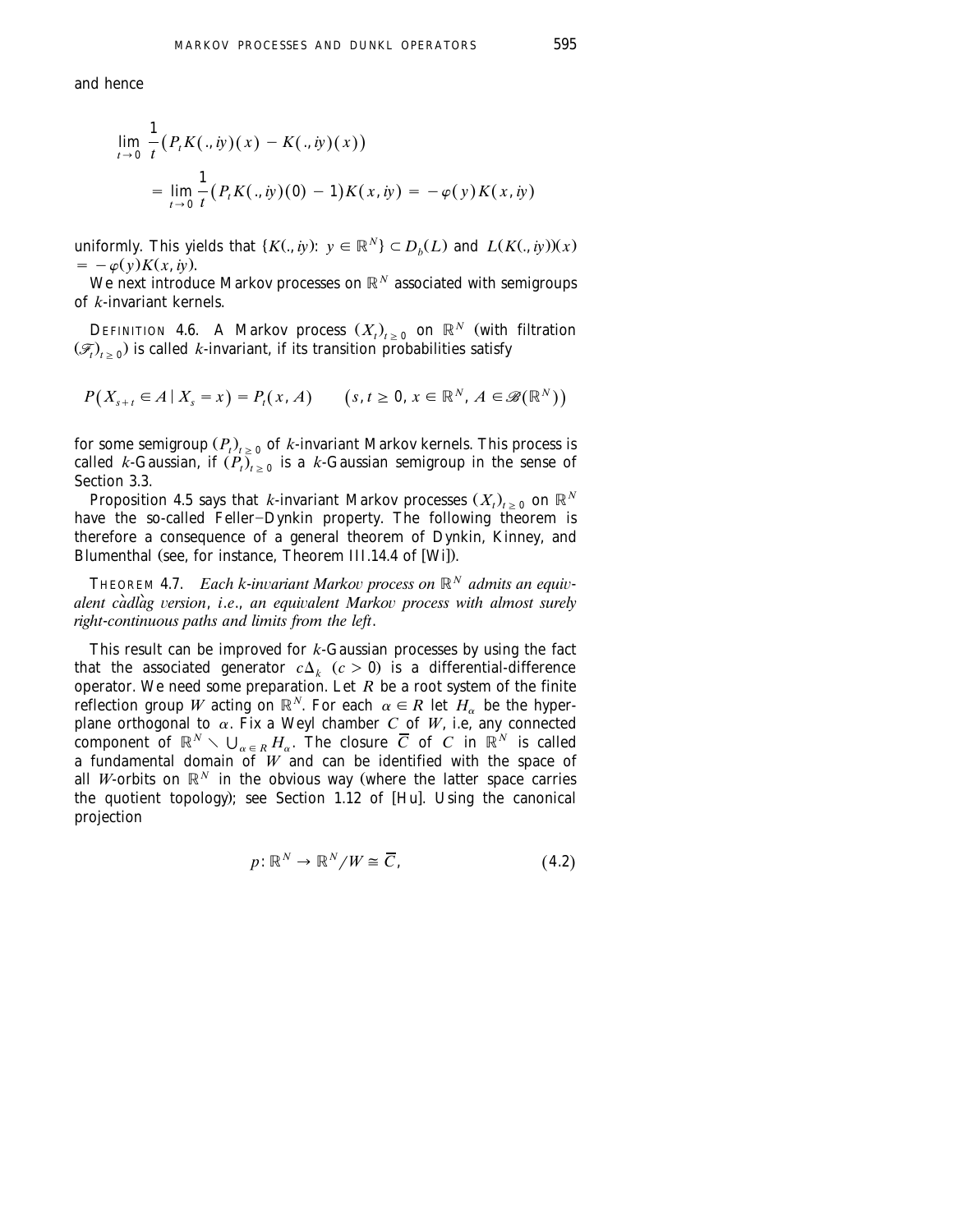and hence

$$\lim_{t\to 0} \frac{1}{t}\big(P_t K(.,iy)(x) - K(.,iy)(x)\big)$$
$$= \lim_{t\to 0} \frac{1}{t}\big(P_t K(.,iy)(0) - 1\big)K(x,iy) = -\varphi(y)K(x,iy)$$

uniformly. This yields that $\{K(.,iy):\ y \in \mathbb{R}^N\} \subset D_b(L)$ and $L(K(.,iy))(x) = -\varphi(y)K(x,iy)$.

We next introduce Markov processes on $\mathbb{R}^N$ associated with semigroups of $k$-invariant kernels.

DEFINITION 4.6. A Markov process $(X_t)_{t\geq 0}$ on $\mathbb{R}^N$ (with filtration $(\mathscr{F}_t)_{t\geq 0}$) is called $k$-invariant, if its transition probabilities satisfy

$$P\big(X_{s+t} \in A \mid X_s = x\big) = P_t(x, A) \qquad \big(s, t \geq 0,\ x \in \mathbb{R}^N,\ A \in \mathscr{B}(\mathbb{R}^N)\big)$$

for some semigroup $(P_t)_{t\geq 0}$ of $k$-invariant Markov kernels. This process is called $k$-Gaussian, if $(P_t)_{t\geq 0}$ is a $k$-Gaussian semigroup in the sense of Section 3.3.

Proposition 4.5 says that $k$-invariant Markov processes $(X_t)_{t\geq 0}$ on $\mathbb{R}^N$ have the so-called Feller–Dynkin property. The following theorem is therefore a consequence of a general theorem of Dynkin, Kinney, and Blumenthal (see, for instance, Theorem III.14.4 of [Wi]).

THEOREM 4.7. *Each $k$-invariant Markov process on $\mathbb{R}^N$ admits an equivalent càdlàg version, i.e., an equivalent Markov process with almost surely right-continuous paths and limits from the left.*

This result can be improved for $k$-Gaussian processes by using the fact that the associated generator $c\Delta_k$ $(c > 0)$ is a differential-difference operator. We need some preparation. Let $R$ be a root system of the finite reflection group $W$ acting on $\mathbb{R}^N$. For each $\alpha \in R$ let $H_\alpha$ be the hyperplane orthogonal to $\alpha$. Fix a Weyl chamber $C$ of $W$, i.e, any connected component of $\mathbb{R}^N \setminus \bigcup_{\alpha\in R} H_\alpha$. The closure $\overline{C}$ of $C$ in $\mathbb{R}^N$ is called a fundamental domain of $W$ and can be identified with the space of all $W$-orbits on $\mathbb{R}^N$ in the obvious way (where the latter space carries the quotient topology); see Section 1.12 of [Hu]. Using the canonical projection

$$p: \mathbb{R}^N \to \mathbb{R}^N/W \cong \overline{C}, \tag{4.2}$$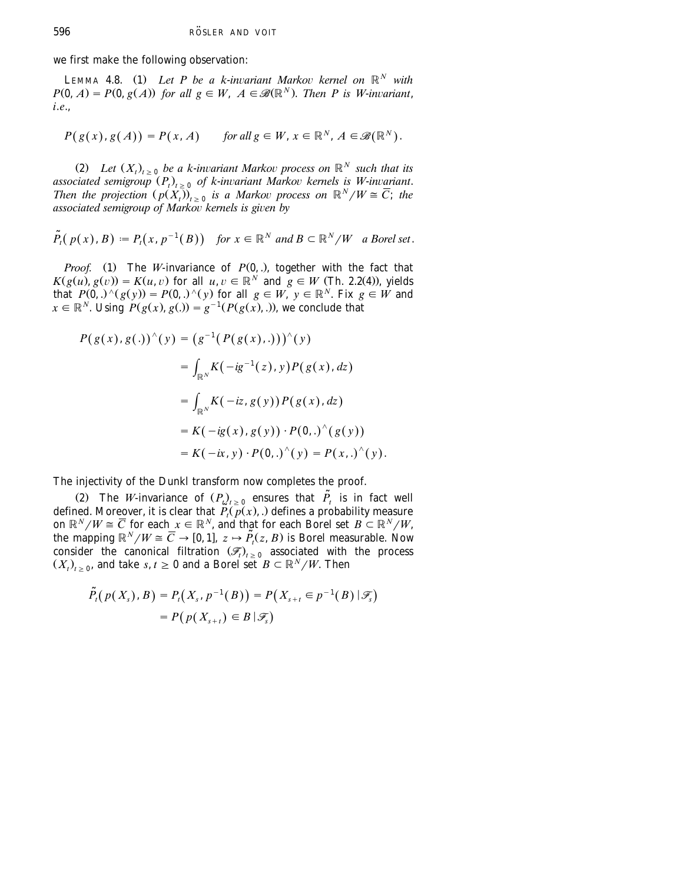we first make the following observation:

LEMMA 4.8. (1) *Let $P$ be a $k$-invariant Markov kernel on $\mathbb{R}^N$ with $P(0, A) = P(0, g(A))$ for all $g \in W$, $A \in \mathscr{B}(\mathbb{R}^N)$. Then $P$ is $W$-invariant, i.e.,*

$$P(g(x), g(A)) = P(x, A) \qquad \text{for all } g \in W,\ x \in \mathbb{R}^N,\ A \in \mathscr{B}(\mathbb{R}^N).$$

(2) *Let $(X_t)_{t \geq 0}$ be a $k$-invariant Markov process on $\mathbb{R}^N$ such that its associated semigroup $(P_t)_{t \geq 0}$ of $k$-invariant Markov kernels is $W$-invariant. Then the projection $(p(X_t))_{t \geq 0}$ is a Markov process on $\mathbb{R}^N/W \cong \overline{C}$; the associated semigroup of Markov kernels is given by*

$$\tilde{P}_t(p(x), B) := P_t(x, p^{-1}(B)) \quad \text{for } x \in \mathbb{R}^N \text{ and } B \subset \mathbb{R}^N/W \quad \text{a Borel set}.$$

*Proof.* (1) The $W$-invariance of $P(0,.)$, together with the fact that $K(g(u), g(v)) = K(u, v)$ for all $u, v \in \mathbb{R}^N$ and $g \in W$ (Th. 2.2(4)), yields that $P(0,.)^\wedge(g(y)) = P(0,.)^\wedge(y)$ for all $g \in W$, $y \in \mathbb{R}^N$. Fix $g \in W$ and $x \in \mathbb{R}^N$. Using $P(g(x), g(.)) = g^{-1}(P(g(x),.))$, we conclude that

$$\begin{aligned}
P(g(x), g(.))^\wedge(y) &= \left(g^{-1}(P(g(x),.))\right)^\wedge(y) \\
&= \int_{\mathbb{R}^N} K(-ig^{-1}(z), y) P(g(x), dz) \\
&= \int_{\mathbb{R}^N} K(-iz, g(y)) P(g(x), dz) \\
&= K(-ig(x), g(y)) \cdot P(0,.)^\wedge(g(y)) \\
&= K(-ix, y) \cdot P(0,.)^\wedge(y) = P(x,.)^\wedge(y).
\end{aligned}$$

The injectivity of the Dunkl transform now completes the proof.

(2) The $W$-invariance of $(P_t)_{t \geq 0}$ ensures that $\tilde{P}_t$ is in fact well defined. Moreover, it is clear that $\tilde{P}_t(p(x),.)$ defines a probability measure on $\mathbb{R}^N/W \cong \overline{C}$ for each $x \in \mathbb{R}^N$, and that for each Borel set $B \subset \mathbb{R}^N/W$, the mapping $\mathbb{R}^N/W \cong \overline{C} \to [0,1]$, $z \mapsto \tilde{P}_t(z, B)$ is Borel measurable. Now consider the canonical filtration $(\mathscr{F}_t)_{t \geq 0}$ associated with the process $(X_t)_{t \geq 0}$, and take $s, t \geq 0$ and a Borel set $B \subset \mathbb{R}^N/W$. Then

$$\begin{aligned}
\tilde{P}_t(p(X_s), B) &= P_t(X_s, p^{-1}(B)) = P(X_{s+t} \in p^{-1}(B) \mid \mathscr{F}_s) \\
&= P(p(X_{s+t}) \in B \mid \mathscr{F}_s)
\end{aligned}$$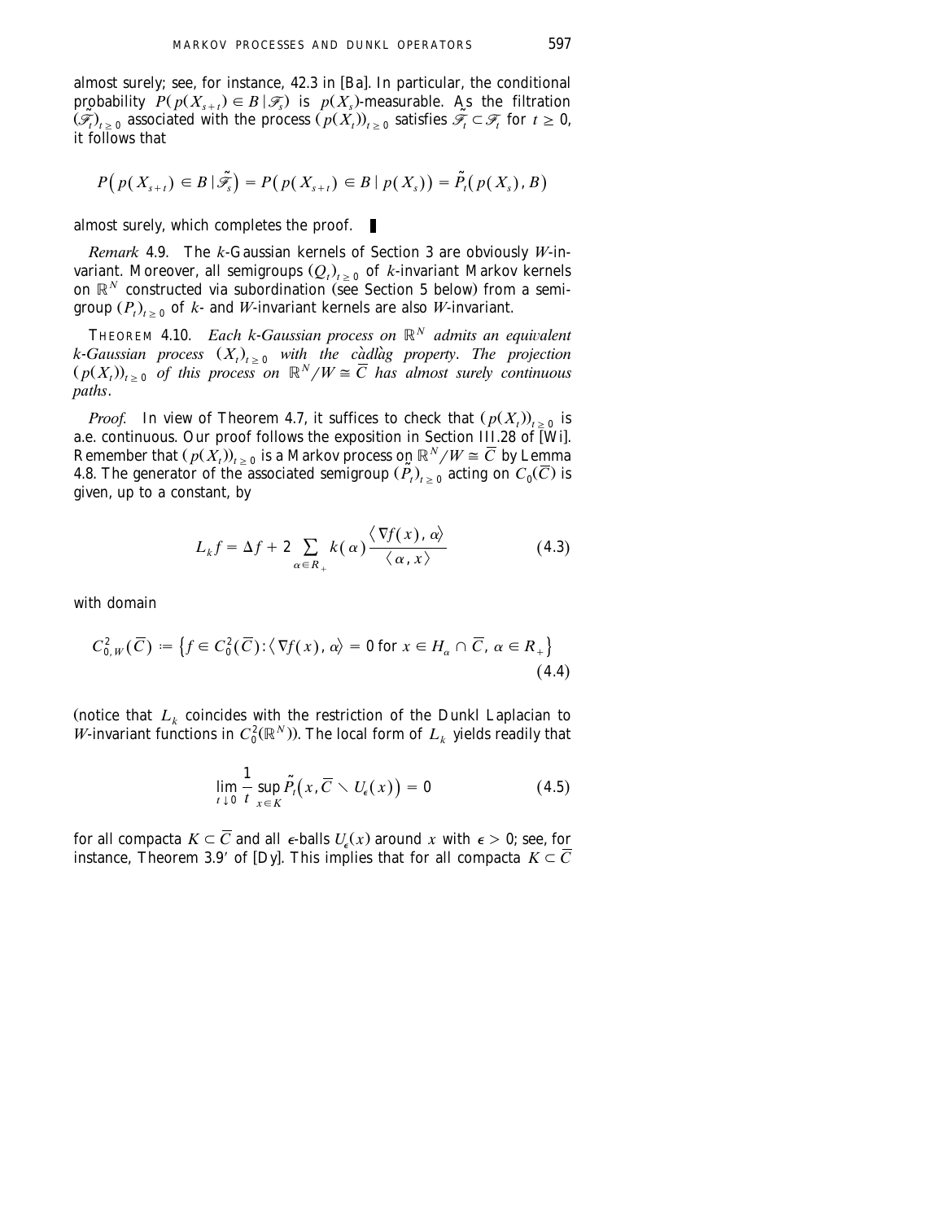almost surely; see, for instance, 42.3 in [Ba]. In particular, the conditional probability $P(p(X_{s+t}) \in B \mid \mathscr{F}_s)$ is $p(X_s)$-measurable. As the filtration $(\tilde{\mathscr{F}}_t)_{t \geq 0}$ associated with the process $(p(X_t))_{t \geq 0}$ satisfies $\tilde{\mathscr{F}}_t \subset \mathscr{F}_t$ for $t \geq 0$, it follows that

$$P\big(p(X_{s+t}) \in B \mid \tilde{\mathscr{F}}_s\big) = P\big(p(X_{s+t}) \in B \mid p(X_s)\big) = \tilde{P}_t\big(p(X_s), B\big)$$

almost surely, which completes the proof. ∎

*Remark* 4.9. The $k$-Gaussian kernels of Section 3 are obviously $W$-invariant. Moreover, all semigroups $(Q_t)_{t \geq 0}$ of $k$-invariant Markov kernels on $\mathbb{R}^N$ constructed via subordination (see Section 5 below) from a semigroup $(P_t)_{t \geq 0}$ of $k$- and $W$-invariant kernels are also $W$-invariant.

THEOREM 4.10. *Each $k$-Gaussian process on $\mathbb{R}^N$ admits an equivalent $k$-Gaussian process $(X_t)_{t \geq 0}$ with the càdlàg property. The projection $(p(X_t))_{t \geq 0}$ of this process on $\mathbb{R}^N/W \cong \overline{C}$ has almost surely continuous paths.*

*Proof.* In view of Theorem 4.7, it suffices to check that $(p(X_t))_{t \geq 0}$ is a.e. continuous. Our proof follows the exposition in Section III.28 of [Wi]. Remember that $(p(X_t))_{t \geq 0}$ is a Markov process on $\mathbb{R}^N/W \cong \overline{C}$ by Lemma 4.8. The generator of the associated semigroup $(\tilde{P}_t)_{t \geq 0}$ acting on $C_0(\overline{C})$ is given, up to a constant, by

$$L_k f = \Delta f + 2 \sum_{\alpha \in R_+} k(\alpha) \frac{\langle \nabla f(x), \alpha \rangle}{\langle \alpha, x \rangle} \tag{4.3}$$

with domain

$$C^2_{0,W}(\overline{C}) := \big\{ f \in C^2_0(\overline{C}) : \langle \nabla f(x), \alpha \rangle = 0 \text{ for } x \in H_\alpha \cap \overline{C},\ \alpha \in R_+ \big\} \tag{4.4}$$

(notice that $L_k$ coincides with the restriction of the Dunkl Laplacian to $W$-invariant functions in $C^2_0(\mathbb{R}^N)$). The local form of $L_k$ yields readily that

$$\lim_{t \downarrow 0} \frac{1}{t} \sup_{x \in K} \tilde{P}_t\big(x, \overline{C} \setminus U_\epsilon(x)\big) = 0 \tag{4.5}$$

for all compacta $K \subset \overline{C}$ and all $\epsilon$-balls $U_\epsilon(x)$ around $x$ with $\epsilon > 0$; see, for instance, Theorem 3.9′ of [Dy]. This implies that for all compacta $K \subset \overline{C}$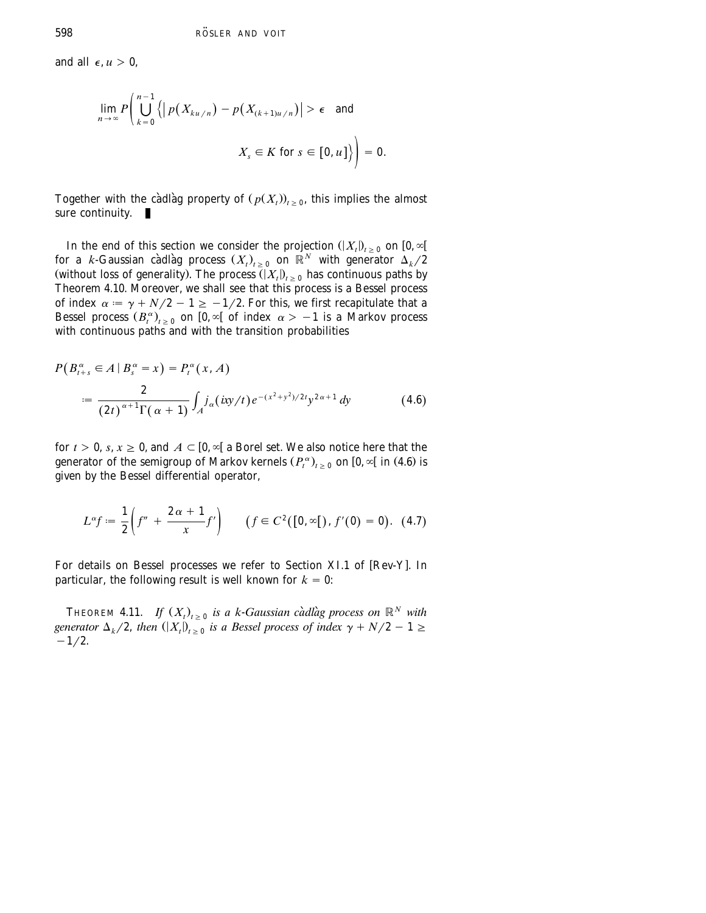and all $\epsilon, u > 0$,

$$\lim_{n \to \infty} P\left( \bigcup_{k=0}^{n-1} \left\{ \left| p(X_{ku/n}) - p(X_{(k+1)u/n}) \right| > \epsilon \quad \text{and} \right.\right.$$
$$\left.\left. X_s \in K \text{ for } s \in [0, u] \right\} \right) = 0.$$

Together with the càdlàg property of $(p(X_t))_{t \geq 0}$, this implies the almost sure continuity. ∎

In the end of this section we consider the projection $(|X_t|)_{t \geq 0}$ on $[0, \infty[$ for a $k$-Gaussian càdlàg process $(X_t)_{t \geq 0}$ on $\mathbb{R}^N$ with generator $\Delta_k/2$ (without loss of generality). The process $(|X_t|)_{t \geq 0}$ has continuous paths by Theorem 4.10. Moreover, we shall see that this process is a Bessel process of index $\alpha := \gamma + N/2 - 1 \geq -1/2$. For this, we first recapitulate that a Bessel process $(B_t^\alpha)_{t \geq 0}$ on $[0, \infty[$ of index $\alpha > -1$ is a Markov process with continuous paths and with the transition probabilities

$$\begin{aligned} P(B_{t+s}^\alpha \in A \mid B_s^\alpha = x) &= P_t^\alpha(x, A) \\ &:= \frac{2}{(2t)^{\alpha+1}\Gamma(\alpha+1)} \int_A j_\alpha(ixy/t) e^{-(x^2+y^2)/2t} y^{2\alpha+1}\, dy \end{aligned} \tag{4.6}$$

for $t > 0$, $s, x \geq 0$, and $A \subset [0, \infty[$ a Borel set. We also notice here that the generator of the semigroup of Markov kernels $(P_t^\alpha)_{t \geq 0}$ on $[0, \infty[$ in (4.6) is given by the Bessel differential operator,

$$L^\alpha f := \frac{1}{2}\left( f'' + \frac{2\alpha+1}{x} f' \right) \qquad \left( f \in C^2([0, \infty[), f'(0) = 0 \right). \tag{4.7}$$

For details on Bessel processes we refer to Section XI.1 of [Rev-Y]. In particular, the following result is well known for $k = 0$:

THEOREM 4.11. *If $(X_t)_{t \geq 0}$ is a $k$-Gaussian càdlàg process on $\mathbb{R}^N$ with generator $\Delta_k/2$, then $(|X_t|)_{t \geq 0}$ is a Bessel process of index $\gamma + N/2 - 1 \geq -1/2$.*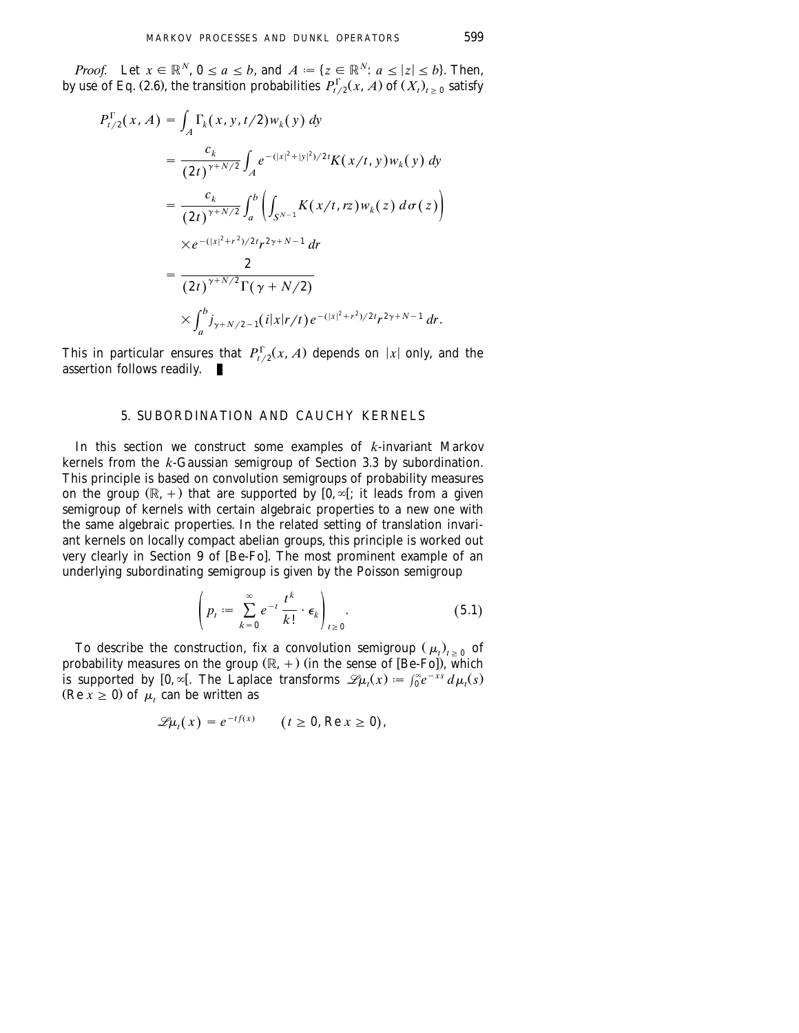*Proof.* Let $x \in \mathbb{R}^N$, $0 \le a \le b$, and $A := \{z \in \mathbb{R}^N : a \le |z| \le b\}$. Then, by use of Eq. (2.6), the transition probabilities $P^{\Gamma}_{t/2}(x, A)$ of $(X_t)_{t \ge 0}$ satisfy

$$
\begin{aligned}
P^{\Gamma}_{t/2}(x, A) &= \int_A \Gamma_k(x, y, t/2) w_k(y)\, dy \\
&= \frac{c_k}{(2t)^{\gamma + N/2}} \int_A e^{-(|x|^2 + |y|^2)/2t} K(x/t, y) w_k(y)\, dy \\
&= \frac{c_k}{(2t)^{\gamma + N/2}} \int_a^b \left( \int_{S^{N-1}} K(x/t, rz) w_k(z)\, d\sigma(z) \right) \\
&\quad \times e^{-(|x|^2 + r^2)/2t} r^{2\gamma + N - 1}\, dr \\
&= \frac{2}{(2t)^{\gamma + N/2} \Gamma(\gamma + N/2)} \\
&\quad \times \int_a^b j_{\gamma + N/2 - 1}(i|x|r/t) e^{-(|x|^2 + r^2)/2t} r^{2\gamma + N - 1}\, dr.
\end{aligned}
$$

This in particular ensures that $P^{\Gamma}_{t/2}(x, A)$ depends on $|x|$ only, and the assertion follows readily. ∎

## 5. SUBORDINATION AND CAUCHY KERNELS

In this section we construct some examples of $k$-invariant Markov kernels from the $k$-Gaussian semigroup of Section 3.3 by subordination. This principle is based on convolution semigroups of probability measures on the group $(\mathbb{R}, +)$ that are supported by $[0, \infty[$; it leads from a given semigroup of kernels with certain algebraic properties to a new one with the same algebraic properties. In the related setting of translation invariant kernels on locally compact abelian groups, this principle is worked out very clearly in Section 9 of [Be-Fo]. The most prominent example of an underlying subordinating semigroup is given by the Poisson semigroup

$$
\left( p_t := \sum_{k=0}^{\infty} e^{-t} \frac{t^k}{k!} \cdot \epsilon_k \right)_{t \ge 0}. \tag{5.1}
$$

To describe the construction, fix a convolution semigroup $(\mu_t)_{t \ge 0}$ of probability measures on the group $(\mathbb{R}, +)$ (in the sense of [Be-Fo]), which is supported by $[0, \infty[$. The Laplace transforms $\mathscr{L}\mu_t(x) := \int_0^\infty e^{-xs}\, d\mu_t(s)$ ($\operatorname{Re} x \ge 0$) of $\mu_t$ can be written as

$$
\mathscr{L}\mu_t(x) = e^{-tf(x)} \qquad (t \ge 0, \operatorname{Re} x \ge 0),
$$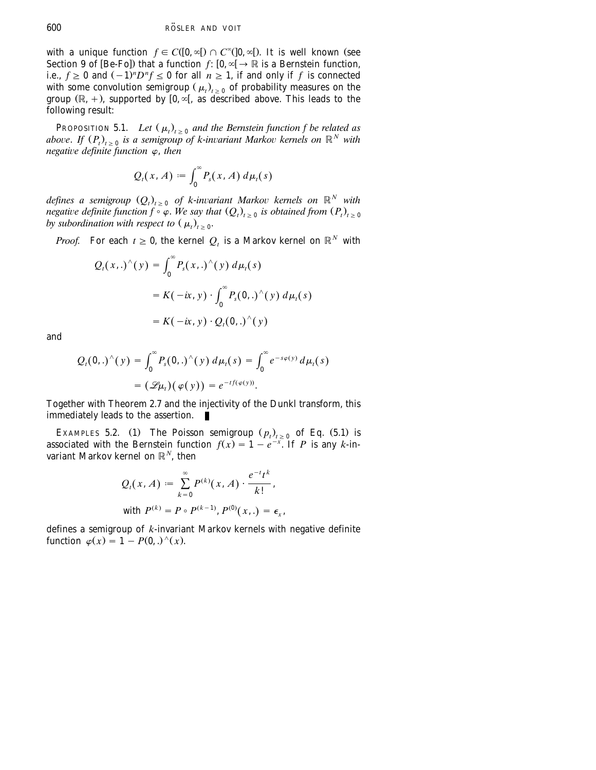with a unique function $f \in C([0,\infty[) \cap C^\infty(]0,\infty[)$. It is well known (see Section 9 of [Be-Fo]) that a function $f: [0,\infty[ \to \mathbb{R}$ is a Bernstein function, i.e., $f \geq 0$ and $(-1)^n D^n f \leq 0$ for all $n \geq 1$, if and only if $f$ is connected with some convolution semigroup $(\mu_t)_{t\geq 0}$ of probability measures on the group $(\mathbb{R}, +)$, supported by $[0,\infty[$, as described above. This leads to the following result:

PROPOSITION 5.1. *Let $(\mu_t)_{t\geq 0}$ and the Bernstein function $f$ be related as above. If $(P_t)_{t\geq 0}$ is a semigroup of k-invariant Markov kernels on $\mathbb{R}^N$ with negative definite function $\varphi$, then*

$$Q_t(x, A) := \int_0^\infty P_s(x, A)\, d\mu_t(s)$$

*defines a semigroup $(Q_t)_{t\geq 0}$ of k-invariant Markov kernels on $\mathbb{R}^N$ with negative definite function $f \circ \varphi$. We say that $(Q_t)_{t\geq 0}$ is obtained from $(P_t)_{t\geq 0}$ by subordination with respect to $(\mu_t)_{t\geq 0}$.*

*Proof.* For each $t \geq 0$, the kernel $Q_t$ is a Markov kernel on $\mathbb{R}^N$ with

$$\begin{aligned} Q_t(x,.)^\wedge(y) &= \int_0^\infty P_s(x,.)^\wedge(y)\, d\mu_t(s) \\ &= K(-ix, y) \cdot \int_0^\infty P_s(0,.)^\wedge(y)\, d\mu_t(s) \\ &= K(-ix, y) \cdot Q_t(0,.)^\wedge(y) \end{aligned}$$

and

$$\begin{aligned} Q_t(0,.)^\wedge(y) &= \int_0^\infty P_s(0,.)^\wedge(y)\, d\mu_t(s) = \int_0^\infty e^{-s\varphi(y)}\, d\mu_t(s) \\ &= (\mathscr{L}\mu_t)(\varphi(y)) = e^{-tf(\varphi(y))}. \end{aligned}$$

Together with Theorem 2.7 and the injectivity of the Dunkl transform, this immediately leads to the assertion. ∎

EXAMPLES 5.2. (1) The Poisson semigroup $(p_t)_{t\geq 0}$ of Eq. (5.1) is associated with the Bernstein function $f(x) = 1 - e^{-x}$. If $P$ is any $k$-invariant Markov kernel on $\mathbb{R}^N$, then

$$Q_t(x, A) := \sum_{k=0}^\infty P^{(k)}(x, A) \cdot \frac{e^{-t}t^k}{k!},$$

$$\text{with } P^{(k)} = P \circ P^{(k-1)},\ P^{(0)}(x,.) = \epsilon_x,$$

defines a semigroup of $k$-invariant Markov kernels with negative definite function $\varphi(x) = 1 - P(0,.)^\wedge(x)$.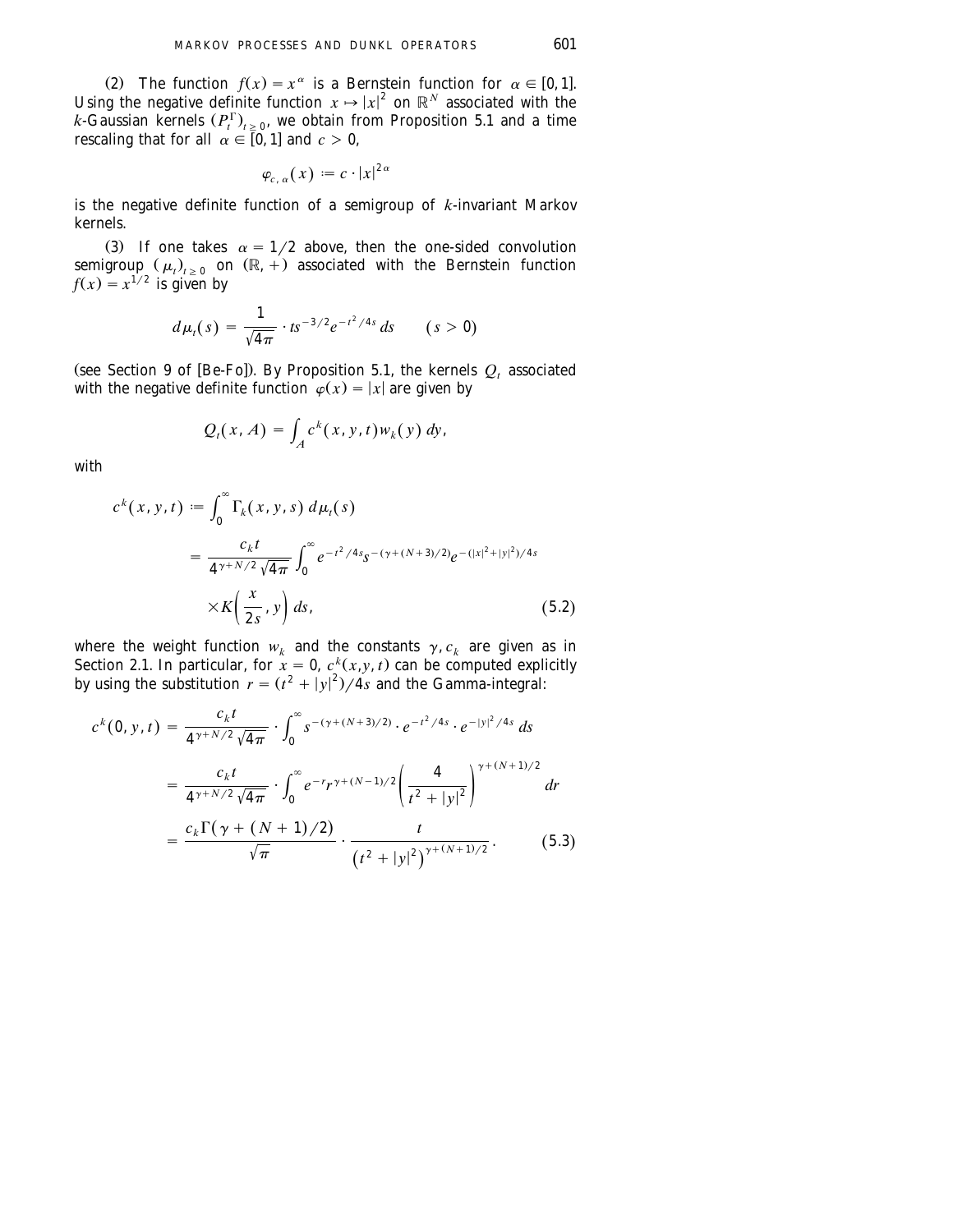(2) The function $f(x) = x^{\alpha}$ is a Bernstein function for $\alpha \in [0,1]$. Using the negative definite function $x \mapsto |x|^2$ on $\mathbb{R}^N$ associated with the $k$-Gaussian kernels $(P_t^{\Gamma})_{t \geq 0}$, we obtain from Proposition 5.1 and a time rescaling that for all $\alpha \in [0,1]$ and $c > 0$,

$$\varphi_{c,\alpha}(x) := c \cdot |x|^{2\alpha}$$

is the negative definite function of a semigroup of $k$-invariant Markov kernels.

(3) If one takes $\alpha = 1/2$ above, then the one-sided convolution semigroup $(\mu_t)_{t \geq 0}$ on $(\mathbb{R}, +)$ associated with the Bernstein function $f(x) = x^{1/2}$ is given by

$$d\mu_t(s) = \frac{1}{\sqrt{4\pi}} \cdot t s^{-3/2} e^{-t^2/4s}\, ds \qquad (s > 0)$$

(see Section 9 of [Be-Fo]). By Proposition 5.1, the kernels $Q_t$ associated with the negative definite function $\varphi(x) = |x|$ are given by

$$Q_t(x, A) = \int_A c^k(x, y, t) w_k(y)\, dy,$$

with

$$\begin{aligned} c^k(x, y, t) &:= \int_0^{\infty} \Gamma_k(x, y, s)\, d\mu_t(s) \\ &= \frac{c_k t}{4^{\gamma + N/2}\sqrt{4\pi}} \int_0^{\infty} e^{-t^2/4s} s^{-(\gamma + (N+3)/2)} e^{-(|x|^2 + |y|^2)/4s} \\ &\quad \times K\left(\frac{x}{2s}, y\right) ds, \end{aligned} \tag{5.2}$$

where the weight function $w_k$ and the constants $\gamma, c_k$ are given as in Section 2.1. In particular, for $x = 0$, $c^k(x,y,t)$ can be computed explicitly by using the substitution $r = (t^2 + |y|^2)/4s$ and the Gamma-integral:

$$\begin{aligned} c^k(0, y, t) &= \frac{c_k t}{4^{\gamma + N/2}\sqrt{4\pi}} \cdot \int_0^{\infty} s^{-(\gamma + (N+3)/2)} \cdot e^{-t^2/4s} \cdot e^{-|y|^2/4s}\, ds \\ &= \frac{c_k t}{4^{\gamma + N/2}\sqrt{4\pi}} \cdot \int_0^{\infty} e^{-r} r^{\gamma + (N-1)/2} \left(\frac{4}{t^2 + |y|^2}\right)^{\gamma + (N+1)/2} dr \\ &= \frac{c_k \Gamma(\gamma + (N+1)/2)}{\sqrt{\pi}} \cdot \frac{t}{(t^2 + |y|^2)^{\gamma + (N+1)/2}}. \end{aligned} \tag{5.3}$$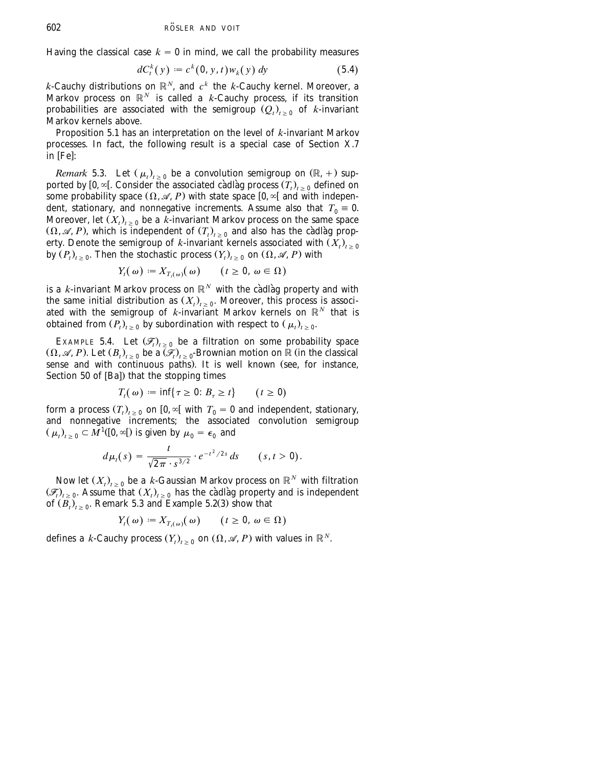Having the classical case $k = 0$ in mind, we call the probability measures

$$dC_t^k(y) := c^k(0, y, t) w_k(y)\, dy \tag{5.4}$$

$k$-Cauchy distributions on $\mathbb{R}^N$, and $c^k$ the $k$-Cauchy kernel. Moreover, a Markov process on $\mathbb{R}^N$ is called a $k$-Cauchy process, if its transition probabilities are associated with the semigroup $(Q_t)_{t \geq 0}$ of $k$-invariant Markov kernels above.

Proposition 5.1 has an interpretation on the level of $k$-invariant Markov processes. In fact, the following result is a special case of Section X.7 in [Fe]:

*Remark* 5.3. Let $(\mu_t)_{t \geq 0}$ be a convolution semigroup on $(\mathbb{R}, +)$ supported by $[0, \infty[$. Consider the associated càdlàg process $(T_t)_{t \geq 0}$ defined on some probability space $(\Omega, \mathscr{A}, P)$ with state space $[0, \infty[$ and with independent, stationary, and nonnegative increments. Assume also that $T_0 \equiv 0$. Moreover, let $(X_t)_{t \geq 0}$ be a $k$-invariant Markov process on the same space $(\Omega, \mathscr{A}, P)$, which is independent of $(T_t)_{t \geq 0}$ and also has the càdlàg property. Denote the semigroup of $k$-invariant kernels associated with $(X_t)_{t \geq 0}$ by $(P_t)_{t \geq 0}$. Then the stochastic process $(Y_t)_{t \geq 0}$ on $(\Omega, \mathscr{A}, P)$ with

$$Y_t(\omega) := X_{T_t(\omega)}(\omega) \qquad (t \geq 0,\ \omega \in \Omega)$$

is a $k$-invariant Markov process on $\mathbb{R}^N$ with the càdlàg property and with the same initial distribution as $(X_t)_{t \geq 0}$. Moreover, this process is associated with the semigroup of $k$-invariant Markov kernels on $\mathbb{R}^N$ that is obtained from $(P_t)_{t \geq 0}$ by subordination with respect to $(\mu_t)_{t \geq 0}$.

EXAMPLE 5.4. Let $(\mathscr{F}_t)_{t \geq 0}$ be a filtration on some probability space $(\Omega, \mathscr{A}, P)$. Let $(B_t)_{t \geq 0}$ be a $(\mathscr{F}_t)_{t \geq 0}$-Brownian motion on $\mathbb{R}$ (in the classical sense and with continuous paths). It is well known (see, for instance, Section 50 of [Ba]) that the stopping times

$$T_t(\omega) := \inf\{\tau \geq 0 : B_\tau \geq t\} \qquad (t \geq 0)$$

form a process $(T_t)_{t \geq 0}$ on $[0, \infty[$ with $T_0 = 0$ and independent, stationary, and nonnegative increments; the associated convolution semigroup $(\mu_t)_{t \geq 0} \subset M^1([0, \infty[)$ is given by $\mu_0 = \epsilon_0$ and

$$d\mu_t(s) = \frac{t}{\sqrt{2\pi} \cdot s^{3/2}} \cdot e^{-t^2/2s}\, ds \qquad (s, t > 0).$$

Now let $(X_t)_{t \geq 0}$ be a $k$-Gaussian Markov process on $\mathbb{R}^N$ with filtration $(\mathscr{F}_t)_{t \geq 0}$. Assume that $(X_t)_{t \geq 0}$ has the càdlàg property and is independent of $(B_t)_{t \geq 0}$. Remark 5.3 and Example 5.2(3) show that

$$Y_t(\omega) := X_{T_t(\omega)}(\omega) \qquad (t \geq 0,\ \omega \in \Omega)$$

defines a $k$-Cauchy process $(Y_t)_{t \geq 0}$ on $(\Omega, \mathscr{A}, P)$ with values in $\mathbb{R}^N$.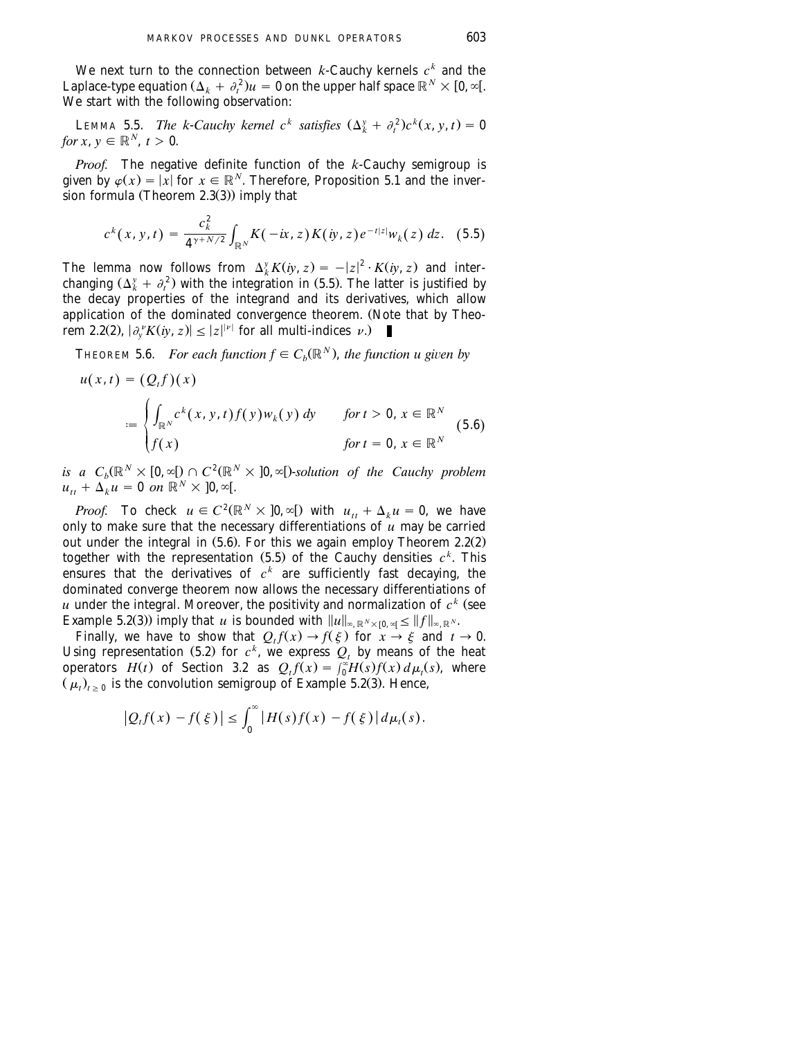We next turn to the connection between $k$-Cauchy kernels $c^k$ and the Laplace-type equation $(\Delta_k + \partial_t^2)u = 0$ on the upper half space $\mathbb{R}^N \times [0, \infty[$. We start with the following observation:

LEMMA 5.5. *The $k$-Cauchy kernel $c^k$ satisfies $(\Delta_k^y + \partial_t^2)c^k(x, y, t) = 0$ for $x, y \in \mathbb{R}^N$, $t > 0$.*

*Proof.* The negative definite function of the $k$-Cauchy semigroup is given by $\varphi(x) = |x|$ for $x \in \mathbb{R}^N$. Therefore, Proposition 5.1 and the inversion formula (Theorem 2.3(3)) imply that

$$c^k(x, y, t) = \frac{c_k^2}{4^{\gamma + N/2}} \int_{\mathbb{R}^N} K(-ix, z) K(iy, z) e^{-t|z|} w_k(z)\, dz. \quad (5.5)$$

The lemma now follows from $\Delta_k^y K(iy, z) = -|z|^2 \cdot K(iy, z)$ and interchanging $(\Delta_k^y + \partial_t^2)$ with the integration in (5.5). The latter is justified by the decay properties of the integrand and its derivatives, which allow application of the dominated convergence theorem. (Note that by Theorem 2.2(2), $|\partial_y^\nu K(iy, z)| \leq |z|^{|\nu|}$ for all multi-indices $\nu$.) ∎

THEOREM 5.6. *For each function $f \in C_b(\mathbb{R}^N)$, the function $u$ given by*

$$u(x, t) = (Q_t f)(x)$$
$$:= \begin{cases} \int_{\mathbb{R}^N} c^k(x, y, t) f(y) w_k(y)\, dy & \text{for } t > 0,\ x \in \mathbb{R}^N \\ f(x) & \text{for } t = 0,\ x \in \mathbb{R}^N \end{cases} \quad (5.6)$$

*is a $C_b(\mathbb{R}^N \times [0, \infty[) \cap C^2(\mathbb{R}^N \times ]0, \infty[)$-solution of the Cauchy problem $u_{tt} + \Delta_k u = 0$ on $\mathbb{R}^N \times ]0, \infty[$.*

*Proof.* To check $u \in C^2(\mathbb{R}^N \times ]0, \infty[)$ with $u_{tt} + \Delta_k u = 0$, we have only to make sure that the necessary differentiations of $u$ may be carried out under the integral in (5.6). For this we again employ Theorem 2.2(2) together with the representation (5.5) of the Cauchy densities $c^k$. This ensures that the derivatives of $c^k$ are sufficiently fast decaying, the dominated converge theorem now allows the necessary differentiations of $u$ under the integral. Moreover, the positivity and normalization of $c^k$ (see Example 5.2(3)) imply that $u$ is bounded with $\|u\|_{\infty, \mathbb{R}^N \times [0,\infty[} \leq \|f\|_{\infty, \mathbb{R}^N}$.

Finally, we have to show that $Q_t f(x) \to f(\xi)$ for $x \to \xi$ and $t \to 0$. Using representation (5.2) for $c^k$, we express $Q_t$ by means of the heat operators $H(t)$ of Section 3.2 as $Q_t f(x) = \int_0^\infty H(s) f(x)\, d\mu_t(s)$, where $(\mu_t)_{t \geq 0}$ is the convolution semigroup of Example 5.2(3). Hence,

$$|Q_t f(x) - f(\xi)| \leq \int_0^\infty |H(s) f(x) - f(\xi)|\, d\mu_t(s).$$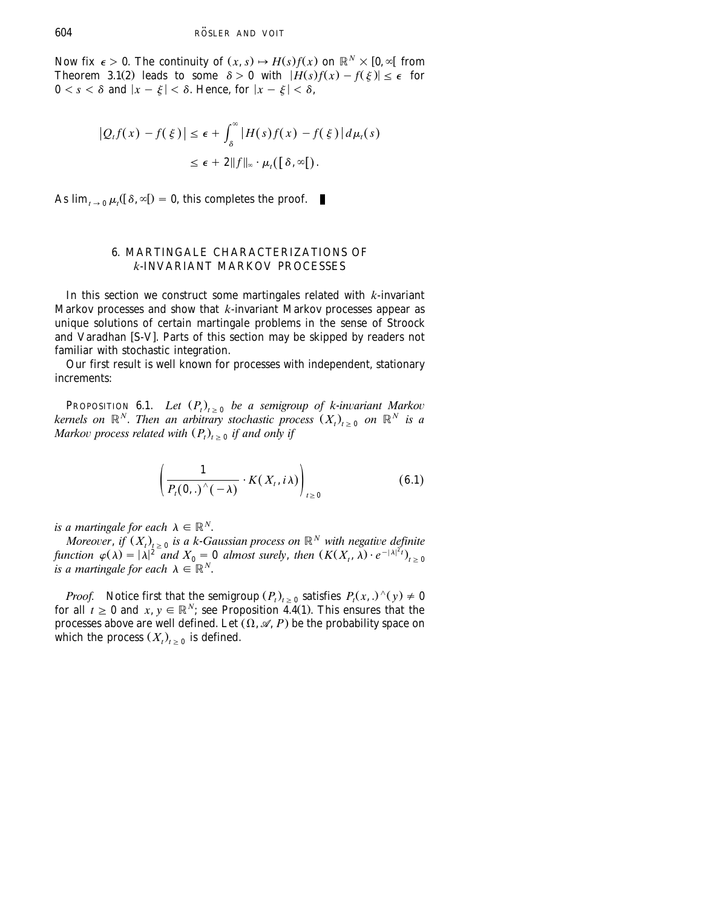Now fix $\epsilon > 0$. The continuity of $(x, s) \mapsto H(s)f(x)$ on $\mathbb{R}^N \times [0, \infty[$ from Theorem 3.1(2) leads to some $\delta > 0$ with $|H(s)f(x) - f(\xi)| \le \epsilon$ for $0 < s < \delta$ and $|x - \xi| < \delta$. Hence, for $|x - \xi| < \delta$,

$$|Q_t f(x) - f(\xi)| \le \epsilon + \int_\delta^\infty |H(s)f(x) - f(\xi)|\, d\mu_t(s)$$
$$\le \epsilon + 2\|f\|_\infty \cdot \mu_t([\delta, \infty[).$$

As $\lim_{t\to 0} \mu_t([\delta, \infty[) = 0$, this completes the proof. ∎

## 6. MARTINGALE CHARACTERIZATIONS OF $k$-INVARIANT MARKOV PROCESSES

In this section we construct some martingales related with $k$-invariant Markov processes and show that $k$-invariant Markov processes appear as unique solutions of certain martingale problems in the sense of Stroock and Varadhan [S-V]. Parts of this section may be skipped by readers not familiar with stochastic integration.

Our first result is well known for processes with independent, stationary increments:

PROPOSITION 6.1. *Let $(P_t)_{t\ge 0}$ be a semigroup of $k$-invariant Markov kernels on $\mathbb{R}^N$. Then an arbitrary stochastic process $(X_t)_{t\ge 0}$ on $\mathbb{R}^N$ is a Markov process related with $(P_t)_{t\ge 0}$ if and only if*

$$\left( \frac{1}{P_t(0, .)^\wedge(-\lambda)} \cdot K(X_t, i\lambda) \right)_{t \ge 0} \tag{6.1}$$

*is a martingale for each $\lambda \in \mathbb{R}^N$.*

*Moreover, if $(X_t)_{t\ge 0}$ is a $k$-Gaussian process on $\mathbb{R}^N$ with negative definite function $\varphi(\lambda) = |\lambda|^2$ and $X_0 = 0$ almost surely, then $(K(X_t, \lambda) \cdot e^{-|\lambda|^2 t})_{t\ge 0}$ is a martingale for each $\lambda \in \mathbb{R}^N$.*

*Proof.* Notice first that the semigroup $(P_t)_{t\ge 0}$ satisfies $P_t(x, .)^\wedge(y) \ne 0$ for all $t \ge 0$ and $x, y \in \mathbb{R}^N$; see Proposition 4.4(1). This ensures that the processes above are well defined. Let $(\Omega, \mathscr{A}, P)$ be the probability space on which the process $(X_t)_{t\ge 0}$ is defined.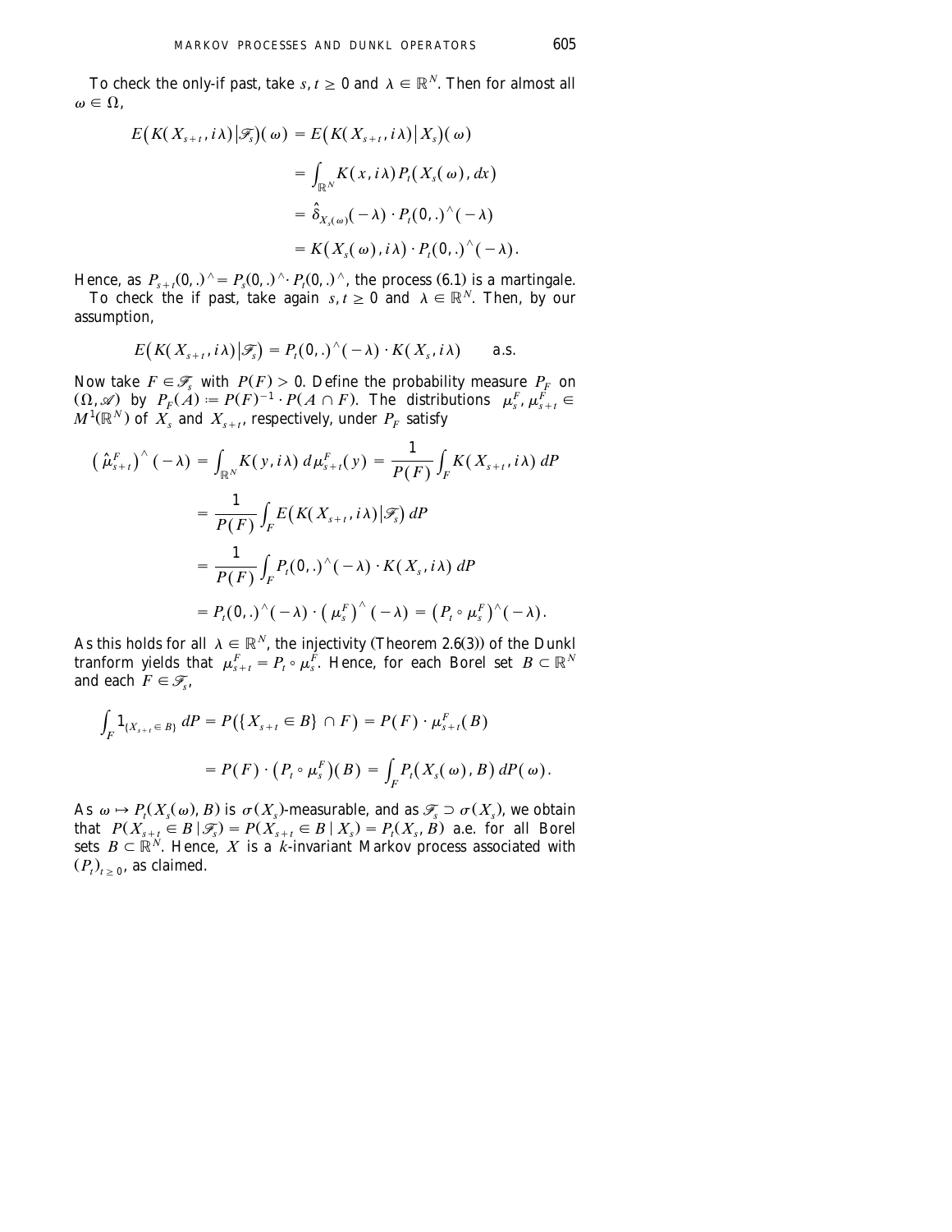To check the only-if past, take $s, t \geq 0$ and $\lambda \in \mathbb{R}^N$. Then for almost all $\omega \in \Omega$,

$$
\begin{aligned}
E\big(K(X_{s+t}, i\lambda)\big|\mathscr{F}_s\big)(\omega) &= E\big(K(X_{s+t}, i\lambda)\big| X_s\big)(\omega) \\
&= \int_{\mathbb{R}^N} K(x, i\lambda) P_t\big(X_s(\omega), dx\big) \\
&= \hat{\delta}_{X_s(\omega)}(-\lambda) \cdot P_t(0, .)^\wedge(-\lambda) \\
&= K\big(X_s(\omega), i\lambda\big) \cdot P_t(0, .)^\wedge(-\lambda).
\end{aligned}
$$

Hence, as $P_{s+t}(0, .)^\wedge = P_s(0, .)^\wedge \cdot P_t(0, .)^\wedge$, the process (6.1) is a martingale.

To check the if past, take again $s, t \geq 0$ and $\lambda \in \mathbb{R}^N$. Then, by our assumption,

$$
E\big(K(X_{s+t}, i\lambda)\big|\mathscr{F}_s\big) = P_t(0, .)^\wedge(-\lambda) \cdot K(X_s, i\lambda) \qquad \text{a.s.}
$$

Now take $F \in \mathscr{F}_s$ with $P(F) > 0$. Define the probability measure $P_F$ on $(\Omega, \mathscr{A})$ by $P_F(A) := P(F)^{-1} \cdot P(A \cap F)$. The distributions $\mu_s^F, \mu_{s+t}^F \in M^1(\mathbb{R}^N)$ of $X_s$ and $X_{s+t}$, respectively, under $P_F$ satisfy

$$
\begin{aligned}
\big(\hat{\mu}_{s+t}^F\big)^\wedge(-\lambda) &= \int_{\mathbb{R}^N} K(y, i\lambda)\, d\mu_{s+t}^F(y) = \frac{1}{P(F)} \int_F K(X_{s+t}, i\lambda)\, dP \\
&= \frac{1}{P(F)} \int_F E\big(K(X_{s+t}, i\lambda)\big|\mathscr{F}_s\big)\, dP \\
&= \frac{1}{P(F)} \int_F P_t(0, .)^\wedge(-\lambda) \cdot K(X_s, i\lambda)\, dP \\
&= P_t(0, .)^\wedge(-\lambda) \cdot \big(\mu_s^F\big)^\wedge(-\lambda) = \big(P_t \circ \mu_s^F\big)^\wedge(-\lambda).
\end{aligned}
$$

As this holds for all $\lambda \in \mathbb{R}^N$, the injectivity (Theorem 2.6(3)) of the Dunkl tranform yields that $\mu_{s+t}^F = P_t \circ \mu_s^F$. Hence, for each Borel set $B \subset \mathbb{R}^N$ and each $F \in \mathscr{F}_s$,

$$
\begin{aligned}
\int_F 1_{\{X_{s+t} \in B\}}\, dP &= P\big(\{X_{s+t} \in B\} \cap F\big) = P(F) \cdot \mu_{s+t}^F(B) \\
&= P(F) \cdot \big(P_t \circ \mu_s^F\big)(B) = \int_F P_t\big(X_s(\omega), B\big)\, dP(\omega).
\end{aligned}
$$

As $\omega \mapsto P_t(X_s(\omega), B)$ is $\sigma(X_s)$-measurable, and as $\mathscr{F}_s \supset \sigma(X_s)$, we obtain that $P(X_{s+t} \in B \mid \mathscr{F}_s) = P(X_{s+t} \in B \mid X_s) = P_t(X_s, B)$ a.e. for all Borel sets $B \subset \mathbb{R}^N$. Hence, $X$ is a $k$-invariant Markov process associated with $(P_t)_{t \geq 0}$, as claimed.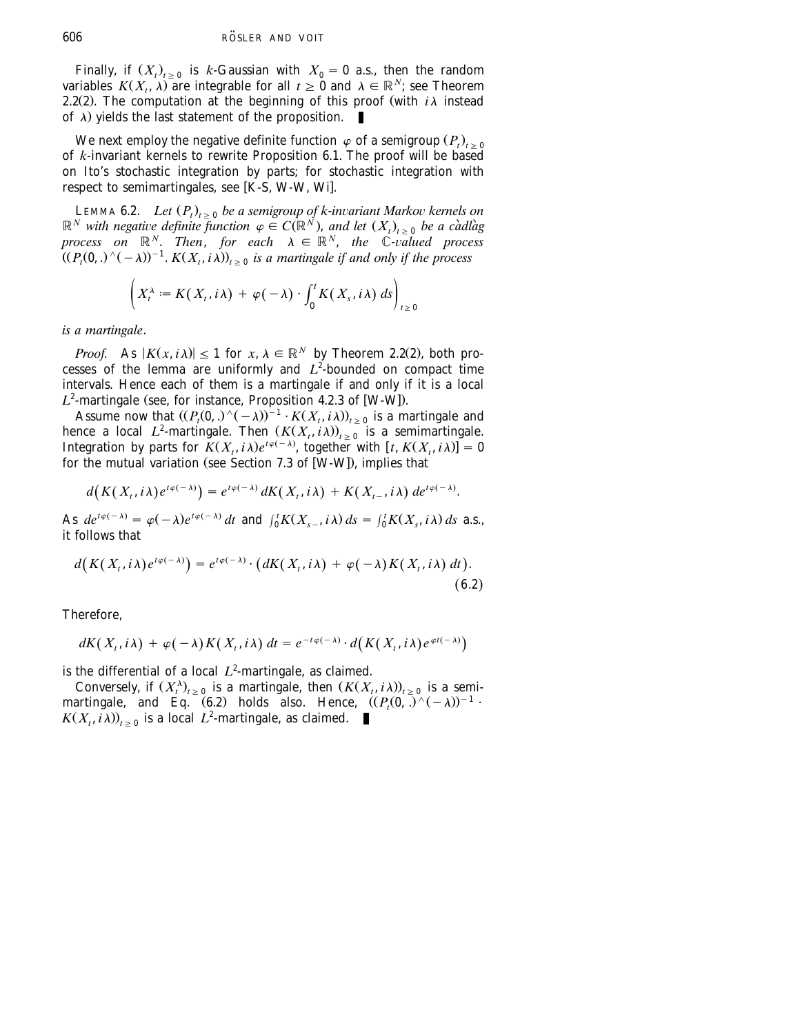Finally, if $(X_t)_{t\geq 0}$ is $k$-Gaussian with $X_0 = 0$ a.s., then the random variables $K(X_t, \lambda)$ are integrable for all $t \geq 0$ and $\lambda \in \mathbb{R}^N$; see Theorem 2.2(2). The computation at the beginning of this proof (with $i\lambda$ instead of $\lambda$) yields the last statement of the proposition. ∎

We next employ the negative definite function $\varphi$ of a semigroup $(P_t)_{t\geq 0}$ of $k$-invariant kernels to rewrite Proposition 6.1. The proof will be based on Ito's stochastic integration by parts; for stochastic integration with respect to semimartingales, see [K-S, W-W, Wi].

LEMMA 6.2. *Let $(P_t)_{t\geq 0}$ be a semigroup of $k$-invariant Markov kernels on $\mathbb{R}^N$ with negative definite function $\varphi \in C(\mathbb{R}^N)$, and let $(X_t)_{t\geq 0}$ be a càdlàg process on $\mathbb{R}^N$. Then, for each $\lambda \in \mathbb{R}^N$, the $\mathbb{C}$-valued process $((P_t(0,.)^\wedge(-\lambda))^{-1}. K(X_t, i\lambda))_{t\geq 0}$ is a martingale if and only if the process*

$$\left( X_t^\lambda := K(X_t, i\lambda) + \varphi(-\lambda) \cdot \int_0^t K(X_s, i\lambda)\, ds \right)_{t\geq 0}$$

*is a martingale.*

*Proof.* As $|K(x, i\lambda)| \leq 1$ for $x, \lambda \in \mathbb{R}^N$ by Theorem 2.2(2), both processes of the lemma are uniformly and $L^2$-bounded on compact time intervals. Hence each of them is a martingale if and only if it is a local $L^2$-martingale (see, for instance, Proposition 4.2.3 of [W-W]).

Assume now that $((P_t(0,.)^\wedge(-\lambda))^{-1} \cdot K(X_t, i\lambda))_{t\geq 0}$ is a martingale and hence a local $L^2$-martingale. Then $(K(X_t, i\lambda))_{t\geq 0}$ is a semimartingale. Integration by parts for $K(X_t, i\lambda)e^{t\varphi(-\lambda)}$, together with $[t, K(X_t, i\lambda)] = 0$ for the mutual variation (see Section 7.3 of [W-W]), implies that

$$d\big(K(X_t, i\lambda)e^{t\varphi(-\lambda)}\big) = e^{t\varphi(-\lambda)}\, dK(X_t, i\lambda) + K(X_{t-}, i\lambda)\, de^{t\varphi(-\lambda)}.$$

As $de^{t\varphi(-\lambda)} = \varphi(-\lambda)e^{t\varphi(-\lambda)}\, dt$ and $\int_0^t K(X_{s-}, i\lambda)\, ds = \int_0^t K(X_s, i\lambda)\, ds$ a.s., it follows that

$$d\big(K(X_t, i\lambda)e^{t\varphi(-\lambda)}\big) = e^{t\varphi(-\lambda)} \cdot \big(dK(X_t, i\lambda) + \varphi(-\lambda)K(X_t, i\lambda)\, dt\big). \tag{6.2}$$

Therefore,

$$dK(X_t, i\lambda) + \varphi(-\lambda)K(X_t, i\lambda)\, dt = e^{-t\varphi(-\lambda)} \cdot d\big(K(X_t, i\lambda)e^{\varphi t(-\lambda)}\big)$$

is the differential of a local $L^2$-martingale, as claimed.

Conversely, if $(X_t^\lambda)_{t\geq 0}$ is a martingale, then $(K(X_t, i\lambda))_{t\geq 0}$ is a semimartingale, and Eq. (6.2) holds also. Hence, $((P_t(0,.)^\wedge(-\lambda))^{-1} \cdot K(X_t, i\lambda))_{t\geq 0}$ is a local $L^2$-martingale, as claimed. ∎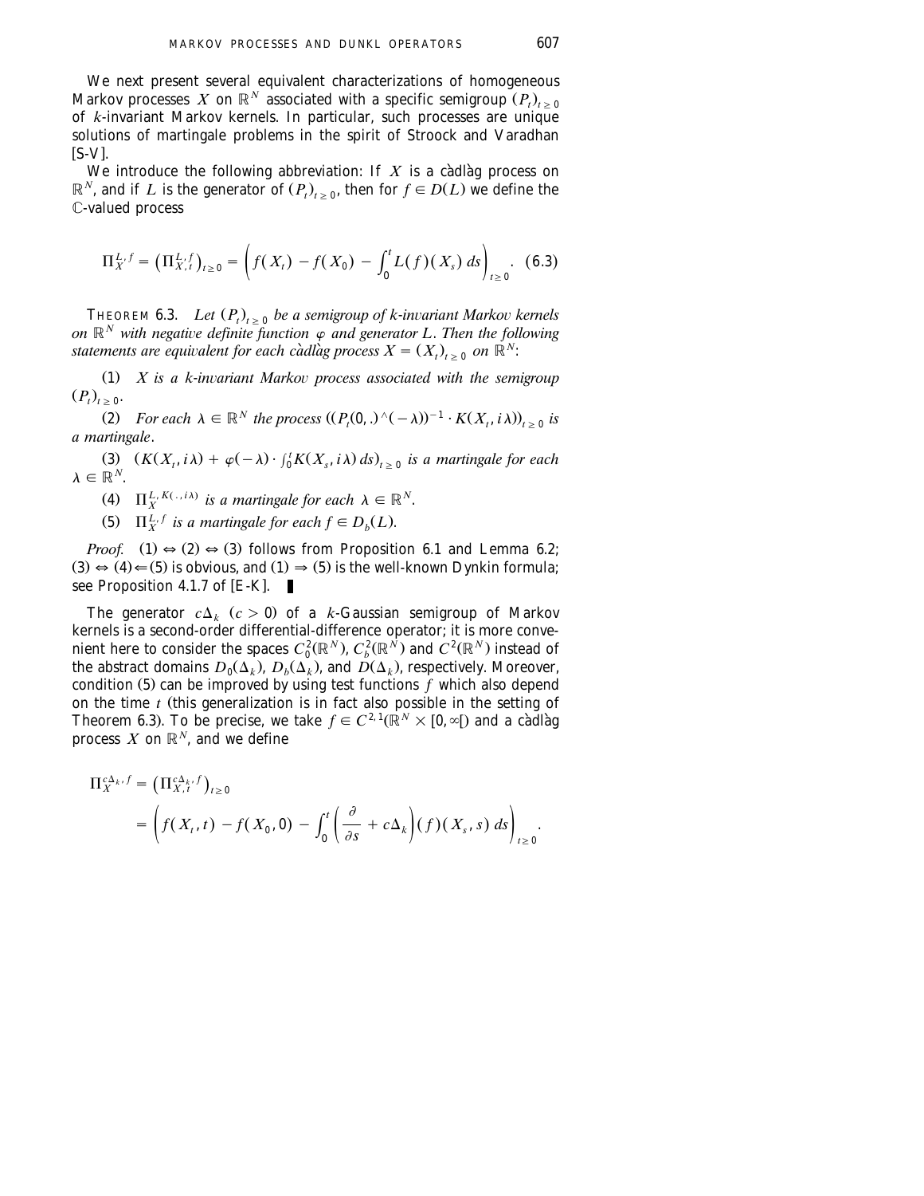We next present several equivalent characterizations of homogeneous Markov processes $X$ on $\mathbb{R}^N$ associated with a specific semigroup $(P_t)_{t \geq 0}$ of $k$-invariant Markov kernels. In particular, such processes are unique solutions of martingale problems in the spirit of Stroock and Varadhan [S-V].

We introduce the following abbreviation: If $X$ is a càdlàg process on $\mathbb{R}^N$, and if $L$ is the generator of $(P_t)_{t \geq 0}$, then for $f \in D(L)$ we define the $\mathbb{C}$-valued process

$$\Pi_X^{L,f} = \left(\Pi_{X,t}^{L,f}\right)_{t \geq 0} = \left(f(X_t) - f(X_0) - \int_0^t L(f)(X_s)\, ds\right)_{t \geq 0}. \quad (6.3)$$

THEOREM 6.3. *Let $(P_t)_{t \geq 0}$ be a semigroup of $k$-invariant Markov kernels on $\mathbb{R}^N$ with negative definite function $\varphi$ and generator $L$. Then the following statements are equivalent for each càdlàg process $X = (X_t)_{t \geq 0}$ on $\mathbb{R}^N$:*

(1) *$X$ is a $k$-invariant Markov process associated with the semigroup $(P_t)_{t \geq 0}$.*

(2) *For each $\lambda \in \mathbb{R}^N$ the process $((P_t(0,.)^\wedge(-\lambda))^{-1} \cdot K(X_t, i\lambda))_{t \geq 0}$ is a martingale.*

(3) *$(K(X_t, i\lambda) + \varphi(-\lambda) \cdot \int_0^t K(X_s, i\lambda)\, ds)_{t \geq 0}$ is a martingale for each $\lambda \in \mathbb{R}^N$.*

(4) *$\Pi_X^{L, K(.,i\lambda)}$ is a martingale for each $\lambda \in \mathbb{R}^N$.*

(5) *$\Pi_X^{L,f}$ is a martingale for each $f \in D_b(L)$.*

*Proof.* (1) $\Leftrightarrow$ (2) $\Leftrightarrow$ (3) follows from Proposition 6.1 and Lemma 6.2; (3) $\Leftrightarrow$ (4) $\Leftarrow$ (5) is obvious, and (1) $\Rightarrow$ (5) is the well-known Dynkin formula; see Proposition 4.1.7 of [E-K]. ∎

The generator $c\Delta_k$ $(c > 0)$ of a $k$-Gaussian semigroup of Markov kernels is a second-order differential-difference operator; it is more convenient here to consider the spaces $C_0^2(\mathbb{R}^N)$, $C_b^2(\mathbb{R}^N)$ and $C^2(\mathbb{R}^N)$ instead of the abstract domains $D_0(\Delta_k)$, $D_b(\Delta_k)$, and $D(\Delta_k)$, respectively. Moreover, condition (5) can be improved by using test functions $f$ which also depend on the time $t$ (this generalization is in fact also possible in the setting of Theorem 6.3). To be precise, we take $f \in C^{2,1}(\mathbb{R}^N \times [0, \infty[)$ and a càdlàg process $X$ on $\mathbb{R}^N$, and we define

$$\Pi_X^{c\Delta_k, f} = \left(\Pi_{X,t}^{c\Delta_k, f}\right)_{t \geq 0}$$
$$= \left(f(X_t, t) - f(X_0, 0) - \int_0^t \left(\frac{\partial}{\partial s} + c\Delta_k\right)(f)(X_s, s)\, ds\right)_{t \geq 0}.$$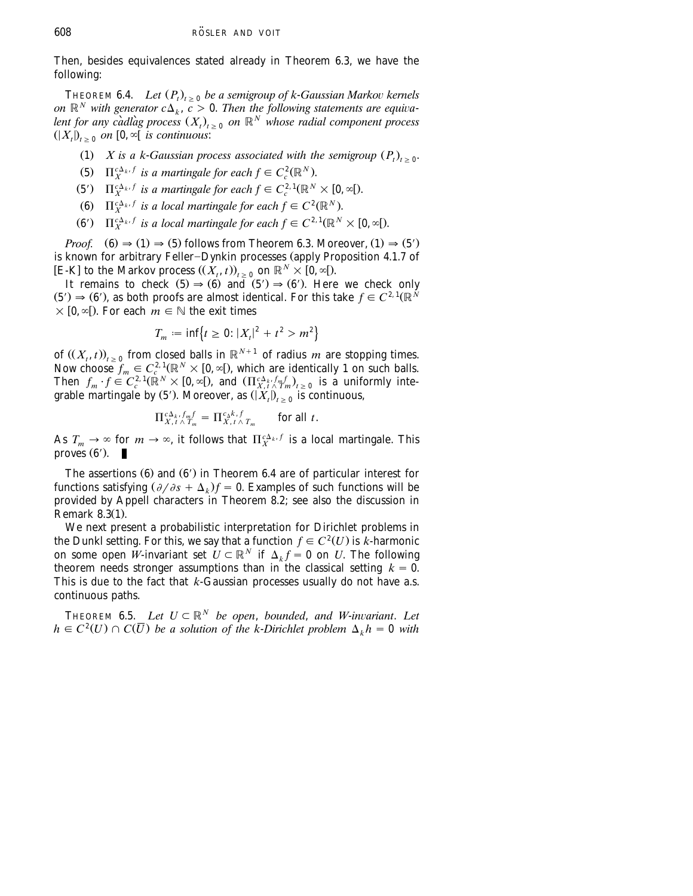Then, besides equivalences stated already in Theorem 6.3, we have the following:

THEOREM 6.4. *Let $(P_t)_{t\geq 0}$ be a semigroup of k-Gaussian Markov kernels on $\mathbb{R}^N$ with generator $c\Delta_k$, $c > 0$. Then the following statements are equivalent for any càdlàg process $(X_t)_{t\geq 0}$ on $\mathbb{R}^N$ whose radial component process $(|X_t|)_{t\geq 0}$ on $[0,\infty[$ is continuous*:

- (1) *X is a k-Gaussian process associated with the semigroup $(P_t)_{t\geq 0}$.*
- (5) *$\Pi_X^{c\Delta_k, f}$ is a martingale for each $f \in C_c^2(\mathbb{R}^N)$.*
- (5′) *$\Pi_X^{c\Delta_k, f}$ is a martingale for each $f \in C_c^{2,1}(\mathbb{R}^N \times [0,\infty[)$.*
- (6) *$\Pi_X^{c\Delta_k, f}$ is a local martingale for each $f \in C^2(\mathbb{R}^N)$.*
- (6′) *$\Pi_X^{c\Delta_k, f}$ is a local martingale for each $f \in C^{2,1}(\mathbb{R}^N \times [0,\infty[)$.*

*Proof.* (6) ⇒ (1) ⇒ (5) follows from Theorem 6.3. Moreover, (1) ⇒ (5′) is known for arbitrary Feller–Dynkin processes (apply Proposition 4.1.7 of [E-K] to the Markov process $((X_t, t))_{t\geq 0}$ on $\mathbb{R}^N \times [0,\infty[$).

It remains to check (5) ⇒ (6) and (5′) ⇒ (6′). Here we check only (5′) ⇒ (6′), as both proofs are almost identical. For this take $f \in C^{2,1}(\mathbb{R}^N \times [0,\infty[)$. For each $m \in \mathbb{N}$ the exit times

$$T_m := \inf\{t \geq 0 : |X_t|^2 + t^2 > m^2\}$$

of $((X_t, t))_{t\geq 0}$ from closed balls in $\mathbb{R}^{N+1}$ of radius $m$ are stopping times. Now choose $f_m \in C_c^{2,1}(\mathbb{R}^N \times [0,\infty[)$, which are identically 1 on such balls. Then $f_m \cdot f \in C_c^{2,1}(\mathbb{R}^N \times [0,\infty[)$, and $(\Pi_{X,t\wedge T_m}^{c\Delta_k, f_m f})_{t\geq 0}$ is a uniformly integrable martingale by (5′). Moreover, as $(|X_t|)_{t\geq 0}$ is continuous,

$$\Pi_{X,t\wedge T_m}^{c\Delta_k, f_m f} = \Pi_{X,t\wedge T_m}^{c\Delta_k, f} \qquad \text{for all } t.$$

As $T_m \to \infty$ for $m \to \infty$, it follows that $\Pi_X^{c\Delta_k, f}$ is a local martingale. This proves (6′). ∎

The assertions (6) and (6′) in Theorem 6.4 are of particular interest for functions satisfying $(\partial/\partial s + \Delta_k)f = 0$. Examples of such functions will be provided by Appell characters in Theorem 8.2; see also the discussion in Remark 8.3(1).

We next present a probabilistic interpretation for Dirichlet problems in the Dunkl setting. For this, we say that a function $f \in C^2(U)$ is $k$-harmonic on some open $W$-invariant set $U \subset \mathbb{R}^N$ if $\Delta_k f = 0$ on $U$. The following theorem needs stronger assumptions than in the classical setting $k = 0$. This is due to the fact that $k$-Gaussian processes usually do not have a.s. continuous paths.

THEOREM 6.5. *Let $U \subset \mathbb{R}^N$ be open, bounded, and W-invariant. Let $h \in C^2(U) \cap C(\overline{U})$ be a solution of the k-Dirichlet problem $\Delta_k h = 0$ with*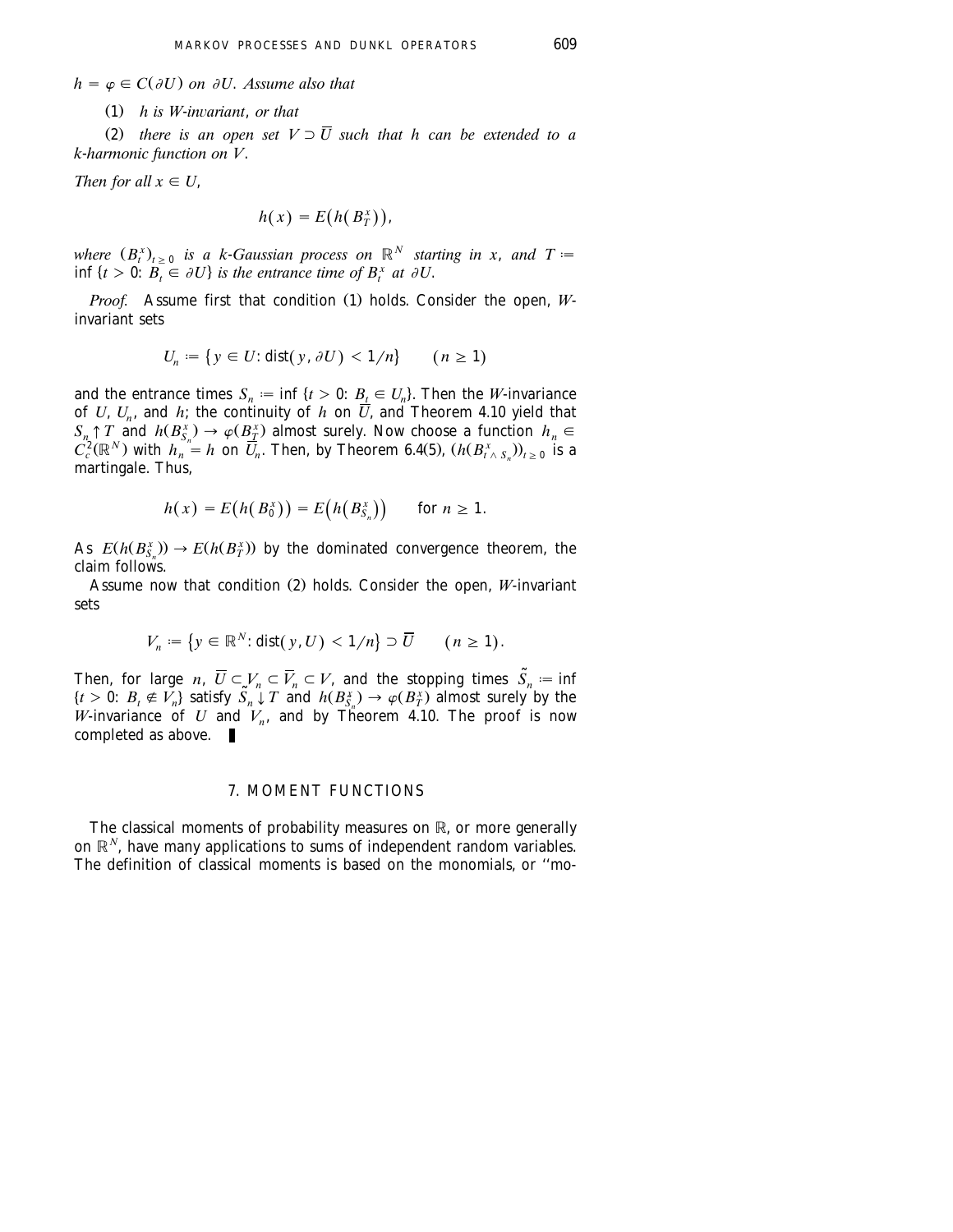$h = \varphi \in C(\partial U)$ *on* $\partial U$. *Assume also that*

(1) *$h$ is $W$-invariant, or that*

(2) *there is an open set $V \supset \overline{U}$ such that $h$ can be extended to a $k$-harmonic function on $V$.*

*Then for all $x \in U$,*

$$h(x) = E\big(h(B_T^x)\big),$$

*where $(B_t^x)_{t \geq 0}$ is a $k$-Gaussian process on $\mathbb{R}^N$ starting in $x$, and $T := \inf\{t > 0: B_t \in \partial U\}$ is the entrance time of $B_t^x$ at $\partial U$.*

*Proof.* Assume first that condition (1) holds. Consider the open, $W$-invariant sets

$$U_n := \{y \in U: \operatorname{dist}(y, \partial U) < 1/n\} \qquad (n \geq 1)$$

and the entrance times $S_n := \inf\{t > 0: B_t \in U_n\}$. Then the $W$-invariance of $U$, $U_n$, and $h$; the continuity of $h$ on $\overline{U}$, and Theorem 4.10 yield that $S_n \uparrow T$ and $h(B_{S_n}^x) \to \varphi(B_T^x)$ almost surely. Now choose a function $h_n \in C_c^2(\mathbb{R}^N)$ with $h_n = h$ on $\overline{U}_n$. Then, by Theorem 6.4(5), $(h(B_{t \wedge S_n}^x))_{t \geq 0}$ is a martingale. Thus,

$$h(x) = E\big(h(B_0^x)\big) = E\Big(h\big(B_{S_n}^x\big)\Big) \qquad \text{for } n \geq 1.$$

As $E(h(B_{S_n}^x)) \to E(h(B_T^x))$ by the dominated convergence theorem, the claim follows.

Assume now that condition (2) holds. Consider the open, $W$-invariant sets

$$V_n := \big\{y \in \mathbb{R}^N: \operatorname{dist}(y, U) < 1/n\big\} \supset \overline{U} \qquad (n \geq 1).$$

Then, for large $n$, $\overline{U} \subset V_n \subset \overline{V}_n \subset V$, and the stopping times $\tilde{S}_n := \inf\{t > 0: B_t \notin V_n\}$ satisfy $\tilde{S}_n \downarrow T$ and $h(B_{\tilde{S}_n}^x) \to \varphi(B_T^x)$ almost surely by the $W$-invariance of $U$ and $V_n$, and by Theorem 4.10. The proof is now completed as above. ∎

## 7. MOMENT FUNCTIONS

The classical moments of probability measures on $\mathbb{R}$, or more generally on $\mathbb{R}^N$, have many applications to sums of independent random variables. The definition of classical moments is based on the monomials, or "mo-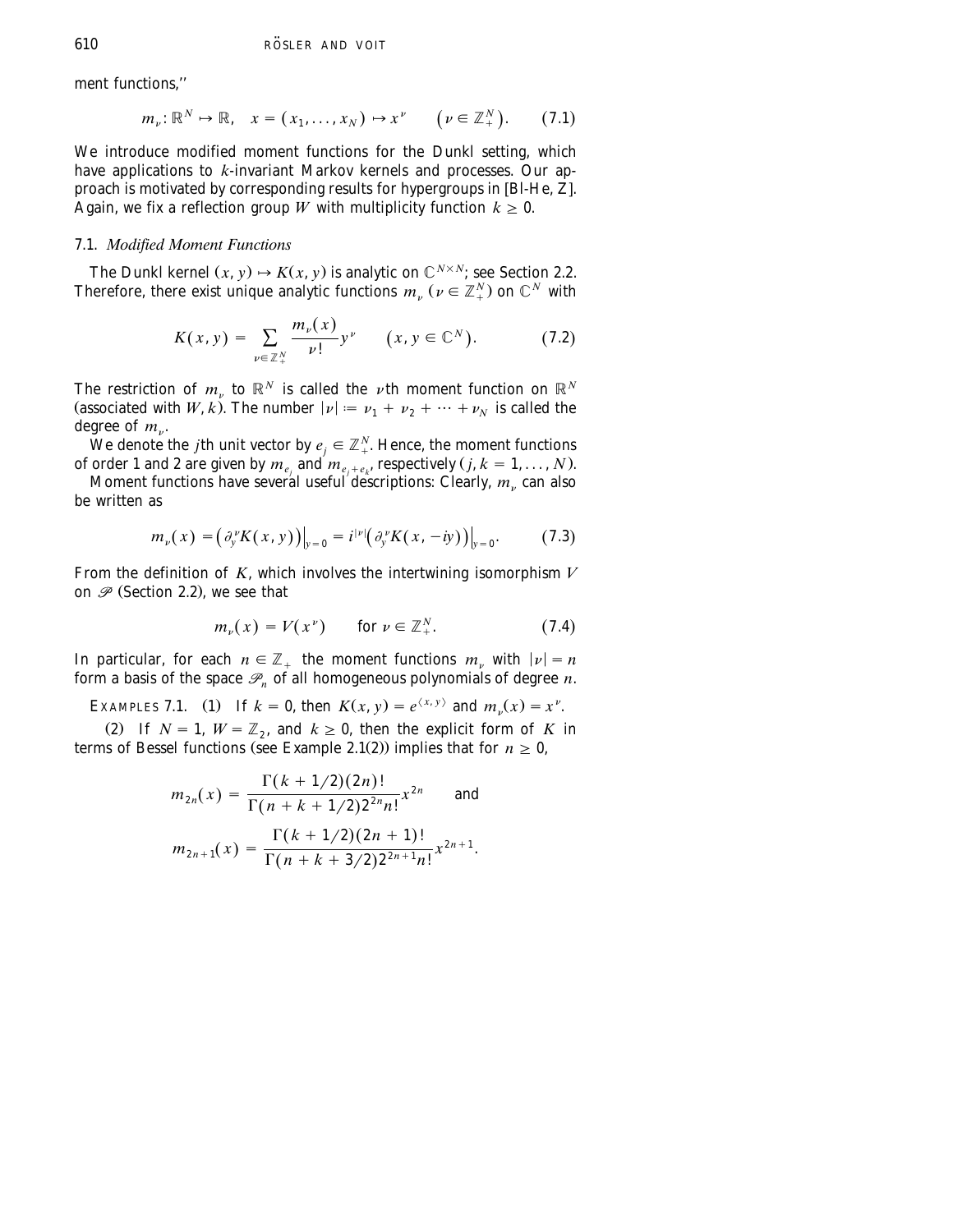ment functions,"

$$m_\nu: \mathbb{R}^N \mapsto \mathbb{R}, \quad x = (x_1, \dots, x_N) \mapsto x^\nu \qquad (\nu \in \mathbb{Z}_+^N). \tag{7.1}$$

We introduce modified moment functions for the Dunkl setting, which have applications to $k$-invariant Markov kernels and processes. Our approach is motivated by corresponding results for hypergroups in [Bl-He, Z]. Again, we fix a reflection group $W$ with multiplicity function $k \geq 0$.

### 7.1. *Modified Moment Functions*

The Dunkl kernel $(x, y) \mapsto K(x, y)$ is analytic on $\mathbb{C}^{N \times N}$; see Section 2.2. Therefore, there exist unique analytic functions $m_\nu$ ($\nu \in \mathbb{Z}_+^N$) on $\mathbb{C}^N$ with

$$K(x, y) = \sum_{\nu \in \mathbb{Z}_+^N} \frac{m_\nu(x)}{\nu!} y^\nu \qquad (x, y \in \mathbb{C}^N). \tag{7.2}$$

The restriction of $m_\nu$ to $\mathbb{R}^N$ is called the $\nu$th moment function on $\mathbb{R}^N$ (associated with $W, k$). The number $|\nu| := \nu_1 + \nu_2 + \cdots + \nu_N$ is called the degree of $m_\nu$.

We denote the $j$th unit vector by $e_j \in \mathbb{Z}_+^N$. Hence, the moment functions of order 1 and 2 are given by $m_{e_j}$ and $m_{e_j + e_k}$, respectively ($j, k = 1, \dots, N$).

Moment functions have several useful descriptions: Clearly, $m_\nu$ can also be written as

$$m_\nu(x) = \left(\partial_y^\nu K(x, y)\right)\Big|_{y=0} = i^{|\nu|}\left(\partial_y^\nu K(x, -iy)\right)\Big|_{y=0}. \tag{7.3}$$

From the definition of $K$, which involves the intertwining isomorphism $V$ on $\mathscr{P}$ (Section 2.2), we see that

$$m_\nu(x) = V(x^\nu) \qquad \text{for } \nu \in \mathbb{Z}_+^N. \tag{7.4}$$

In particular, for each $n \in \mathbb{Z}_+$ the moment functions $m_\nu$ with $|\nu| = n$ form a basis of the space $\mathscr{P}_n$ of all homogeneous polynomials of degree $n$.

EXAMPLES 7.1. (1) If $k = 0$, then $K(x, y) = e^{\langle x, y \rangle}$ and $m_\nu(x) = x^\nu$.

(2) If $N = 1$, $W = \mathbb{Z}_2$, and $k \geq 0$, then the explicit form of $K$ in terms of Bessel functions (see Example 2.1(2)) implies that for $n \geq 0$,

$$m_{2n}(x) = \frac{\Gamma(k + 1/2)(2n)!}{\Gamma(n + k + 1/2)2^{2n} n!} x^{2n} \qquad \text{and}$$

$$m_{2n+1}(x) = \frac{\Gamma(k + 1/2)(2n + 1)!}{\Gamma(n + k + 3/2)2^{2n+1} n!} x^{2n+1}.$$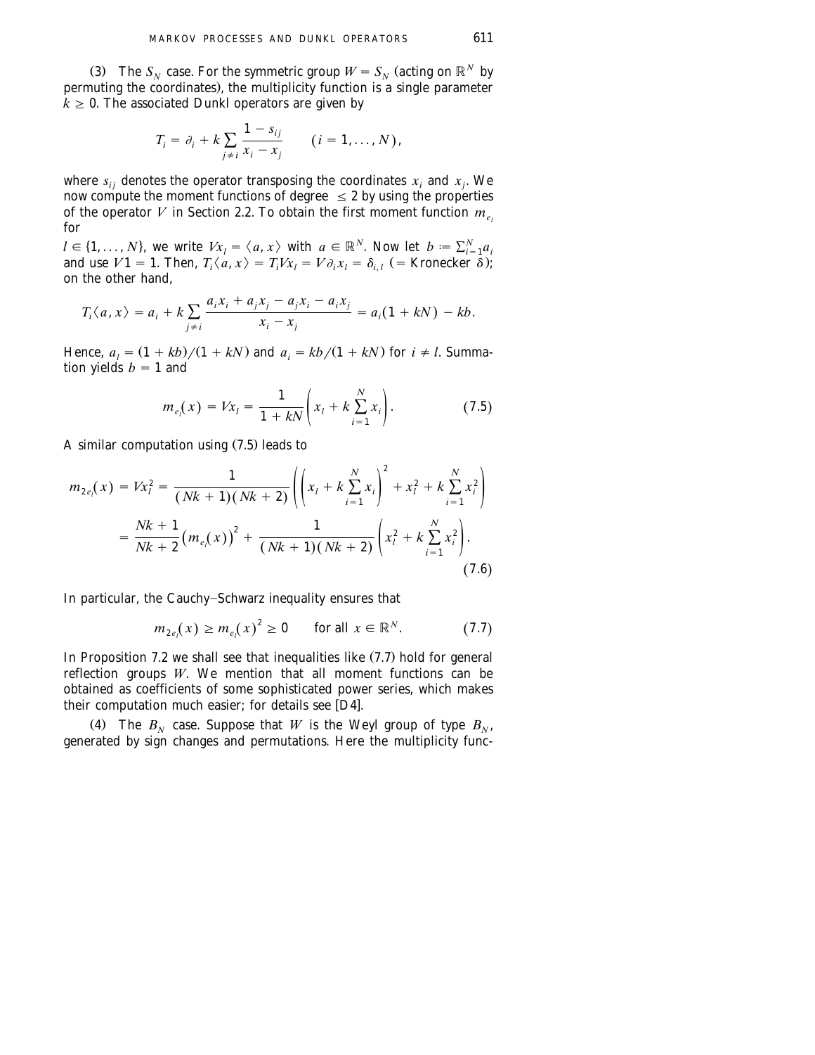(3) The $S_N$ case. For the symmetric group $W = S_N$ (acting on $\mathbb{R}^N$ by permuting the coordinates), the multiplicity function is a single parameter $k \geq 0$. The associated Dunkl operators are given by

$$T_i = \partial_i + k \sum_{j \neq i} \frac{1 - s_{ij}}{x_i - x_j} \qquad (i = 1, \ldots, N),$$

where $s_{ij}$ denotes the operator transposing the coordinates $x_i$ and $x_j$. We now compute the moment functions of degree $\leq 2$ by using the properties of the operator $V$ in Section 2.2. To obtain the first moment function $m_{e_l}$ for $l \in \{1, \ldots, N\}$, we write $Vx_l = \langle a, x \rangle$ with $a \in \mathbb{R}^N$. Now let $b := \sum_{i=1}^N a_i$ and use $V1 = 1$. Then, $T_i \langle a, x \rangle = T_i V x_l = V \partial_i x_l = \delta_{i,l}$ (= Kronecker $\delta$); on the other hand,

$$T_i \langle a, x \rangle = a_i + k \sum_{j \neq i} \frac{a_i x_i + a_j x_j - a_j x_i - a_i x_j}{x_i - x_j} = a_i(1 + kN) - kb.$$

Hence, $a_l = (1 + kb)/(1 + kN)$ and $a_i = kb/(1 + kN)$ for $i \neq l$. Summation yields $b = 1$ and

$$m_{e_l}(x) = Vx_l = \frac{1}{1 + kN} \left( x_l + k \sum_{i=1}^N x_i \right). \tag{7.5}$$

A similar computation using (7.5) leads to

$$\begin{aligned} m_{2e_l}(x) = Vx_l^2 &= \frac{1}{(Nk+1)(Nk+2)} \left( \left( x_l + k \sum_{i=1}^N x_i \right)^2 + x_l^2 + k \sum_{i=1}^N x_i^2 \right) \\ &= \frac{Nk+1}{Nk+2} \big( m_{e_l}(x) \big)^2 + \frac{1}{(Nk+1)(Nk+2)} \left( x_l^2 + k \sum_{i=1}^N x_i^2 \right). \end{aligned} \tag{7.6}$$

In particular, the Cauchy–Schwarz inequality ensures that

$$m_{2e_l}(x) \geq m_{e_l}(x)^2 \geq 0 \qquad \text{for all } x \in \mathbb{R}^N. \tag{7.7}$$

In Proposition 7.2 we shall see that inequalities like (7.7) hold for general reflection groups $W$. We mention that all moment functions can be obtained as coefficients of some sophisticated power series, which makes their computation much easier; for details see [D4].

(4) The $B_N$ case. Suppose that $W$ is the Weyl group of type $B_N$, generated by sign changes and permutations. Here the multiplicity func-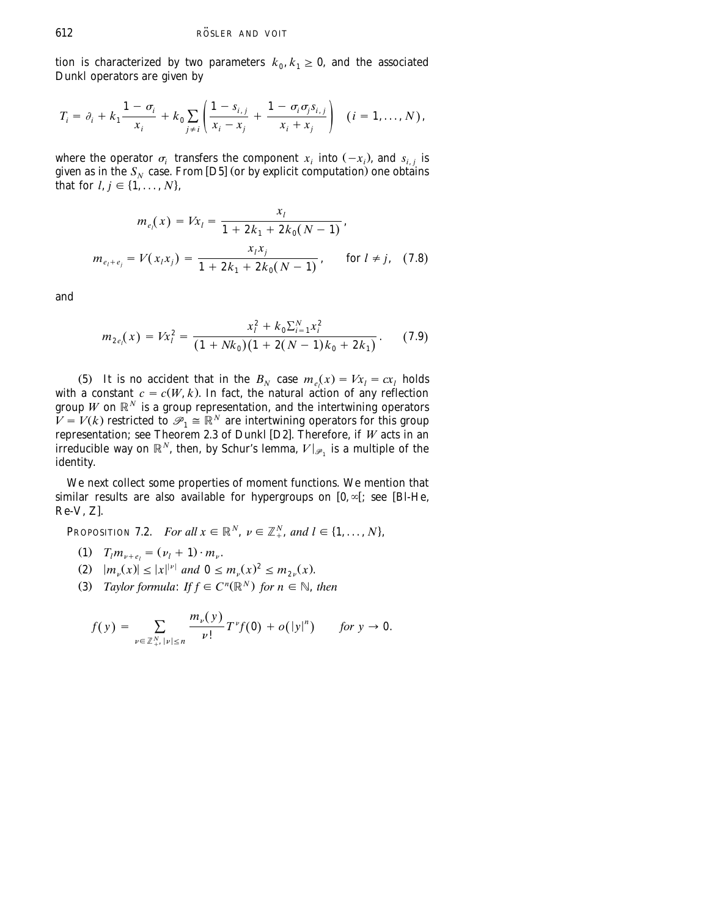tion is characterized by two parameters $k_0, k_1 \geq 0$, and the associated Dunkl operators are given by

$$T_i = \partial_i + k_1 \frac{1 - \sigma_i}{x_i} + k_0 \sum_{j \neq i} \left( \frac{1 - s_{i,j}}{x_i - x_j} + \frac{1 - \sigma_i \sigma_j s_{i,j}}{x_i + x_j} \right) \quad (i = 1, \ldots, N),$$

where the operator $\sigma_i$ transfers the component $x_i$ into $(-x_i)$, and $s_{i,j}$ is given as in the $S_N$ case. From [D5] (or by explicit computation) one obtains that for $l, j \in \{1, \ldots, N\}$,

$$m_{e_l}(x) = Vx_l = \frac{x_l}{1 + 2k_1 + 2k_0(N-1)},$$

$$m_{e_l + e_j} = V(x_l x_j) = \frac{x_l x_j}{1 + 2k_1 + 2k_0(N-1)}, \qquad \text{for } l \neq j, \quad (7.8)$$

and

$$m_{2e_l}(x) = Vx_l^2 = \frac{x_l^2 + k_0 \sum_{i=1}^N x_i^2}{(1 + Nk_0)(1 + 2(N-1)k_0 + 2k_1)}. \qquad (7.9)$$

(5) It is no accident that in the $B_N$ case $m_{e_l}(x) = Vx_l = cx_l$ holds with a constant $c = c(W, k)$. In fact, the natural action of any reflection group $W$ on $\mathbb{R}^N$ is a group representation, and the intertwining operators $V = V(k)$ restricted to $\mathscr{P}_1 \cong \mathbb{R}^N$ are intertwining operators for this group representation; see Theorem 2.3 of Dunkl [D2]. Therefore, if $W$ acts in an irreducible way on $\mathbb{R}^N$, then, by Schur's lemma, $V|_{\mathscr{P}_1}$ is a multiple of the identity.

We next collect some properties of moment functions. We mention that similar results are also available for hypergroups on $[0, \infty[$; see [Bl-He, Re-V, Z].

Proposition 7.2. *For all $x \in \mathbb{R}^N$, $\nu \in \mathbb{Z}_+^N$, and $l \in \{1, \ldots, N\}$,*

(1) $T_l m_{\nu + e_l} = (\nu_l + 1) \cdot m_\nu$.

(2) $|m_\nu(x)| \leq |x|^{|\nu|}$ *and* $0 \leq m_\nu(x)^2 \leq m_{2\nu}(x)$.

(3) *Taylor formula: If $f \in C^n(\mathbb{R}^N)$ for $n \in \mathbb{N}$, then*

$$f(y) = \sum_{\nu \in \mathbb{Z}_+^N, |\nu| \leq n} \frac{m_\nu(y)}{\nu!} T^\nu f(0) + o(|y|^n) \qquad \text{for } y \to 0.$$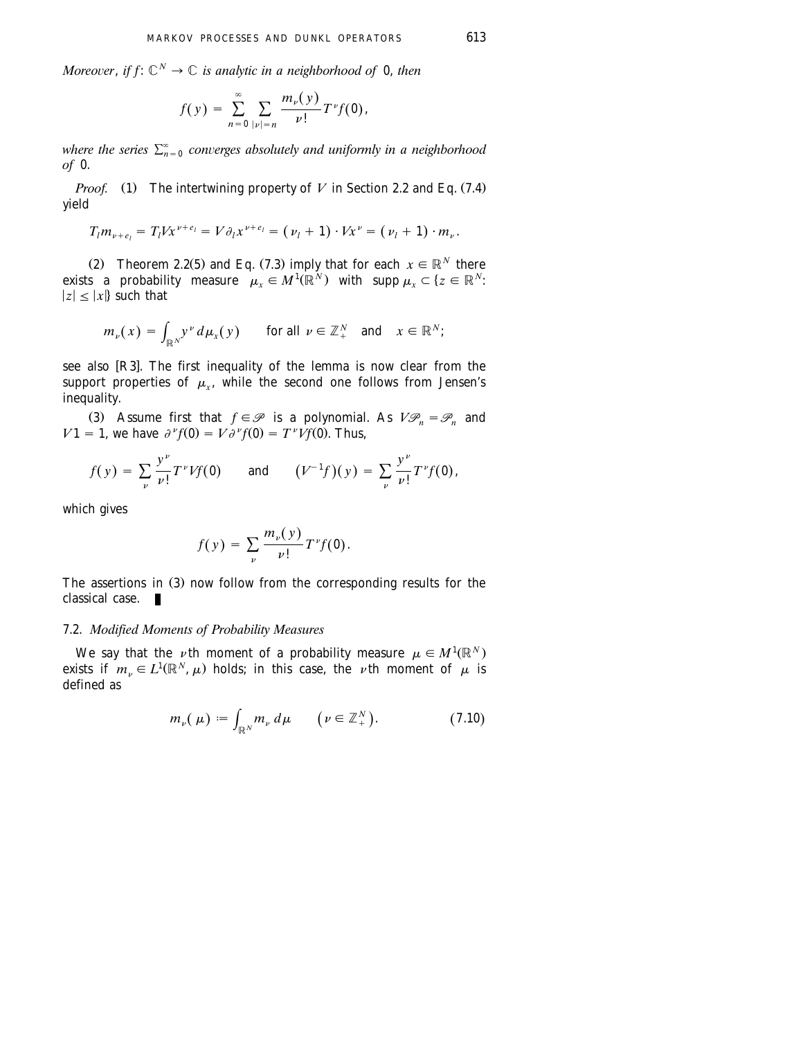*Moreover, if $f: \mathbb{C}^N \to \mathbb{C}$ is analytic in a neighborhood of 0, then*

$$f(y) = \sum_{n=0}^{\infty} \sum_{|\nu|=n} \frac{m_\nu(y)}{\nu!} T^\nu f(0),$$

*where the series $\sum_{n=0}^{\infty}$ converges absolutely and uniformly in a neighborhood of 0.*

*Proof.* (1) The intertwining property of $V$ in Section 2.2 and Eq. (7.4) yield

$$T_l m_{\nu+e_l} = T_l V x^{\nu+e_l} = V \partial_l x^{\nu+e_l} = (\nu_l + 1) \cdot V x^\nu = (\nu_l + 1) \cdot m_\nu.$$

(2) Theorem 2.2(5) and Eq. (7.3) imply that for each $x \in \mathbb{R}^N$ there exists a probability measure $\mu_x \in M^1(\mathbb{R}^N)$ with $\operatorname{supp} \mu_x \subset \{z \in \mathbb{R}^N: |z| \le |x|\}$ such that

$$m_\nu(x) = \int_{\mathbb{R}^N} y^\nu \, d\mu_x(y) \qquad \text{for all } \nu \in \mathbb{Z}_+^N \quad \text{and} \quad x \in \mathbb{R}^N;$$

see also [R3]. The first inequality of the lemma is now clear from the support properties of $\mu_x$, while the second one follows from Jensen's inequality.

(3) Assume first that $f \in \mathscr{P}$ is a polynomial. As $V\mathscr{P}_n = \mathscr{P}_n$ and $V1 = 1$, we have $\partial^\nu f(0) = V \partial^\nu f(0) = T^\nu V f(0)$. Thus,

$$f(y) = \sum_\nu \frac{y^\nu}{\nu!} T^\nu V f(0) \qquad \text{and} \qquad (V^{-1} f)(y) = \sum_\nu \frac{y^\nu}{\nu!} T^\nu f(0),$$

which gives

$$f(y) = \sum_\nu \frac{m_\nu(y)}{\nu!} T^\nu f(0).$$

The assertions in (3) now follow from the corresponding results for the classical case. ∎

### 7.2. *Modified Moments of Probability Measures*

We say that the $\nu$th moment of a probability measure $\mu \in M^1(\mathbb{R}^N)$ exists if $m_\nu \in L^1(\mathbb{R}^N, \mu)$ holds; in this case, the $\nu$th moment of $\mu$ is defined as

$$m_\nu(\mu) := \int_{\mathbb{R}^N} m_\nu \, d\mu \qquad (\nu \in \mathbb{Z}_+^N). \tag{7.10}$$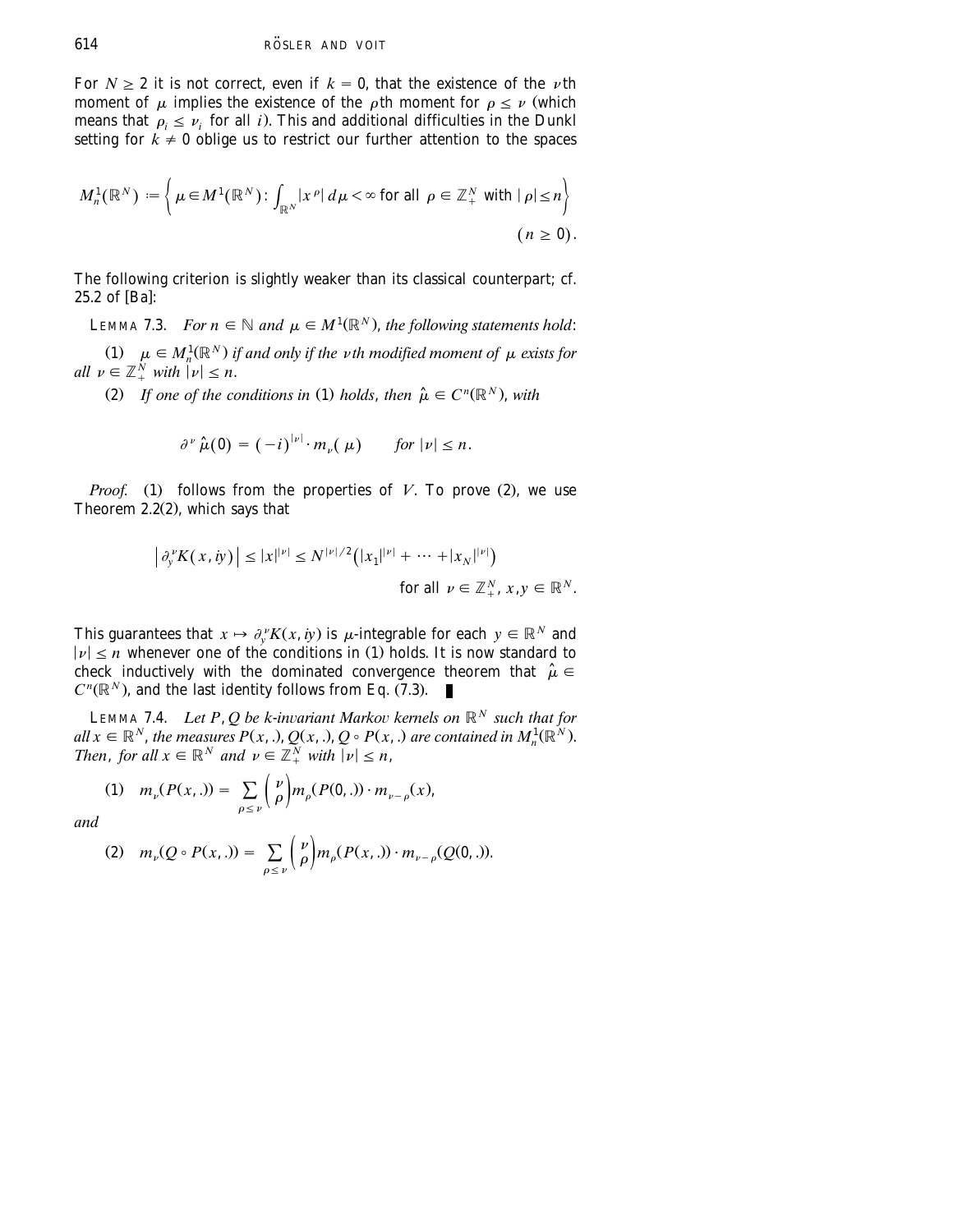For $N \geq 2$ it is not correct, even if $k = 0$, that the existence of the $\nu$th moment of $\mu$ implies the existence of the $\rho$th moment for $\rho \leq \nu$ (which means that $\rho_i \leq \nu_i$ for all $i$). This and additional difficulties in the Dunkl setting for $k \neq 0$ oblige us to restrict our further attention to the spaces

$$M_n^1(\mathbb{R}^N) := \left\{ \mu \in M^1(\mathbb{R}^N) : \int_{\mathbb{R}^N} |x^\rho| \, d\mu < \infty \text{ for all } \rho \in \mathbb{Z}_+^N \text{ with } |\rho| \leq n \right\} \qquad (n \geq 0).$$

The following criterion is slightly weaker than its classical counterpart; cf. 25.2 of [Ba]:

**Lemma 7.3.** *For $n \in \mathbb{N}$ and $\mu \in M^1(\mathbb{R}^N)$, the following statements hold*:

(1) *$\mu \in M_n^1(\mathbb{R}^N)$ if and only if the $\nu$th modified moment of $\mu$ exists for all $\nu \in \mathbb{Z}_+^N$ with $|\nu| \leq n$.*

(2) *If one of the conditions in* (1) *holds, then $\hat{\mu} \in C^n(\mathbb{R}^N)$, with*

$$\partial^\nu \hat{\mu}(0) = (-i)^{|\nu|} \cdot m_\nu(\mu) \qquad \textit{for } |\nu| \leq n.$$

*Proof.* (1) follows from the properties of $V$. To prove (2), we use Theorem 2.2(2), which says that

$$\left| \partial_y^\nu K(x, iy) \right| \leq |x|^{|\nu|} \leq N^{|\nu|/2} \left( |x_1|^{|\nu|} + \cdots + |x_N|^{|\nu|} \right) \qquad \text{for all } \nu \in \mathbb{Z}_+^N,\ x, y \in \mathbb{R}^N.$$

This guarantees that $x \mapsto \partial_y^\nu K(x, iy)$ is $\mu$-integrable for each $y \in \mathbb{R}^N$ and $|\nu| \leq n$ whenever one of the conditions in (1) holds. It is now standard to check inductively with the dominated convergence theorem that $\hat{\mu} \in C^n(\mathbb{R}^N)$, and the last identity follows from Eq. (7.3). ∎

**Lemma 7.4.** *Let $P, Q$ be $k$-invariant Markov kernels on $\mathbb{R}^N$ such that for all $x \in \mathbb{R}^N$, the measures $P(x, .), Q(x, .), Q \circ P(x, .)$ are contained in $M_n^1(\mathbb{R}^N)$. Then, for all $x \in \mathbb{R}^N$ and $\nu \in \mathbb{Z}_+^N$ with $|\nu| \leq n$,*

(1) $$m_\nu(P(x, .)) = \sum_{\rho \leq \nu} \binom{\nu}{\rho} m_\rho(P(0, .)) \cdot m_{\nu - \rho}(x),$$

*and*

(2) $$m_\nu(Q \circ P(x, .)) = \sum_{\rho \leq \nu} \binom{\nu}{\rho} m_\rho(P(x, .)) \cdot m_{\nu - \rho}(Q(0, .)).$$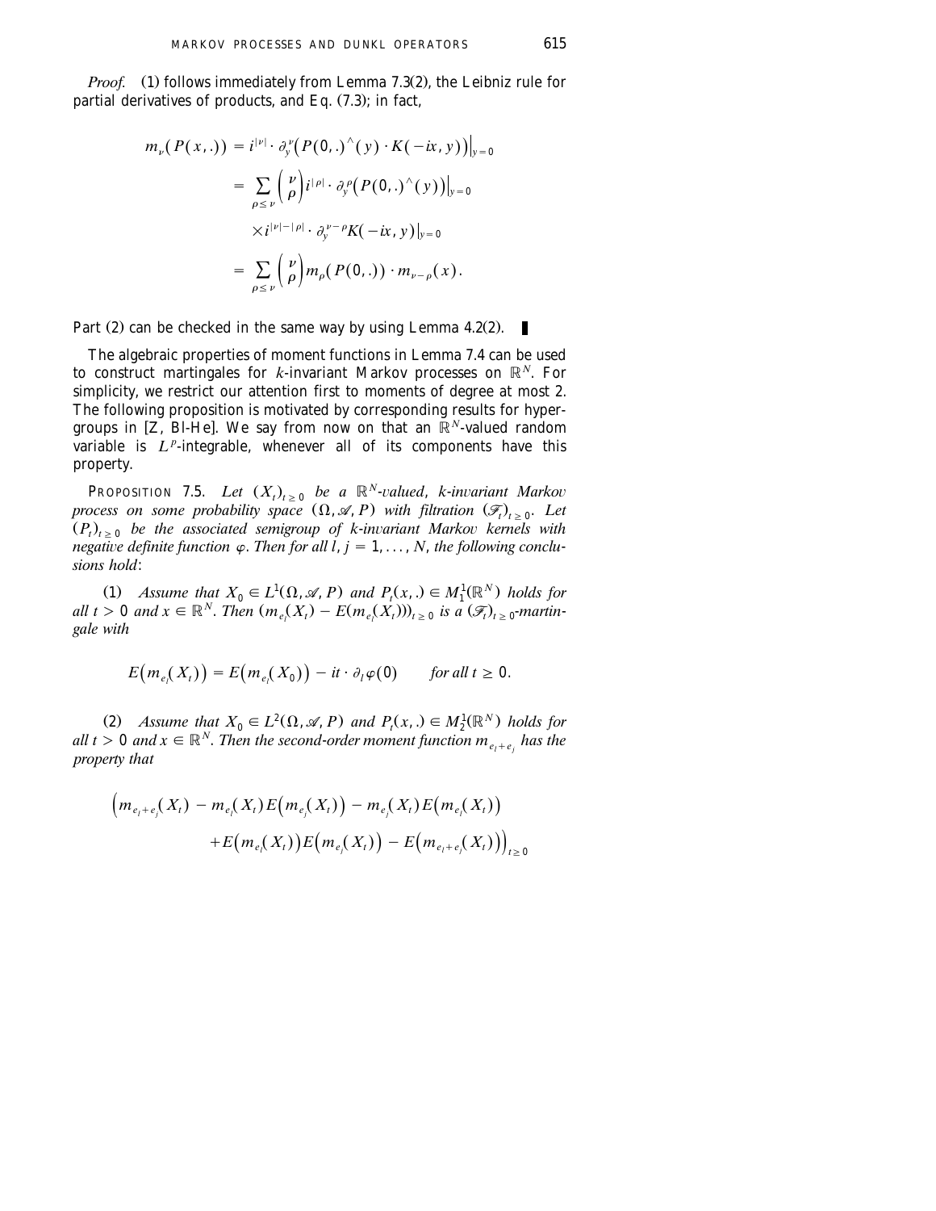*Proof.* (1) follows immediately from Lemma 7.3(2), the Leibniz rule for partial derivatives of products, and Eq. (7.3); in fact,

$$
\begin{aligned}
m_\nu(P(x,.)) &= i^{|\nu|} \cdot \partial_y^\nu \big( P(0,.)^\wedge(y) \cdot K(-ix, y) \big)\big|_{y=0} \\
&= \sum_{\rho \le \nu} \binom{\nu}{\rho} i^{|\rho|} \cdot \partial_y^\rho \big( P(0,.)^\wedge(y) \big)\big|_{y=0} \\
&\quad \times i^{|\nu|-|\rho|} \cdot \partial_y^{\nu-\rho} K(-ix, y)|_{y=0} \\
&= \sum_{\rho \le \nu} \binom{\nu}{\rho} m_\rho(P(0,.)) \cdot m_{\nu-\rho}(x).
\end{aligned}
$$

Part (2) can be checked in the same way by using Lemma 4.2(2). ∎

The algebraic properties of moment functions in Lemma 7.4 can be used to construct martingales for $k$-invariant Markov processes on $\mathbb{R}^N$. For simplicity, we restrict our attention first to moments of degree at most 2. The following proposition is motivated by corresponding results for hypergroups in [Z, Bl-He]. We say from now on that an $\mathbb{R}^N$-valued random variable is $L^p$-integrable, whenever all of its components have this property.

PROPOSITION 7.5. *Let $(X_t)_{t\ge 0}$ be a $\mathbb{R}^N$-valued, k-invariant Markov process on some probability space $(\Omega, \mathscr{A}, P)$ with filtration $(\mathscr{F}_t)_{t\ge 0}$. Let $(P_t)_{t\ge 0}$ be the associated semigroup of k-invariant Markov kernels with negative definite function $\varphi$. Then for all $l, j = 1, \ldots, N$, the following conclusions hold*:

(1) *Assume that $X_0 \in L^1(\Omega, \mathscr{A}, P)$ and $P_t(x,.) \in M_1^1(\mathbb{R}^N)$ holds for all $t > 0$ and $x \in \mathbb{R}^N$. Then $(m_{e_l}(X_t) - E(m_{e_l}(X_t)))_{t\ge 0}$ is a $(\mathscr{F}_t)_{t\ge 0}$-martingale with*

$$E\big(m_{e_l}(X_t)\big) = E\big(m_{e_l}(X_0)\big) - it \cdot \partial_l \varphi(0) \qquad \textit{for all } t \ge 0.$$

(2) *Assume that $X_0 \in L^2(\Omega, \mathscr{A}, P)$ and $P_t(x,.) \in M_2^1(\mathbb{R}^N)$ holds for all $t > 0$ and $x \in \mathbb{R}^N$. Then the second-order moment function $m_{e_l+e_j}$ has the property that*

$$
\Big( m_{e_l+e_j}(X_t) - m_{e_l}(X_t) E\big(m_{e_j}(X_t)\big) - m_{e_j}(X_t) E\big(m_{e_l}(X_t)\big) + E\big(m_{e_l}(X_t)\big) E\big(m_{e_j}(X_t)\big) - E\big(m_{e_l+e_j}(X_t)\big) \Big)_{t\ge 0}
$$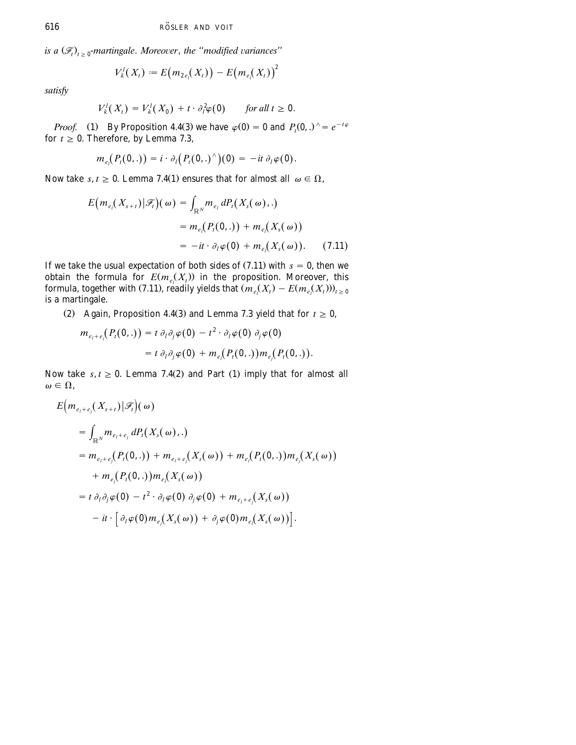*is a $(\mathcal{F}_t)_{t\geq 0}$-martingale. Moreover, the "modified variances"*

$$V_k^l(X_t) := E\big(m_{2e_l}(X_t)\big) - E\big(m_{e_l}(X_t)\big)^2$$

*satisfy*

$$V_k^l(X_t) = V_k^l(X_0) + t \cdot \partial_l^2 \varphi(0) \qquad \textit{for all } t \geq 0.$$

*Proof.* (1) By Proposition 4.4(3) we have $\varphi(0) = 0$ and $P_t(0,.)^\wedge = e^{-t\varphi}$ for $t \geq 0$. Therefore, by Lemma 7.3,

$$m_{e_l}\big(P_t(0,.)\big) = i \cdot \partial_l\big(P_t(0,.)^\wedge\big)(0) = -it\,\partial_l \varphi(0).$$

Now take $s, t \geq 0$. Lemma 7.4(1) ensures that for almost all $\omega \in \Omega$,

$$\begin{aligned} E\big(m_{e_l}(X_{s+t})|\mathcal{F}_t\big)(\omega) &= \int_{\mathbb{R}^N} m_{e_l}\, dP_t(X_s(\omega),.) \\ &= m_{e_l}\big(P_t(0,.)\big) + m_{e_l}\big(X_s(\omega)\big) \\ &= -it \cdot \partial_l \varphi(0) + m_{e_l}\big(X_s(\omega)\big). \qquad (7.11) \end{aligned}$$

If we take the usual expectation of both sides of (7.11) with $s = 0$, then we obtain the formula for $E(m_{e_l}(X_t))$ in the proposition. Moreover, this formula, together with (7.11), readily yields that $(m_{e_l}(X_t) - E(m_{e_l}(X_t)))_{t\geq 0}$ is a martingale.

(2) Again, Proposition 4.4(3) and Lemma 7.3 yield that for $t \geq 0$,

$$\begin{aligned} m_{e_l+e_j}\big(P_t(0,.)\big) &= t\,\partial_l\partial_j\varphi(0) - t^2 \cdot \partial_l\varphi(0)\,\partial_j\varphi(0) \\ &= t\,\partial_l\partial_j\varphi(0) + m_{e_l}\big(P_t(0,.)\big)m_{e_j}\big(P_t(0,.)\big). \end{aligned}$$

Now take $s, t \geq 0$. Lemma 7.4(2) and Part (1) imply that for almost all $\omega \in \Omega$,

$$\begin{aligned} &E\Big(m_{e_l+e_j}(X_{s+t})|\mathcal{F}_t\Big)(\omega) \\ &\quad= \int_{\mathbb{R}^N} m_{e_l+e_j}\, dP_t(X_s(\omega),.) \\ &\quad= m_{e_l+e_j}\big(P_t(0,.)\big) + m_{e_l+e_j}\big(X_s(\omega)\big) + m_{e_l}\big(P_t(0,.)\big)m_{e_j}\big(X_s(\omega)\big) \\ &\qquad + m_{e_j}\big(P_t(0,.)\big)m_{e_l}\big(X_s(\omega)\big) \\ &\quad= t\,\partial_l\partial_j\varphi(0) - t^2 \cdot \partial_l\varphi(0)\,\partial_j\varphi(0) + m_{e_l+e_j}\big(X_s(\omega)\big) \\ &\qquad - it \cdot \Big[\partial_l\varphi(0)m_{e_j}\big(X_s(\omega)\big) + \partial_j\varphi(0)m_{e_l}\big(X_s(\omega)\big)\Big]. \end{aligned}$$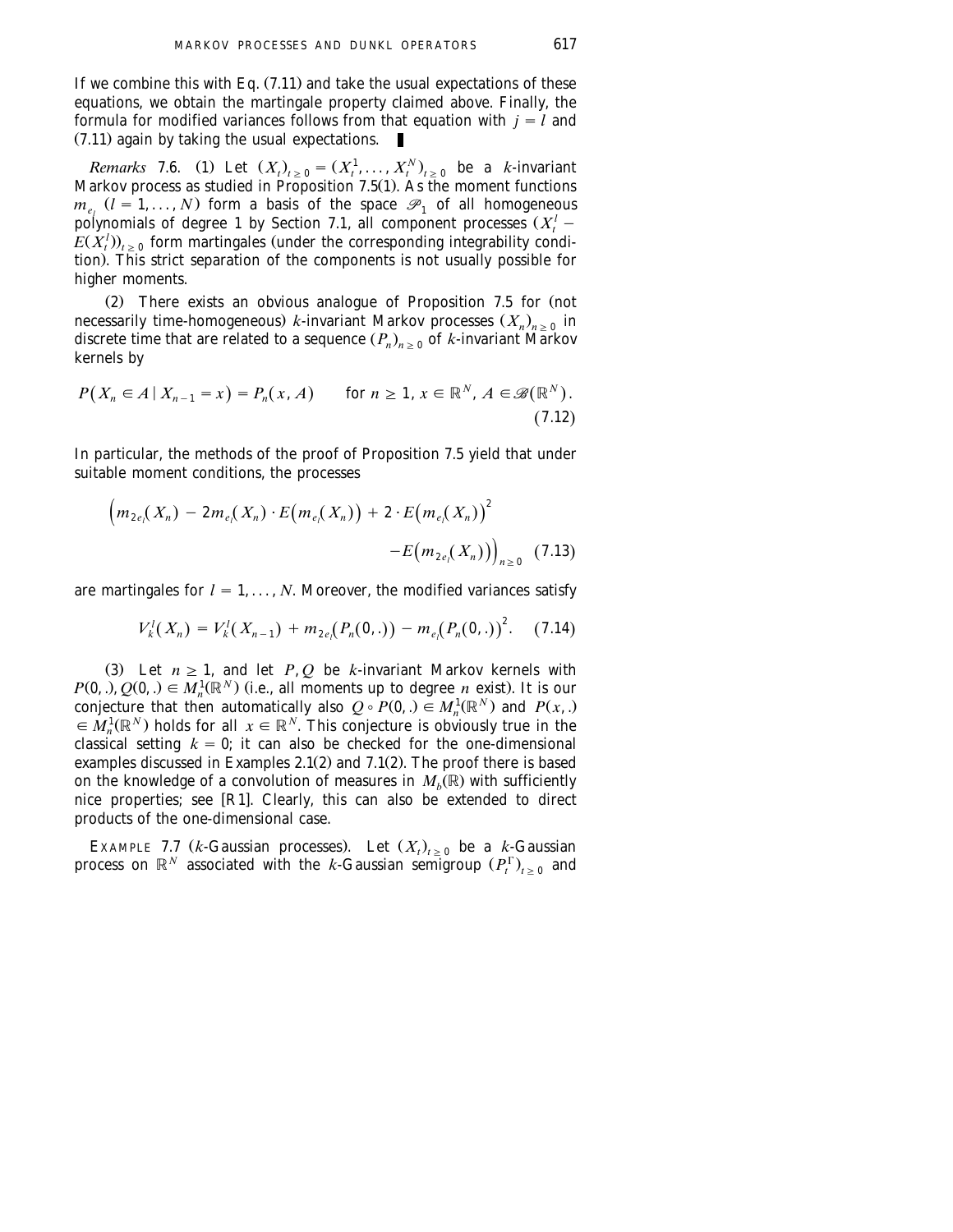If we combine this with Eq. (7.11) and take the usual expectations of these equations, we obtain the martingale property claimed above. Finally, the formula for modified variances follows from that equation with $j = l$ and (7.11) again by taking the usual expectations. ∎

*Remarks* 7.6. (1) Let $(X_t)_{t\geq 0} = (X_t^1, \ldots, X_t^N)_{t\geq 0}$ be a $k$-invariant Markov process as studied in Proposition 7.5(1). As the moment functions $m_{e_l}$ $(l = 1, \ldots, N)$ form a basis of the space $\mathscr{P}_1$ of all homogeneous polynomials of degree 1 by Section 7.1, all component processes $(X_t^l - E(X_t^l))_{t\geq 0}$ form martingales (under the corresponding integrability condition). This strict separation of the components is not usually possible for higher moments.

(2) There exists an obvious analogue of Proposition 7.5 for (not necessarily time-homogeneous) $k$-invariant Markov processes $(X_n)_{n\geq 0}$ in discrete time that are related to a sequence $(P_n)_{n\geq 0}$ of $k$-invariant Markov kernels by

$$P(X_n \in A \mid X_{n-1} = x) = P_n(x, A) \qquad \text{for } n \geq 1,\, x \in \mathbb{R}^N,\, A \in \mathscr{B}(\mathbb{R}^N). \tag{7.12}$$

In particular, the methods of the proof of Proposition 7.5 yield that under suitable moment conditions, the processes

$$\Big( m_{2e_l}(X_n) - 2m_{e_l}(X_n)\cdot E\big(m_{e_l}(X_n)\big) + 2\cdot E\big(m_{e_l}(X_n)\big)^2 - E\big(m_{2e_l}(X_n)\big)\Big)_{n\geq 0} \tag{7.13}$$

are martingales for $l = 1, \ldots, N$. Moreover, the modified variances satisfy

$$V_k^l(X_n) = V_k^l(X_{n-1}) + m_{2e_l}\big(P_n(0,.)\big) - m_{e_l}\big(P_n(0,.)\big)^2. \tag{7.14}$$

(3) Let $n \geq 1$, and let $P, Q$ be $k$-invariant Markov kernels with $P(0,.), Q(0,.) \in M_n^1(\mathbb{R}^N)$ (i.e., all moments up to degree $n$ exist). It is our conjecture that then automatically also $Q \circ P(0,.) \in M_n^1(\mathbb{R}^N)$ and $P(x,.) \in M_n^1(\mathbb{R}^N)$ holds for all $x \in \mathbb{R}^N$. This conjecture is obviously true in the classical setting $k = 0$; it can also be checked for the one-dimensional examples discussed in Examples 2.1(2) and 7.1(2). The proof there is based on the knowledge of a convolution of measures in $M_b(\mathbb{R})$ with sufficiently nice properties; see [R1]. Clearly, this can also be extended to direct products of the one-dimensional case.

EXAMPLE 7.7 ($k$-Gaussian processes). Let $(X_t)_{t\geq 0}$ be a $k$-Gaussian process on $\mathbb{R}^N$ associated with the $k$-Gaussian semigroup $(P_t^\Gamma)_{t\geq 0}$ and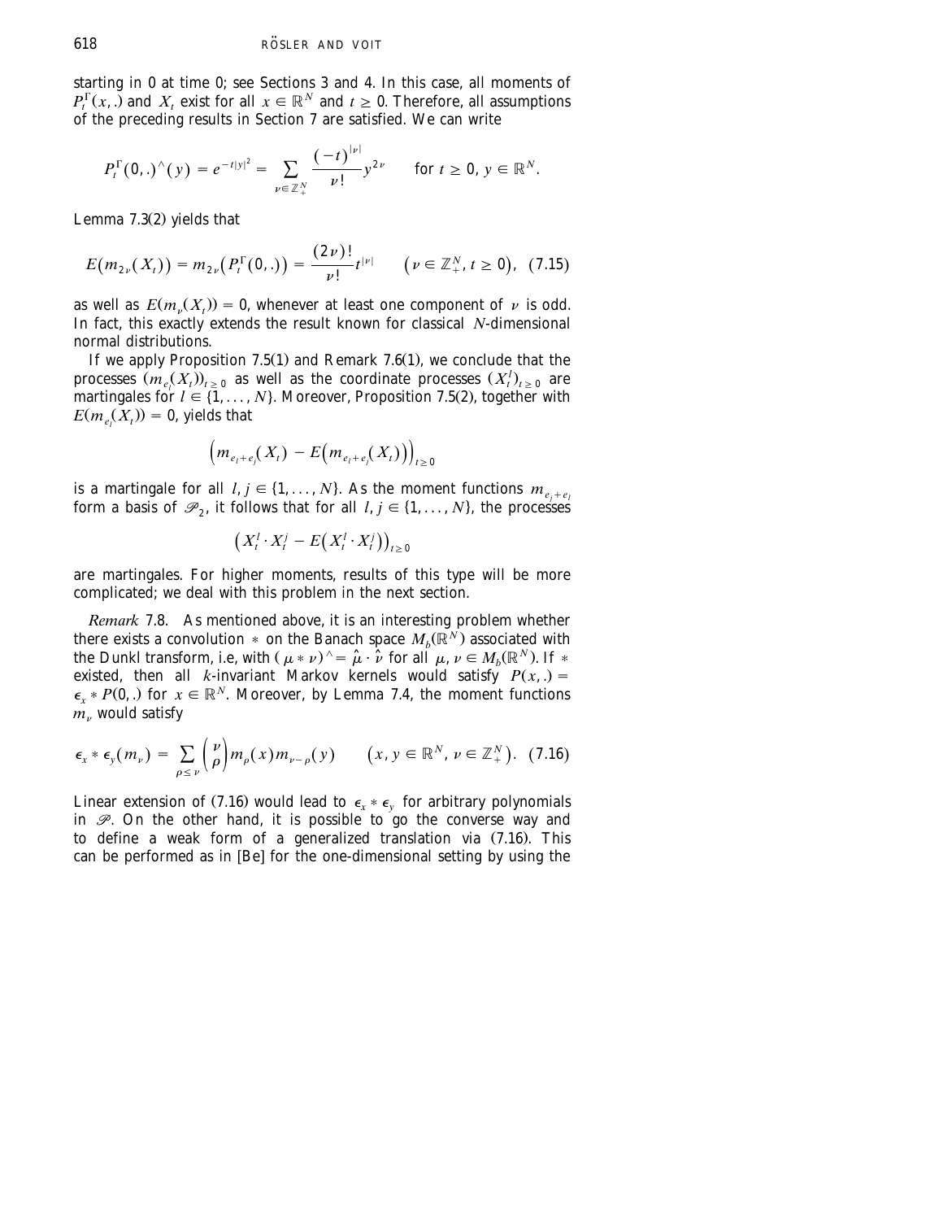starting in 0 at time 0; see Sections 3 and 4. In this case, all moments of $P_t^\Gamma(x, .)$ and $X_t$ exist for all $x \in \mathbb{R}^N$ and $t \geq 0$. Therefore, all assumptions of the preceding results in Section 7 are satisfied. We can write

$$P_t^\Gamma(0, .)^\wedge(y) = e^{-t|y|^2} = \sum_{\nu \in \mathbb{Z}_+^N} \frac{(-t)^{|\nu|}}{\nu!} y^{2\nu} \qquad \text{for } t \geq 0,\ y \in \mathbb{R}^N.$$

Lemma 7.3(2) yields that

$$E(m_{2\nu}(X_t)) = m_{2\nu}(P_t^\Gamma(0, .)) = \frac{(2\nu)!}{\nu!} t^{|\nu|} \qquad (\nu \in \mathbb{Z}_+^N,\ t \geq 0), \quad (7.15)$$

as well as $E(m_\nu(X_t)) = 0$, whenever at least one component of $\nu$ is odd. In fact, this exactly extends the result known for classical $N$-dimensional normal distributions.

If we apply Proposition 7.5(1) and Remark 7.6(1), we conclude that the processes $(m_{e_l}(X_t))_{t \geq 0}$ as well as the coordinate processes $(X_t^l)_{t \geq 0}$ are martingales for $l \in \{1, \ldots, N\}$. Moreover, Proposition 7.5(2), together with $E(m_{e_l}(X_t)) = 0$, yields that

$$\left(m_{e_l + e_j}(X_t) - E\left(m_{e_l + e_j}(X_t)\right)\right)_{t \geq 0}$$

is a martingale for all $l, j \in \{1, \ldots, N\}$. As the moment functions $m_{e_j + e_l}$ form a basis of $\mathscr{P}_2$, it follows that for all $l, j \in \{1, \ldots, N\}$, the processes

$$\left(X_t^l \cdot X_t^j - E\left(X_t^l \cdot X_t^j\right)\right)_{t \geq 0}$$

are martingales. For higher moments, results of this type will be more complicated; we deal with this problem in the next section.

*Remark* 7.8. As mentioned above, it is an interesting problem whether there exists a convolution $*$ on the Banach space $M_b(\mathbb{R}^N)$ associated with the Dunkl transform, i.e, with $(\mu * \nu)^\wedge = \hat{\mu} \cdot \hat{\nu}$ for all $\mu, \nu \in M_b(\mathbb{R}^N)$. If $*$ existed, then all $k$-invariant Markov kernels would satisfy $P(x, .) = \epsilon_x * P(0, .)$ for $x \in \mathbb{R}^N$. Moreover, by Lemma 7.4, the moment functions $m_\nu$ would satisfy

$$\epsilon_x * \epsilon_y(m_\nu) = \sum_{\rho \leq \nu} \binom{\nu}{\rho} m_\rho(x) m_{\nu - \rho}(y) \qquad (x, y \in \mathbb{R}^N,\ \nu \in \mathbb{Z}_+^N). \quad (7.16)$$

Linear extension of (7.16) would lead to $\epsilon_x * \epsilon_y$ for arbitrary polynomials in $\mathscr{P}$. On the other hand, it is possible to go the converse way and to define a weak form of a generalized translation via (7.16). This can be performed as in [Be] for the one-dimensional setting by using the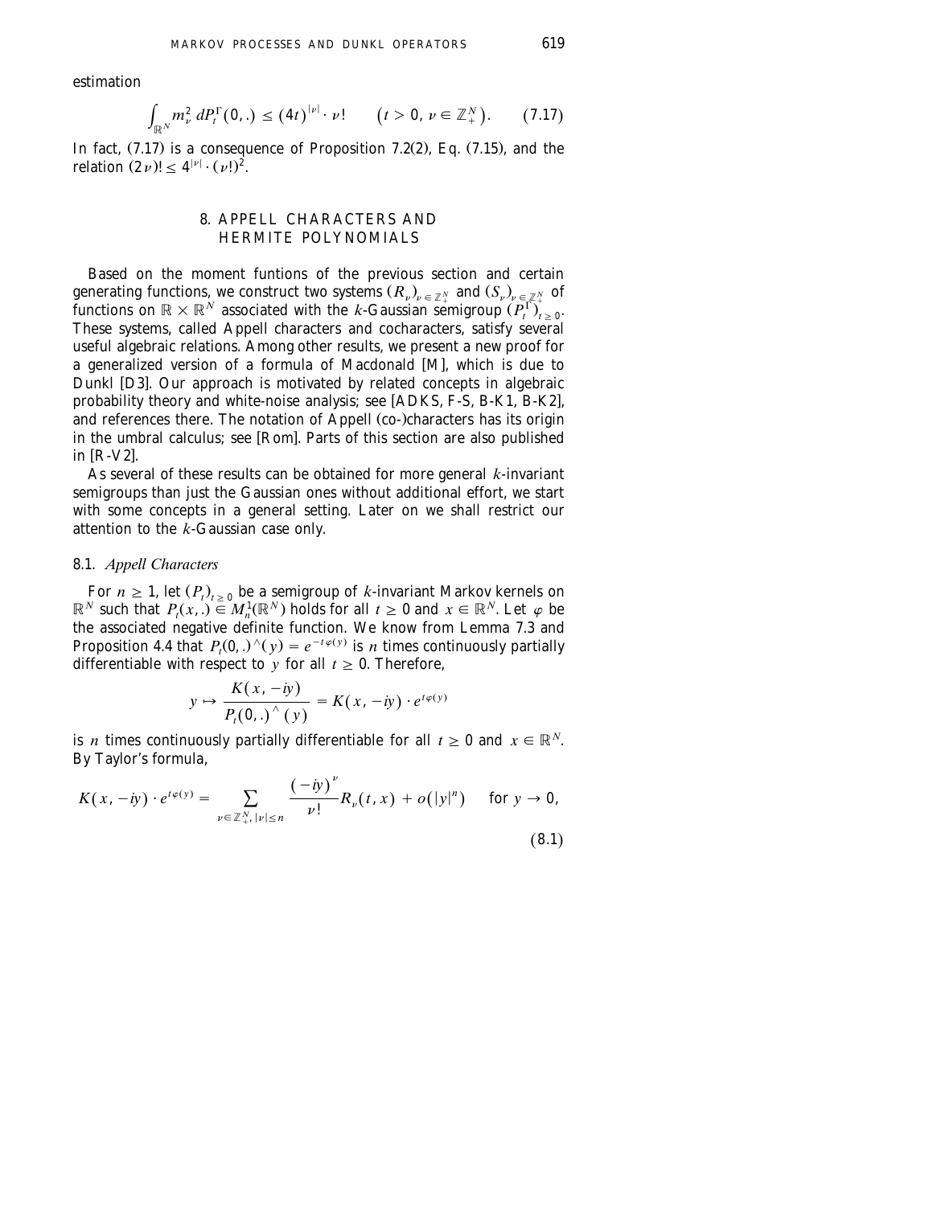estimation

$$\int_{\mathbb{R}^N} m_\nu^2 \, dP_t^\Gamma(0,.) \le (4t)^{|\nu|} \cdot \nu! \qquad \left(t > 0, \, \nu \in \mathbb{Z}_+^N\right). \tag{7.17}$$

In fact, (7.17) is a consequence of Proposition 7.2(2), Eq. (7.15), and the relation $(2\nu)! \le 4^{|\nu|} \cdot (\nu!)^2$.

## 8. APPELL CHARACTERS AND HERMITE POLYNOMIALS

Based on the moment funtions of the previous section and certain generating functions, we construct two systems $(R_\nu)_{\nu \in \mathbb{Z}_+^N}$ and $(S_\nu)_{\nu \in \mathbb{Z}_+^N}$ of functions on $\mathbb{R} \times \mathbb{R}^N$ associated with the $k$-Gaussian semigroup $(P_t^\Gamma)_{t \ge 0}$. These systems, called Appell characters and cocharacters, satisfy several useful algebraic relations. Among other results, we present a new proof for a generalized version of a formula of Macdonald [M], which is due to Dunkl [D3]. Our approach is motivated by related concepts in algebraic probability theory and white-noise analysis; see [ADKS, F-S, B-K1, B-K2], and references there. The notation of Appell (co-)characters has its origin in the umbral calculus; see [Rom]. Parts of this section are also published in [R-V2].

As several of these results can be obtained for more general $k$-invariant semigroups than just the Gaussian ones without additional effort, we start with some concepts in a general setting. Later on we shall restrict our attention to the $k$-Gaussian case only.

### 8.1. *Appell Characters*

For $n \ge 1$, let $(P_t)_{t \ge 0}$ be a semigroup of $k$-invariant Markov kernels on $\mathbb{R}^N$ such that $P_t(x,.) \in M_n^1(\mathbb{R}^N)$ holds for all $t \ge 0$ and $x \in \mathbb{R}^N$. Let $\varphi$ be the associated negative definite function. We know from Lemma 7.3 and Proposition 4.4 that $P_t(0,.)^\wedge(y) = e^{-t\varphi(y)}$ is $n$ times continuously partially differentiable with respect to $y$ for all $t \ge 0$. Therefore,

$$y \mapsto \frac{K(x, -iy)}{P_t(0,.)^\wedge(y)} = K(x, -iy) \cdot e^{t\varphi(y)}$$

is $n$ times continuously partially differentiable for all $t \ge 0$ and $x \in \mathbb{R}^N$. By Taylor's formula,

$$K(x, -iy) \cdot e^{t\varphi(y)} = \sum_{\nu \in \mathbb{Z}_+^N, |\nu| \le n} \frac{(-iy)^\nu}{\nu!} R_\nu(t, x) + o(|y|^n) \qquad \text{for } y \to 0, \tag{8.1}$$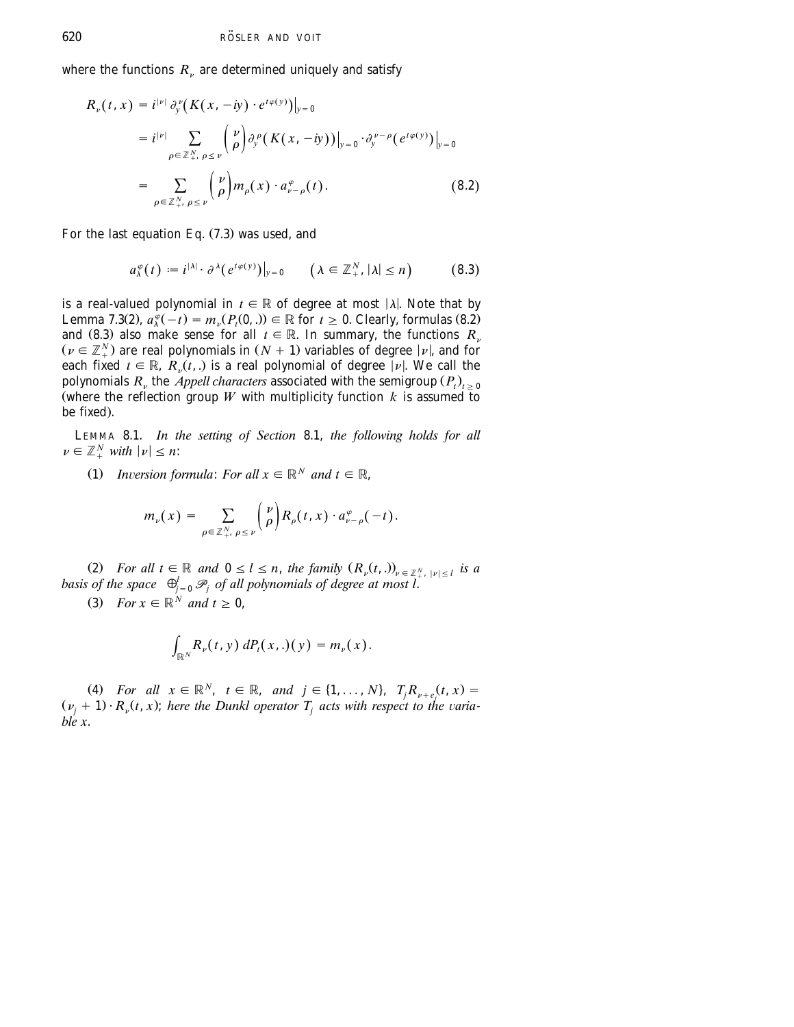where the functions $R_\nu$ are determined uniquely and satisfy

$$
\begin{aligned}
R_\nu(t,x) &= i^{|\nu|}\,\partial_y^\nu\big(K(x,-iy)\cdot e^{t\varphi(y)}\big)\big|_{y=0} \\
&= i^{|\nu|} \sum_{\rho\in\mathbb{Z}_+^N,\ \rho\le\nu} \binom{\nu}{\rho} \partial_y^\rho\big(K(x,-iy)\big)\big|_{y=0}\cdot \partial_y^{\nu-\rho}\big(e^{t\varphi(y)}\big)\big|_{y=0} \\
&= \sum_{\rho\in\mathbb{Z}_+^N,\ \rho\le\nu} \binom{\nu}{\rho} m_\rho(x)\cdot a_{\nu-\rho}^\varphi(t). \qquad (8.2)
\end{aligned}
$$

For the last equation Eq. (7.3) was used, and

$$
a_\lambda^\varphi(t) := i^{|\lambda|}\cdot \partial^\lambda\big(e^{t\varphi(y)}\big)\big|_{y=0} \qquad \big(\lambda\in\mathbb{Z}_+^N,\ |\lambda|\le n\big) \qquad (8.3)
$$

is a real-valued polynomial in $t\in\mathbb{R}$ of degree at most $|\lambda|$. Note that by Lemma 7.3(2), $a_\lambda^\varphi(-t) = m_\nu(P_t(0,.))\in\mathbb{R}$ for $t\ge 0$. Clearly, formulas (8.2) and (8.3) also make sense for all $t\in\mathbb{R}$. In summary, the functions $R_\nu$ ($\nu\in\mathbb{Z}_+^N$) are real polynomials in $(N+1)$ variables of degree $|\nu|$, and for each fixed $t\in\mathbb{R}$, $R_\nu(t,.)$ is a real polynomial of degree $|\nu|$. We call the polynomials $R_\nu$ the *Appell characters* associated with the semigroup $(P_t)_{t\ge 0}$ (where the reflection group $W$ with multiplicity function $k$ is assumed to be fixed).

LEMMA 8.1. *In the setting of Section* 8.1, *the following holds for all* $\nu\in\mathbb{Z}_+^N$ *with* $|\nu|\le n$:

(1) *Inversion formula*: *For all* $x\in\mathbb{R}^N$ *and* $t\in\mathbb{R}$,

$$
m_\nu(x) = \sum_{\rho\in\mathbb{Z}_+^N,\ \rho\le\nu} \binom{\nu}{\rho} R_\rho(t,x)\cdot a_{\nu-\rho}^\varphi(-t).
$$

(2) *For all* $t\in\mathbb{R}$ *and* $0\le l\le n$, *the family* $(R_\nu(t,.))_{\nu\in\mathbb{Z}_+^N,\ |\nu|\le l}$ *is a basis of the space* $\bigoplus_{j=0}^l \mathscr{P}_j$ *of all polynomials of degree at most* $l$.

(3) *For* $x\in\mathbb{R}^N$ *and* $t\ge 0$,

$$
\int_{\mathbb{R}^N} R_\nu(t,y)\, dP_t(x,.)(y) = m_\nu(x).
$$

(4) *For all* $x\in\mathbb{R}^N$, $t\in\mathbb{R}$, *and* $j\in\{1,\ldots,N\}$, $T_j R_{\nu+e_j}(t,x) = (\nu_j+1)\cdot R_\nu(t,x)$; *here the Dunkl operator* $T_j$ *acts with respect to the variable* $x$.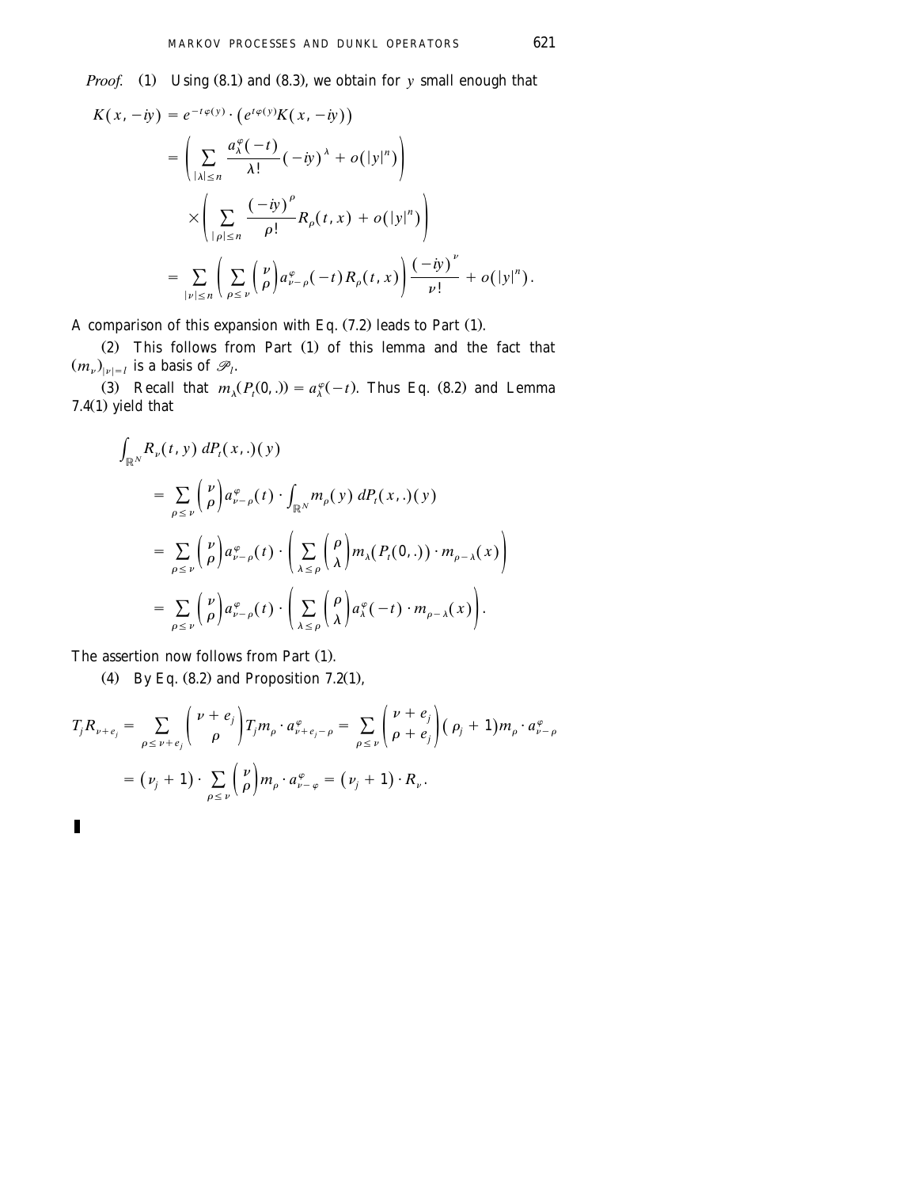*Proof.* (1) Using (8.1) and (8.3), we obtain for $y$ small enough that

$$
\begin{aligned}
K(x, -iy) &= e^{-t\varphi(y)} \cdot \left(e^{t\varphi(y)} K(x, -iy)\right) \\
&= \left( \sum_{|\lambda| \le n} \frac{a_\lambda^\varphi(-t)}{\lambda!} (-iy)^\lambda + o(|y|^n) \right) \\
&\quad \times \left( \sum_{|\rho| \le n} \frac{(-iy)^\rho}{\rho!} R_\rho(t, x) + o(|y|^n) \right) \\
&= \sum_{|\nu| \le n} \left( \sum_{\rho \le \nu} \binom{\nu}{\rho} a_{\nu-\rho}^\varphi(-t) R_\rho(t, x) \right) \frac{(-iy)^\nu}{\nu!} + o(|y|^n).
\end{aligned}
$$

A comparison of this expansion with Eq. (7.2) leads to Part (1).

(2) This follows from Part (1) of this lemma and the fact that $(m_\nu)_{|\nu|=l}$ is a basis of $\mathscr{P}_l$.

(3) Recall that $m_\lambda(P_t(0,.)) = a_\lambda^\varphi(-t)$. Thus Eq. (8.2) and Lemma 7.4(1) yield that

$$
\begin{aligned}
&\int_{\mathbb{R}^N} R_\nu(t, y) \, dP_t(x,.)(y) \\
&\quad = \sum_{\rho \le \nu} \binom{\nu}{\rho} a_{\nu-\rho}^\varphi(t) \cdot \int_{\mathbb{R}^N} m_\rho(y) \, dP_t(x,.)(y) \\
&\quad = \sum_{\rho \le \nu} \binom{\nu}{\rho} a_{\nu-\rho}^\varphi(t) \cdot \left( \sum_{\lambda \le \rho} \binom{\rho}{\lambda} m_\lambda(P_t(0,.)) \cdot m_{\rho-\lambda}(x) \right) \\
&\quad = \sum_{\rho \le \nu} \binom{\nu}{\rho} a_{\nu-\rho}^\varphi(t) \cdot \left( \sum_{\lambda \le \rho} \binom{\rho}{\lambda} a_\lambda^\varphi(-t) \cdot m_{\rho-\lambda}(x) \right).
\end{aligned}
$$

The assertion now follows from Part (1).

(4) By Eq. (8.2) and Proposition 7.2(1),

$$
\begin{aligned}
T_j R_{\nu+e_j} &= \sum_{\rho \le \nu+e_j} \binom{\nu+e_j}{\rho} T_j m_\rho \cdot a_{\nu+e_j-\rho}^\varphi = \sum_{\rho \le \nu} \binom{\nu+e_j}{\rho+e_j} (\rho_j+1) m_\rho \cdot a_{\nu-\rho}^\varphi \\
&= (\nu_j+1) \cdot \sum_{\rho \le \nu} \binom{\nu}{\rho} m_\rho \cdot a_{\nu-\varphi}^\varphi = (\nu_j+1) \cdot R_\nu.
\end{aligned}
$$

∎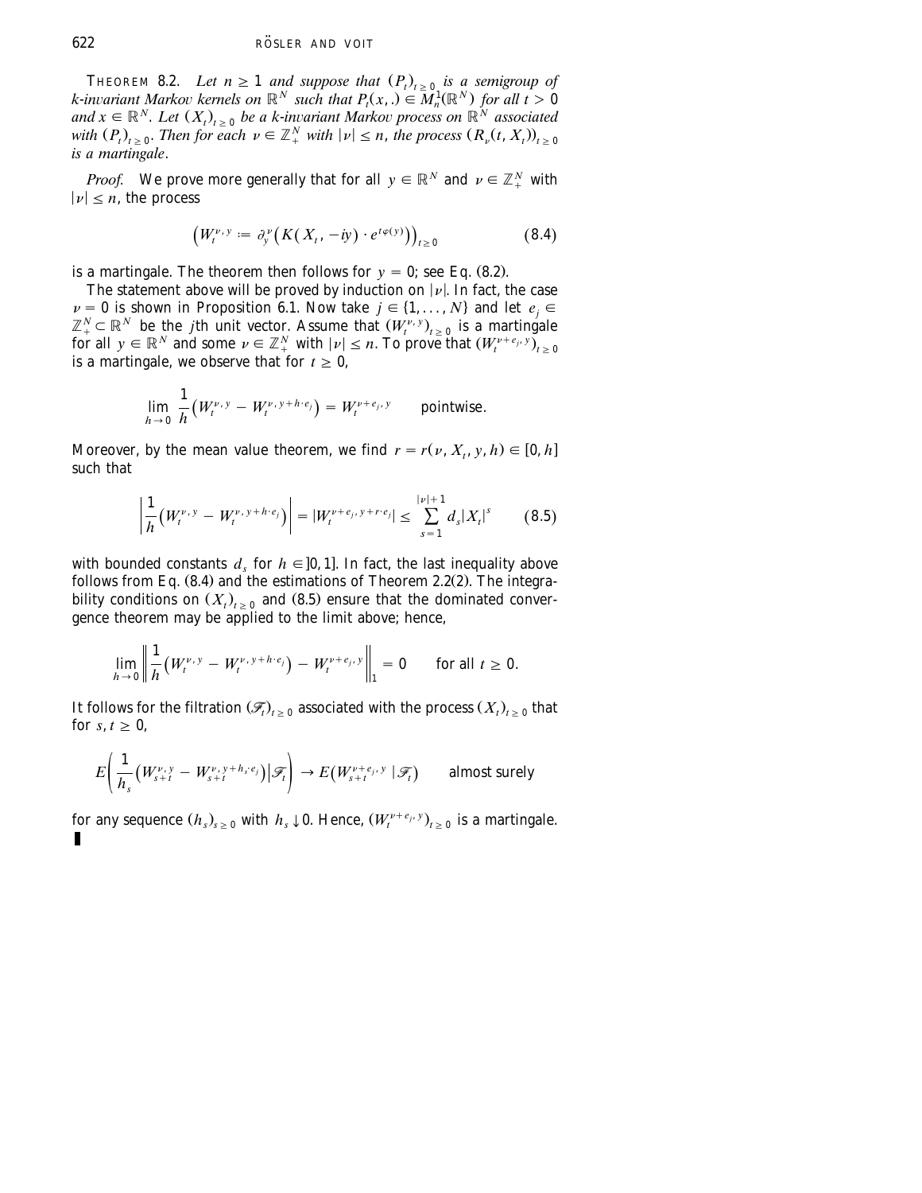**THEOREM 8.2.** *Let $n \geq 1$ and suppose that $(P_t)_{t \geq 0}$ is a semigroup of $k$-invariant Markov kernels on $\mathbb{R}^N$ such that $P_t(x, .) \in M_n^1(\mathbb{R}^N)$ for all $t > 0$ and $x \in \mathbb{R}^N$. Let $(X_t)_{t \geq 0}$ be a $k$-invariant Markov process on $\mathbb{R}^N$ associated with $(P_t)_{t \geq 0}$. Then for each $\nu \in \mathbb{Z}_+^N$ with $|\nu| \leq n$, the process $(R_\nu(t, X_t))_{t \geq 0}$ is a martingale.*

*Proof.* We prove more generally that for all $y \in \mathbb{R}^N$ and $\nu \in \mathbb{Z}_+^N$ with $|\nu| \leq n$, the process

$$\left(W_t^{\nu, y} := \partial_y^\nu\left(K(X_t, -iy) \cdot e^{t\varphi(y)}\right)\right)_{t \geq 0} \tag{8.4}$$

is a martingale. The theorem then follows for $y = 0$; see Eq. (8.2).

The statement above will be proved by induction on $|\nu|$. In fact, the case $\nu = 0$ is shown in Proposition 6.1. Now take $j \in \{1, \ldots, N\}$ and let $e_j \in \mathbb{Z}_+^N \subset \mathbb{R}^N$ be the $j$th unit vector. Assume that $(W_t^{\nu, y})_{t \geq 0}$ is a martingale for all $y \in \mathbb{R}^N$ and some $\nu \in \mathbb{Z}_+^N$ with $|\nu| \leq n$. To prove that $(W_t^{\nu + e_j, y})_{t \geq 0}$ is a martingale, we observe that for $t \geq 0$,

$$\lim_{h \to 0} \frac{1}{h}\left(W_t^{\nu, y} - W_t^{\nu, y + h \cdot e_j}\right) = W_t^{\nu + e_j, y} \qquad \text{pointwise.}$$

Moreover, by the mean value theorem, we find $r = r(\nu, X_t, y, h) \in [0, h]$ such that

$$\left|\frac{1}{h}\left(W_t^{\nu, y} - W_t^{\nu, y + h \cdot e_j}\right)\right| = |W_t^{\nu + e_j, y + r \cdot e_j}| \leq \sum_{s=1}^{|\nu|+1} d_s |X_t|^s \tag{8.5}$$

with bounded constants $d_s$ for $h \in ]0, 1]$. In fact, the last inequality above follows from Eq. (8.4) and the estimations of Theorem 2.2(2). The integrability conditions on $(X_t)_{t \geq 0}$ and (8.5) ensure that the dominated convergence theorem may be applied to the limit above; hence,

$$\lim_{h \to 0} \left\| \frac{1}{h}\left(W_t^{\nu, y} - W_t^{\nu, y + h \cdot e_j}\right) - W_t^{\nu + e_j, y} \right\|_1 = 0 \qquad \text{for all } t \geq 0.$$

It follows for the filtration $(\mathcal{F}_t)_{t \geq 0}$ associated with the process $(X_t)_{t \geq 0}$ that for $s, t \geq 0$,

$$E\left(\frac{1}{h_s}\left(W_{s+t}^{\nu, y} - W_{s+t}^{\nu, y + h_s \cdot e_j}\right) \middle| \mathcal{F}_t\right) \to E\left(W_{s+t}^{\nu + e_j, y} \mid \mathcal{F}_t\right) \qquad \text{almost surely}$$

for any sequence $(h_s)_{s \geq 0}$ with $h_s \downarrow 0$. Hence, $(W_t^{\nu + e_j, y})_{t \geq 0}$ is a martingale. ∎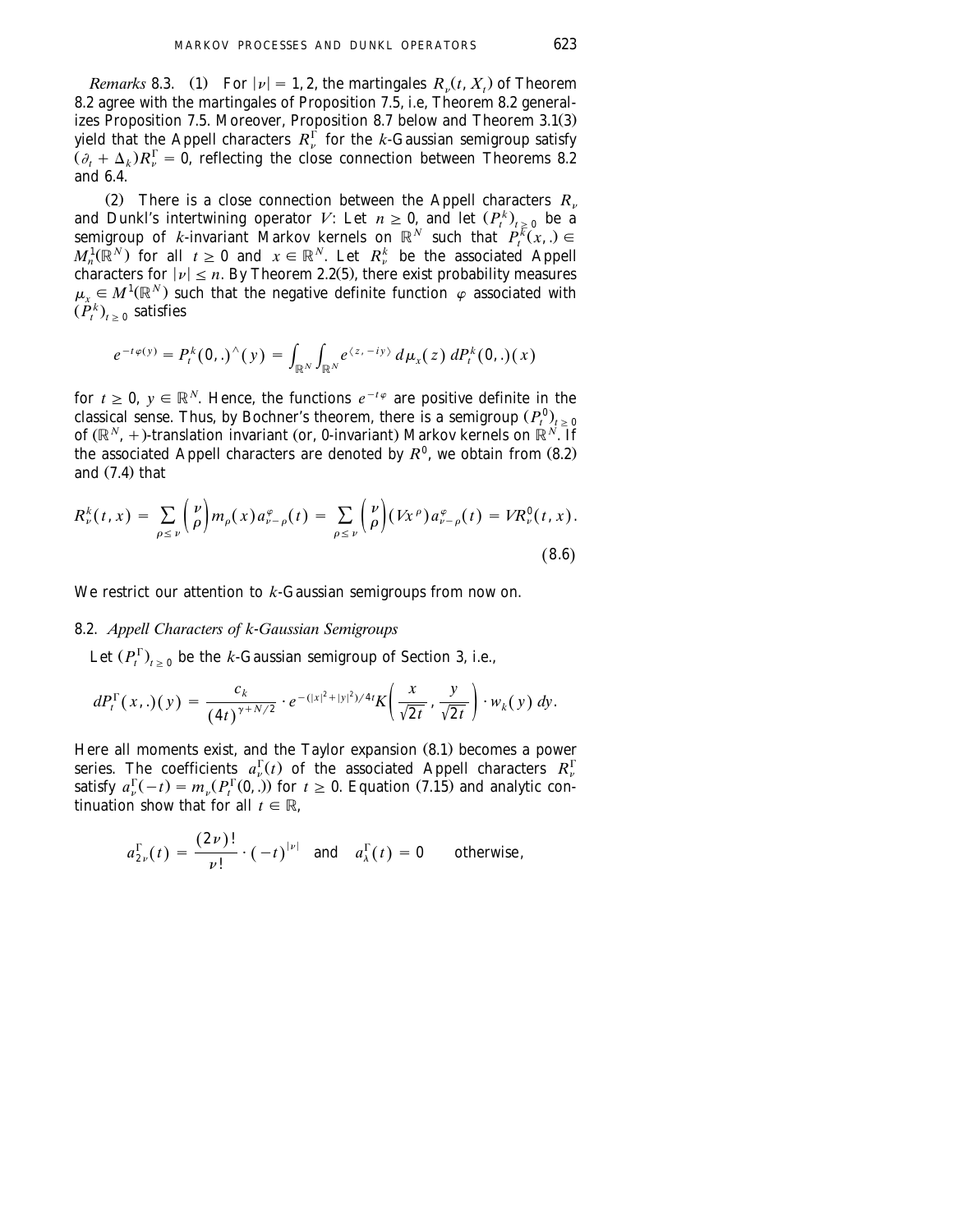*Remarks* 8.3. (1) For $|\nu| = 1, 2$, the martingales $R_\nu(t, X_t)$ of Theorem 8.2 agree with the martingales of Proposition 7.5, i.e, Theorem 8.2 generalizes Proposition 7.5. Moreover, Proposition 8.7 below and Theorem 3.1(3) yield that the Appell characters $R_\nu^\Gamma$ for the $k$-Gaussian semigroup satisfy $(\partial_t + \Delta_k) R_\nu^\Gamma = 0$, reflecting the close connection between Theorems 8.2 and 6.4.

(2) There is a close connection between the Appell characters $R_\nu$ and Dunkl's intertwining operator $V$: Let $n \geq 0$, and let $(P_t^k)_{t \geq 0}$ be a semigroup of $k$-invariant Markov kernels on $\mathbb{R}^N$ such that $P_t^k(x, .) \in M_n^1(\mathbb{R}^N)$ for all $t \geq 0$ and $x \in \mathbb{R}^N$. Let $R_\nu^k$ be the associated Appell characters for $|\nu| \leq n$. By Theorem 2.2(5), there exist probability measures $\mu_x \in M^1(\mathbb{R}^N)$ such that the negative definite function $\varphi$ associated with $(P_t^k)_{t \geq 0}$ satisfies

$$e^{-t\varphi(y)} = P_t^k(0, .)^\wedge(y) = \int_{\mathbb{R}^N} \int_{\mathbb{R}^N} e^{\langle z, -iy \rangle} \, d\mu_x(z) \, dP_t^k(0, .)(x)$$

for $t \geq 0$, $y \in \mathbb{R}^N$. Hence, the functions $e^{-t\varphi}$ are positive definite in the classical sense. Thus, by Bochner's theorem, there is a semigroup $(P_t^0)_{t \geq 0}$ of $(\mathbb{R}^N, +)$-translation invariant (or, 0-invariant) Markov kernels on $\mathbb{R}^N$. If the associated Appell characters are denoted by $R^0$, we obtain from (8.2) and (7.4) that

$$R_\nu^k(t, x) = \sum_{\rho \leq \nu} \binom{\nu}{\rho} m_\rho(x) a_{\nu - \rho}^\varphi(t) = \sum_{\rho \leq \nu} \binom{\nu}{\rho} (Vx^\rho) a_{\nu - \rho}^\varphi(t) = VR_\nu^0(t, x). \tag{8.6}$$

We restrict our attention to $k$-Gaussian semigroups from now on.

## 8.2. *Appell Characters of k-Gaussian Semigroups*

Let $(P_t^\Gamma)_{t \geq 0}$ be the $k$-Gaussian semigroup of Section 3, i.e.,

$$dP_t^\Gamma(x, .)(y) = \frac{c_k}{(4t)^{\gamma + N/2}} \cdot e^{-(|x|^2 + |y|^2)/4t} K\left( \frac{x}{\sqrt{2t}}, \frac{y}{\sqrt{2t}} \right) \cdot w_k(y) \, dy.$$

Here all moments exist, and the Taylor expansion (8.1) becomes a power series. The coefficients $a_\nu^\Gamma(t)$ of the associated Appell characters $R_\nu^\Gamma$ satisfy $a_\nu^\Gamma(-t) = m_\nu(P_t^\Gamma(0, .))$ for $t \geq 0$. Equation (7.15) and analytic continuation show that for all $t \in \mathbb{R}$,

$$a_{2\nu}^\Gamma(t) = \frac{(2\nu)!}{\nu!} \cdot (-t)^{|\nu|} \quad \text{and} \quad a_\lambda^\Gamma(t) = 0 \qquad \text{otherwise},$$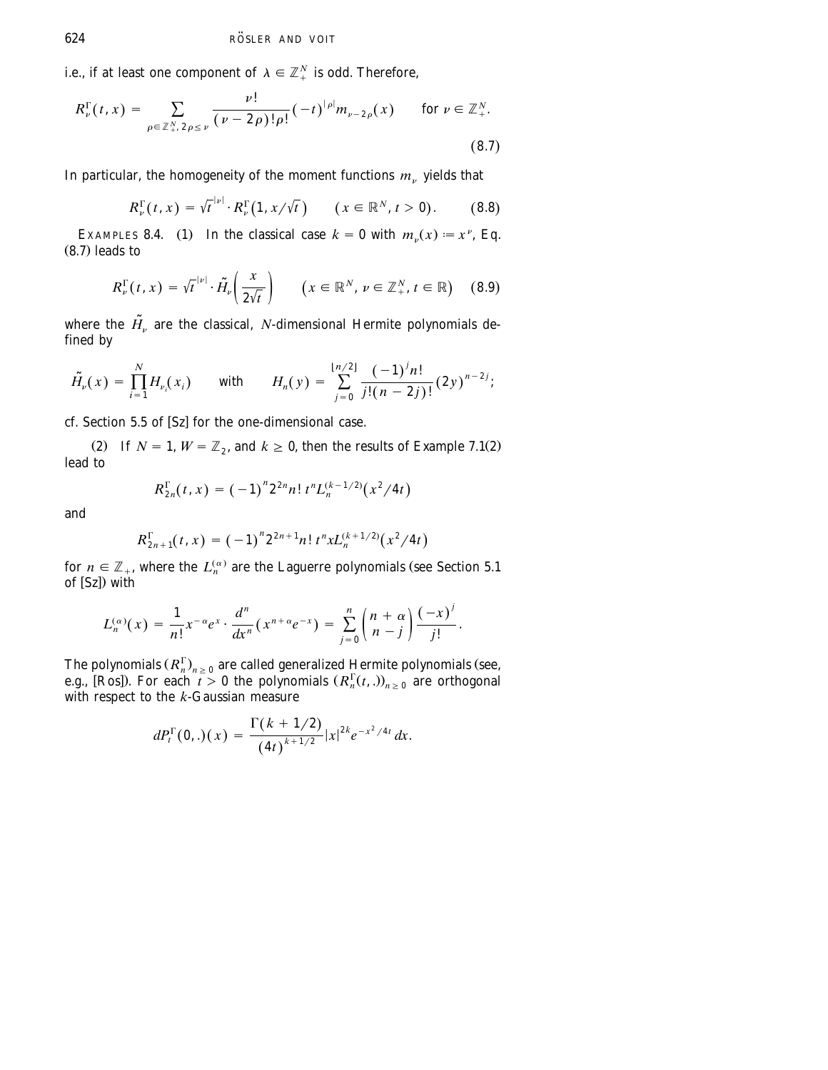i.e., if at least one component of $\lambda \in \mathbb{Z}_+^N$ is odd. Therefore,

$$R_\nu^\Gamma(t,x) = \sum_{\rho \in \mathbb{Z}_+^N,\, 2\rho \le \nu} \frac{\nu!}{(\nu - 2\rho)!\rho!}(-t)^{|\rho|} m_{\nu-2\rho}(x) \qquad \text{for } \nu \in \mathbb{Z}_+^N. \tag{8.7}$$

In particular, the homogeneity of the moment functions $m_\nu$ yields that

$$R_\nu^\Gamma(t,x) = \sqrt{t}^{|\nu|} \cdot R_\nu^\Gamma(1, x/\sqrt{t}) \qquad (x \in \mathbb{R}^N,\, t > 0). \tag{8.8}$$

EXAMPLES 8.4. (1) In the classical case $k = 0$ with $m_\nu(x) := x^\nu$, Eq. (8.7) leads to

$$R_\nu^\Gamma(t,x) = \sqrt{t}^{|\nu|} \cdot \tilde{H}_\nu\left(\frac{x}{2\sqrt{t}}\right) \qquad \left(x \in \mathbb{R}^N,\, \nu \in \mathbb{Z}_+^N,\, t \in \mathbb{R}\right) \tag{8.9}$$

where the $\tilde{H}_\nu$ are the classical, $N$-dimensional Hermite polynomials defined by

$$\tilde{H}_\nu(x) = \prod_{i=1}^N H_{\nu_i}(x_i) \qquad \text{with} \qquad H_n(y) = \sum_{j=0}^{\lfloor n/2 \rfloor} \frac{(-1)^j n!}{j!(n-2j)!}(2y)^{n-2j};$$

cf. Section 5.5 of [Sz] for the one-dimensional case.

(2) If $N = 1$, $W = \mathbb{Z}_2$, and $k \ge 0$, then the results of Example 7.1(2) lead to

$$R_{2n}^\Gamma(t,x) = (-1)^n 2^{2n} n!\, t^n L_n^{(k-1/2)}(x^2/4t)$$

and

$$R_{2n+1}^\Gamma(t,x) = (-1)^n 2^{2n+1} n!\, t^n x L_n^{(k+1/2)}(x^2/4t)$$

for $n \in \mathbb{Z}_+$, where the $L_n^{(\alpha)}$ are the Laguerre polynomials (see Section 5.1 of [Sz]) with

$$L_n^{(\alpha)}(x) = \frac{1}{n!} x^{-\alpha} e^x \cdot \frac{d^n}{dx^n}(x^{n+\alpha} e^{-x}) = \sum_{j=0}^n \binom{n+\alpha}{n-j} \frac{(-x)^j}{j!}.$$

The polynomials $(R_n^\Gamma)_{n \ge 0}$ are called generalized Hermite polynomials (see, e.g., [Ros]). For each $t > 0$ the polynomials $(R_n^\Gamma(t,.))_{n \ge 0}$ are orthogonal with respect to the $k$-Gaussian measure

$$dP_t^\Gamma(0,.)(x) = \frac{\Gamma(k+1/2)}{(4t)^{k+1/2}} |x|^{2k} e^{-x^2/4t}\, dx.$$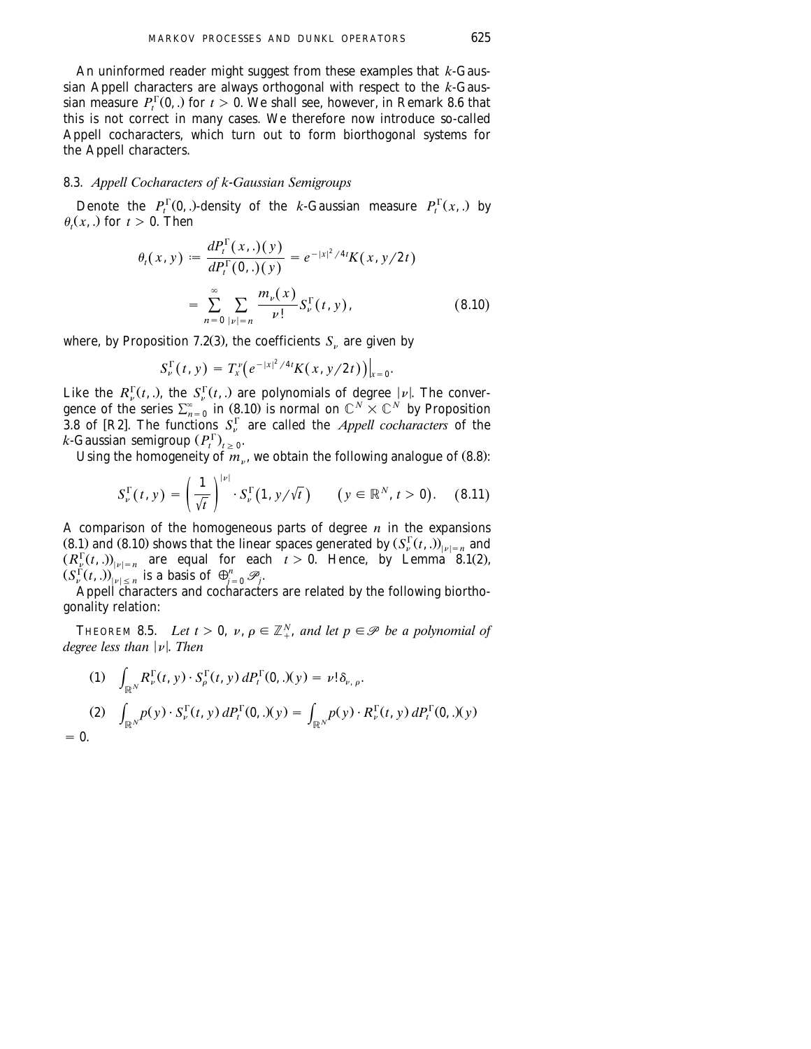An uninformed reader might suggest from these examples that $k$-Gaussian Appell characters are always orthogonal with respect to the $k$-Gaussian measure $P_t^\Gamma(0,.)$ for $t > 0$. We shall see, however, in Remark 8.6 that this is not correct in many cases. We therefore now introduce so-called Appell cocharacters, which turn out to form biorthogonal systems for the Appell characters.

### 8.3. *Appell Cocharacters of k-Gaussian Semigroups*

Denote the $P_t^\Gamma(0,.)$-density of the $k$-Gaussian measure $P_t^\Gamma(x,.)$ by $\theta_t(x,.)$ for $t > 0$. Then

$$\theta_t(x,y) := \frac{dP_t^\Gamma(x,.)(y)}{dP_t^\Gamma(0,.)(y)} = e^{-|x|^2/4t} K(x, y/2t)$$
$$= \sum_{n=0}^{\infty} \sum_{|\nu|=n} \frac{m_\nu(x)}{\nu!} S_\nu^\Gamma(t,y), \tag{8.10}$$

where, by Proposition 7.2(3), the coefficients $S_\nu$ are given by

$$S_\nu^\Gamma(t,y) = T_x^\nu \left( e^{-|x|^2/4t} K(x, y/2t) \right)\Big|_{x=0}.$$

Like the $R_\nu^\Gamma(t,.)$, the $S_\nu^\Gamma(t,.)$ are polynomials of degree $|\nu|$. The convergence of the series $\sum_{n=0}^\infty$ in (8.10) is normal on $\mathbb{C}^N \times \mathbb{C}^N$ by Proposition 3.8 of [R2]. The functions $S_\nu^\Gamma$ are called the *Appell cocharacters* of the $k$-Gaussian semigroup $(P_t^\Gamma)_{t \geq 0}$.

Using the homogeneity of $m_\nu$, we obtain the following analogue of (8.8):

$$S_\nu^\Gamma(t,y) = \left( \frac{1}{\sqrt{t}} \right)^{|\nu|} \cdot S_\nu^\Gamma(1, y/\sqrt{t}) \qquad (y \in \mathbb{R}^N, t > 0). \tag{8.11}$$

A comparison of the homogeneous parts of degree $n$ in the expansions (8.1) and (8.10) shows that the linear spaces generated by $(S_\nu^\Gamma(t,.))_{|\nu|=n}$ and $(R_\nu^\Gamma(t,.))_{|\nu|=n}$ are equal for each $t > 0$. Hence, by Lemma 8.1(2), $(S_\nu^\Gamma(t,.))_{|\nu| \leq n}$ is a basis of $\bigoplus_{j=0}^n \mathscr{P}_j$.

Appell characters and cocharacters are related by the following biorthogonality relation:

THEOREM 8.5. *Let $t > 0$, $\nu, \rho \in \mathbb{Z}_+^N$, and let $p \in \mathscr{P}$ be a polynomial of degree less than $|\nu|$. Then*

(1) $\displaystyle\int_{\mathbb{R}^N} R_\nu^\Gamma(t,y) \cdot S_\rho^\Gamma(t,y)\, dP_t^\Gamma(0,.)(y) = \nu!\,\delta_{\nu,\rho}.$

(2) $\displaystyle\int_{\mathbb{R}^N} p(y) \cdot S_\nu^\Gamma(t,y)\, dP_t^\Gamma(0,.)(y) = \int_{\mathbb{R}^N} p(y) \cdot R_\nu^\Gamma(t,y)\, dP_t^\Gamma(0,.)(y) = 0.$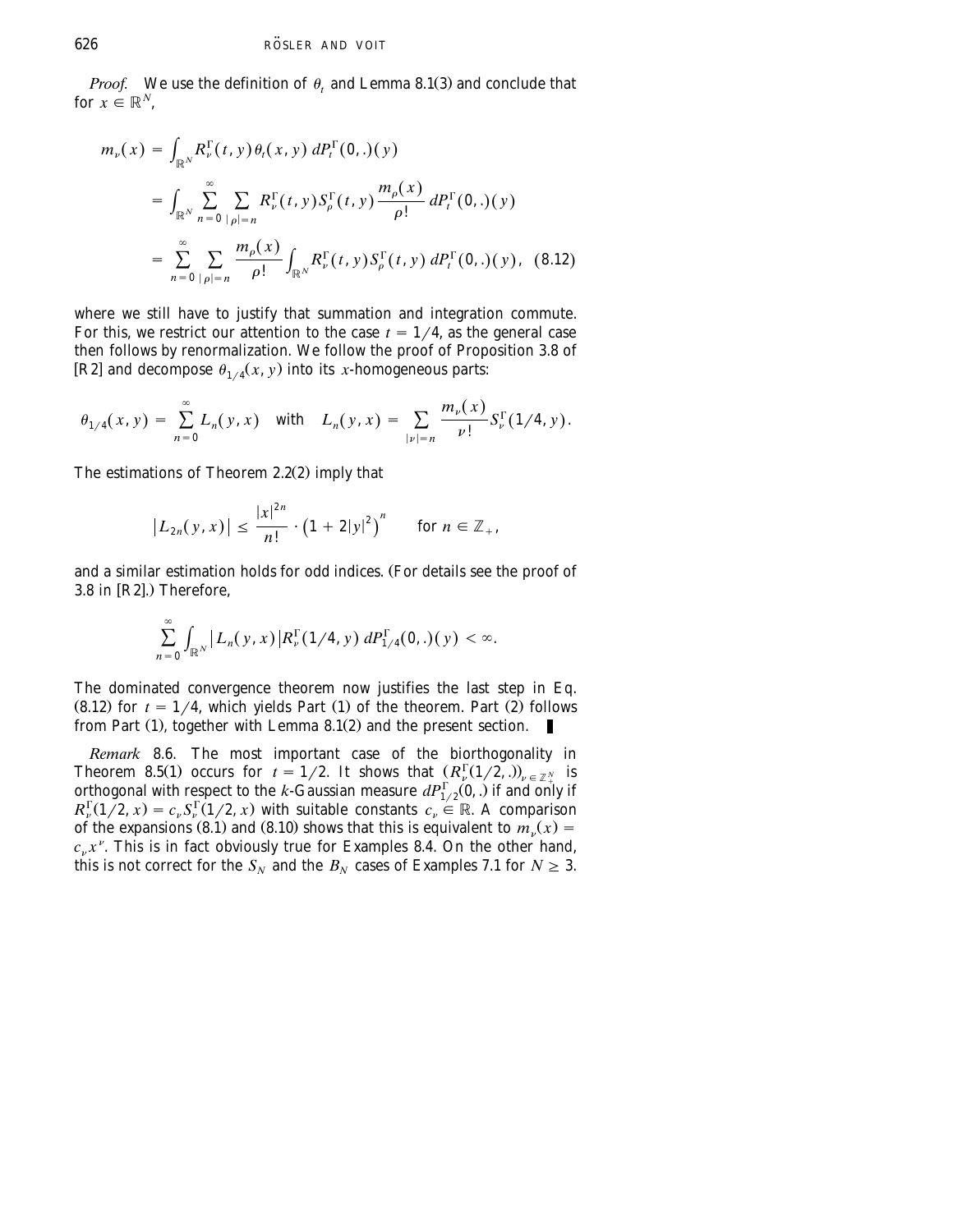*Proof.* We use the definition of $\theta_t$ and Lemma 8.1(3) and conclude that for $x \in \mathbb{R}^N$,

$$\begin{aligned} m_\nu(x) &= \int_{\mathbb{R}^N} R_\nu^\Gamma(t, y)\,\theta_t(x, y)\, dP_t^\Gamma(0, .)(y) \\ &= \int_{\mathbb{R}^N} \sum_{n=0}^{\infty} \sum_{|\rho|=n} R_\nu^\Gamma(t, y) S_\rho^\Gamma(t, y) \frac{m_\rho(x)}{\rho!}\, dP_t^\Gamma(0, .)(y) \\ &= \sum_{n=0}^{\infty} \sum_{|\rho|=n} \frac{m_\rho(x)}{\rho!} \int_{\mathbb{R}^N} R_\nu^\Gamma(t, y) S_\rho^\Gamma(t, y)\, dP_t^\Gamma(0, .)(y), \quad (8.12) \end{aligned}$$

where we still have to justify that summation and integration commute. For this, we restrict our attention to the case $t = 1/4$, as the general case then follows by renormalization. We follow the proof of Proposition 3.8 of [R2] and decompose $\theta_{1/4}(x, y)$ into its $x$-homogeneous parts:

$$\theta_{1/4}(x, y) = \sum_{n=0}^{\infty} L_n(y, x) \quad \text{with} \quad L_n(y, x) = \sum_{|\nu|=n} \frac{m_\nu(x)}{\nu!} S_\nu^\Gamma(1/4, y).$$

The estimations of Theorem 2.2(2) imply that

$$|L_{2n}(y, x)| \le \frac{|x|^{2n}}{n!} \cdot \left(1 + 2|y|^2\right)^n \qquad \text{for } n \in \mathbb{Z}_+,$$

and a similar estimation holds for odd indices. (For details see the proof of 3.8 in [R2].) Therefore,

$$\sum_{n=0}^{\infty} \int_{\mathbb{R}^N} |L_n(y, x)| |R_\nu^\Gamma(1/4, y)\, dP_{1/4}^\Gamma(0, .)(y) < \infty.$$

The dominated convergence theorem now justifies the last step in Eq. (8.12) for $t = 1/4$, which yields Part (1) of the theorem. Part (2) follows from Part (1), together with Lemma 8.1(2) and the present section. ∎

*Remark* 8.6. The most important case of the biorthogonality in Theorem 8.5(1) occurs for $t = 1/2$. It shows that $(R_\nu^\Gamma(1/2, .))_{\nu \in \mathbb{Z}_+^N}$ is orthogonal with respect to the $k$-Gaussian measure $dP_{1/2}^\Gamma(0, .)$ if and only if $R_\nu^\Gamma(1/2, x) = c_\nu S_\nu^\Gamma(1/2, x)$ with suitable constants $c_\nu \in \mathbb{R}$. A comparison of the expansions (8.1) and (8.10) shows that this is equivalent to $m_\nu(x) = c_\nu x^\nu$. This is in fact obviously true for Examples 8.4. On the other hand, this is not correct for the $S_N$ and the $B_N$ cases of Examples 7.1 for $N \ge 3$.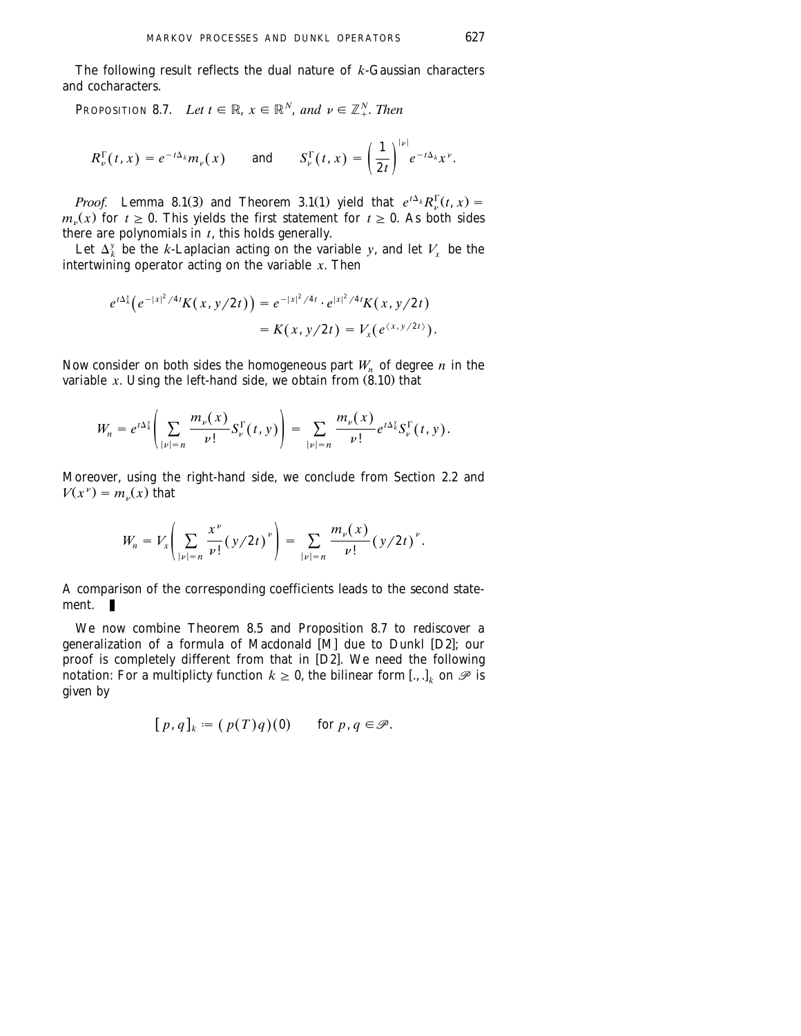The following result reflects the dual nature of $k$-Gaussian characters and cocharacters.

**PROPOSITION 8.7.** *Let $t \in \mathbb{R}$, $x \in \mathbb{R}^N$, and $\nu \in \mathbb{Z}_+^N$. Then*

$$R_\nu^\Gamma(t,x) = e^{-t\Delta_k} m_\nu(x) \qquad \text{and} \qquad S_\nu^\Gamma(t,x) = \left(\frac{1}{2t}\right)^{|\nu|} e^{-t\Delta_k} x^\nu.$$

*Proof.* Lemma 8.1(3) and Theorem 3.1(1) yield that $e^{t\Delta_k} R_\nu^\Gamma(t,x) = m_\nu(x)$ for $t \geq 0$. This yields the first statement for $t \geq 0$. As both sides there are polynomials in $t$, this holds generally.

Let $\Delta_k^y$ be the $k$-Laplacian acting on the variable $y$, and let $V_x$ be the intertwining operator acting on the variable $x$. Then

$$\begin{aligned} e^{t\Delta_k^y}\left(e^{-|x|^2/4t} K(x, y/2t)\right) &= e^{-|x|^2/4t} \cdot e^{|x|^2/4t} K(x, y/2t) \\ &= K(x, y/2t) = V_x\left(e^{\langle x, y/2t\rangle}\right). \end{aligned}$$

Now consider on both sides the homogeneous part $W_n$ of degree $n$ in the variable $x$. Using the left-hand side, we obtain from (8.10) that

$$W_n = e^{t\Delta_k^y}\left(\sum_{|\nu|=n} \frac{m_\nu(x)}{\nu!} S_\nu^\Gamma(t,y)\right) = \sum_{|\nu|=n} \frac{m_\nu(x)}{\nu!} e^{t\Delta_k^y} S_\nu^\Gamma(t,y).$$

Moreover, using the right-hand side, we conclude from Section 2.2 and $V(x^\nu) = m_\nu(x)$ that

$$W_n = V_x\left(\sum_{|\nu|=n} \frac{x^\nu}{\nu!} (y/2t)^\nu\right) = \sum_{|\nu|=n} \frac{m_\nu(x)}{\nu!} (y/2t)^\nu.$$

A comparison of the corresponding coefficients leads to the second statement. ∎

We now combine Theorem 8.5 and Proposition 8.7 to rediscover a generalization of a formula of Macdonald [M] due to Dunkl [D2]; our proof is completely different from that in [D2]. We need the following notation: For a multiplicty function $k \geq 0$, the bilinear form $[.,.]_k$ on $\mathscr{P}$ is given by

$$[p, q]_k := (p(T)q)(0) \qquad \text{for } p, q \in \mathscr{P}.$$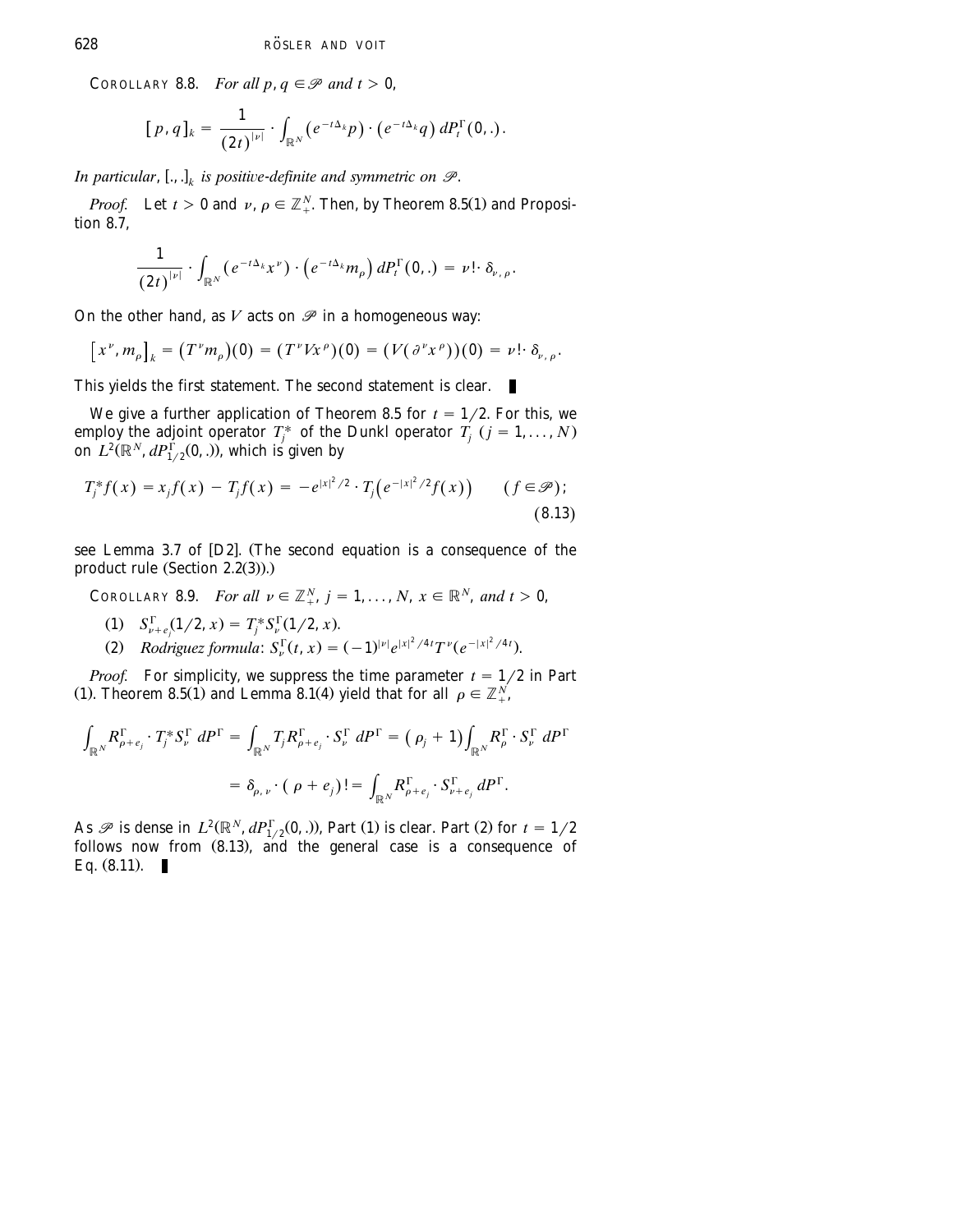COROLLARY 8.8. *For all $p, q \in \mathscr{P}$ and $t > 0$,*

$$[p, q]_k = \frac{1}{(2t)^{|\nu|}} \cdot \int_{\mathbb{R}^N} (e^{-t\Delta_k} p) \cdot (e^{-t\Delta_k} q)\, dP_t^\Gamma(0, .).$$

*In particular, $[.,.]_k$ is positive-definite and symmetric on $\mathscr{P}$.*

*Proof.* Let $t > 0$ and $\nu, \rho \in \mathbb{Z}_+^N$. Then, by Theorem 8.5(1) and Proposition 8.7,

$$\frac{1}{(2t)^{|\nu|}} \cdot \int_{\mathbb{R}^N} (e^{-t\Delta_k} x^\nu) \cdot (e^{-t\Delta_k} m_\rho)\, dP_t^\Gamma(0, .) = \nu! \cdot \delta_{\nu, \rho}.$$

On the other hand, as $V$ acts on $\mathscr{P}$ in a homogeneous way:

$$[x^\nu, m_\rho]_k = (T^\nu m_\rho)(0) = (T^\nu V x^\rho)(0) = (V(\partial^\nu x^\rho))(0) = \nu! \cdot \delta_{\nu, \rho}.$$

This yields the first statement. The second statement is clear. ∎

We give a further application of Theorem 8.5 for $t = 1/2$. For this, we employ the adjoint operator $T_j^*$ of the Dunkl operator $T_j$ $(j = 1, \ldots, N)$ on $L^2(\mathbb{R}^N, dP_{1/2}^\Gamma(0, .))$, which is given by

$$T_j^* f(x) = x_j f(x) - T_j f(x) = -e^{|x|^2/2} \cdot T_j\left(e^{-|x|^2/2} f(x)\right) \qquad (f \in \mathscr{P}); \tag{8.13}$$

see Lemma 3.7 of [D2]. (The second equation is a consequence of the product rule (Section 2.2(3)).)

COROLLARY 8.9. *For all $\nu \in \mathbb{Z}_+^N$, $j = 1, \ldots, N$, $x \in \mathbb{R}^N$, and $t > 0$,*

(1) $S_{\nu+e_j}^\Gamma(1/2, x) = T_j^* S_\nu^\Gamma(1/2, x)$.

(2) *Rodriguez formula*: $S_\nu^\Gamma(t, x) = (-1)^{|\nu|} e^{|x|^2/4t} T^\nu (e^{-|x|^2/4t})$.

*Proof.* For simplicity, we suppress the time parameter $t = 1/2$ in Part (1). Theorem 8.5(1) and Lemma 8.1(4) yield that for all $\rho \in \mathbb{Z}_+^N$,

$$\int_{\mathbb{R}^N} R_{\rho+e_j}^\Gamma \cdot T_j^* S_\nu^\Gamma \, dP^\Gamma = \int_{\mathbb{R}^N} T_j R_{\rho+e_j}^\Gamma \cdot S_\nu^\Gamma \, dP^\Gamma = (\rho_j + 1) \int_{\mathbb{R}^N} R_\rho^\Gamma \cdot S_\nu^\Gamma \, dP^\Gamma$$

$$= \delta_{\rho, \nu} \cdot (\rho + e_j)! = \int_{\mathbb{R}^N} R_{\rho+e_j}^\Gamma \cdot S_{\nu+e_j}^\Gamma \, dP^\Gamma.$$

As $\mathscr{P}$ is dense in $L^2(\mathbb{R}^N, dP_{1/2}^\Gamma(0, .))$, Part (1) is clear. Part (2) for $t = 1/2$ follows now from (8.13), and the general case is a consequence of Eq. (8.11). ∎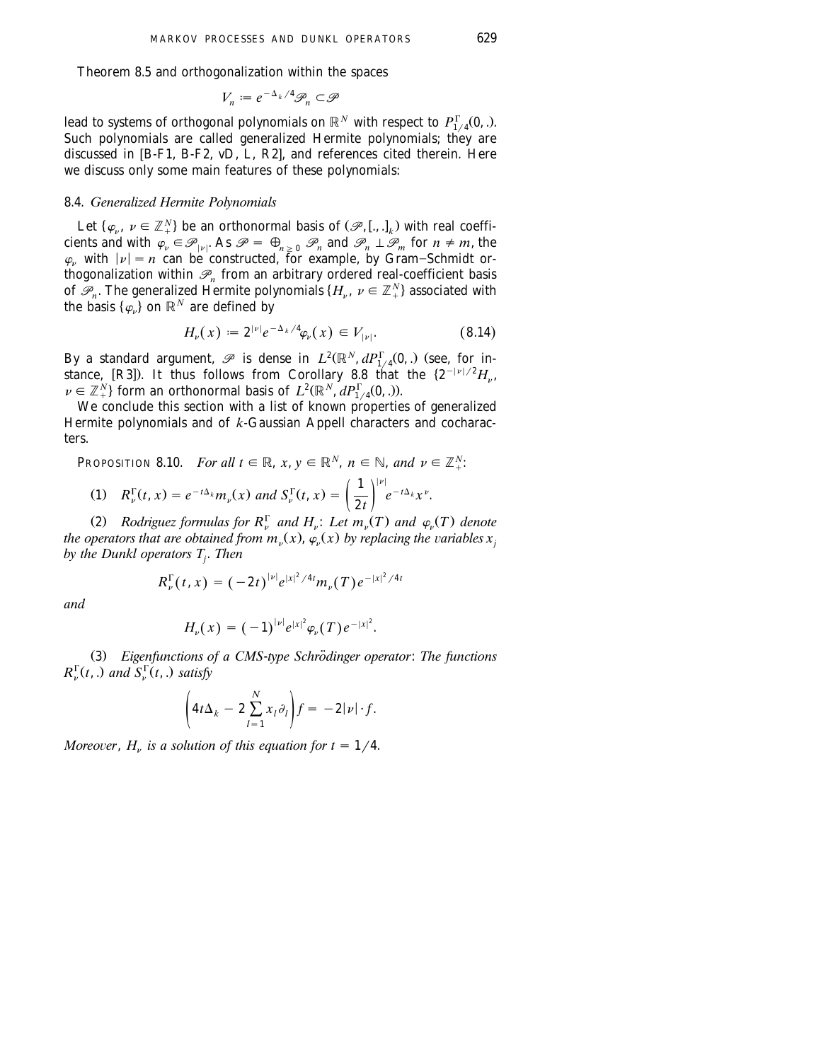Theorem 8.5 and orthogonalization within the spaces

$$V_n := e^{-\Delta_k/4}\mathscr{P}_n \subset \mathscr{P}$$

lead to systems of orthogonal polynomials on $\mathbb{R}^N$ with respect to $P^{\Gamma}_{1/4}(0,.)$. Such polynomials are called generalized Hermite polynomials; they are discussed in [B-F1, B-F2, vD, L, R2], and references cited therein. Here we discuss only some main features of these polynomials:

### 8.4. *Generalized Hermite Polynomials*

Let $\{\varphi_\nu,\ \nu \in \mathbb{Z}_+^N\}$ be an orthonormal basis of $(\mathscr{P}, [.,.]_k)$ with real coefficients and with $\varphi_\nu \in \mathscr{P}_{|\nu|}$. As $\mathscr{P} = \bigoplus_{n\geq 0}\mathscr{P}_n$ and $\mathscr{P}_n \perp \mathscr{P}_m$ for $n \neq m$, the $\varphi_\nu$ with $|\nu| = n$ can be constructed, for example, by Gram–Schmidt orthogonalization within $\mathscr{P}_n$ from an arbitrary ordered real-coefficient basis of $\mathscr{P}_n$. The generalized Hermite polynomials $\{H_\nu,\ \nu \in \mathbb{Z}_+^N\}$ associated with the basis $\{\varphi_\nu\}$ on $\mathbb{R}^N$ are defined by

$$H_\nu(x) := 2^{|\nu|}e^{-\Delta_k/4}\varphi_\nu(x) \in V_{|\nu|}. \tag{8.14}$$

By a standard argument, $\mathscr{P}$ is dense in $L^2(\mathbb{R}^N, dP^{\Gamma}_{1/4}(0,.)$ (see, for instance, [R3]). It thus follows from Corollary 8.8 that the $\{2^{-|\nu|/2}H_\nu,\ \nu \in \mathbb{Z}_+^N\}$ form an orthonormal basis of $L^2(\mathbb{R}^N, dP^{\Gamma}_{1/4}(0,.))$.

We conclude this section with a list of known properties of generalized Hermite polynomials and of $k$-Gaussian Appell characters and cocharacters.

PROPOSITION 8.10. *For all $t \in \mathbb{R}$, $x, y \in \mathbb{R}^N$, $n \in \mathbb{N}$, and $\nu \in \mathbb{Z}_+^N$:*

(1) $R^{\Gamma}_\nu(t,x) = e^{-t\Delta_k}m_\nu(x)$ *and* $S^{\Gamma}_\nu(t,x) = \left(\dfrac{1}{2t}\right)^{|\nu|}e^{-t\Delta_k}x^\nu.$

(2) *Rodriguez formulas for $R^{\Gamma}_\nu$ and $H_\nu$: Let $m_\nu(T)$ and $\varphi_\nu(T)$ denote the operators that are obtained from $m_\nu(x)$, $\varphi_\nu(x)$ by replacing the variables $x_j$ by the Dunkl operators $T_j$. Then*

$$R^{\Gamma}_\nu(t,x) = (-2t)^{|\nu|}e^{|x|^2/4t}m_\nu(T)e^{-|x|^2/4t}$$

*and*

$$H_\nu(x) = (-1)^{|\nu|}e^{|x|^2}\varphi_\nu(T)e^{-|x|^2}.$$

(3) *Eigenfunctions of a CMS-type Schrödinger operator: The functions $R^{\Gamma}_\nu(t,.)$ and $S^{\Gamma}_\nu(t,.)$ satisfy*

$$\left(4t\Delta_k - 2\sum_{l=1}^{N}x_l\partial_l\right)f = -2|\nu|\cdot f.$$

*Moreover, $H_\nu$ is a solution of this equation for $t = 1/4$.*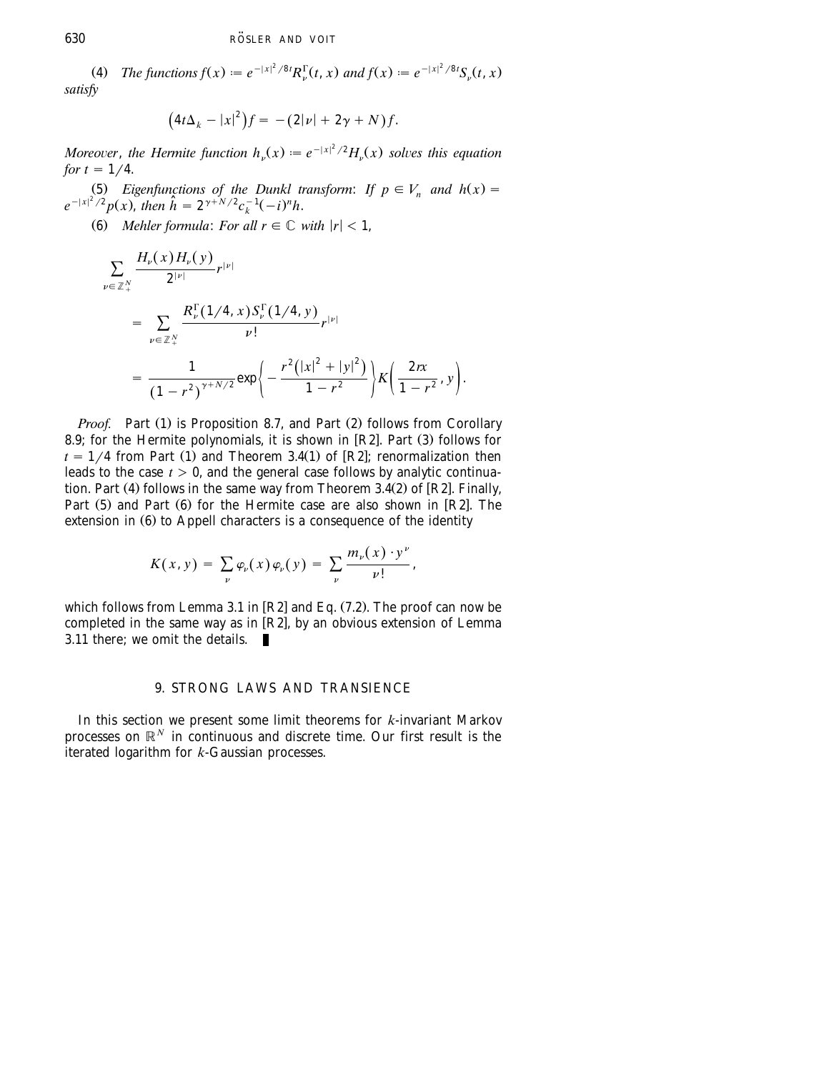(4) *The functions* $f(x) := e^{-|x|^2/8t} R_\nu^\Gamma(t, x)$ *and* $f(x) := e^{-|x|^2/8t} S_\nu(t, x)$ *satisfy*

$$\left(4t\Delta_k - |x|^2\right) f = -(2|\nu| + 2\gamma + N) f.$$

*Moreover, the Hermite function* $h_\nu(x) := e^{-|x|^2/2} H_\nu(x)$ *solves this equation for* $t = 1/4$.

(5) *Eigenfunctions of the Dunkl transform*: *If* $p \in V_n$ *and* $h(x) = e^{-|x|^2/2} p(x)$, *then* $\hat{h} = 2^{\gamma + N/2} c_k^{-1} (-i)^n h$.

(6) *Mehler formula*: *For all* $r \in \mathbb{C}$ *with* $|r| < 1$,

$$\begin{aligned}
\sum_{\nu \in \mathbb{Z}_+^N} & \frac{H_\nu(x) H_\nu(y)}{2^{|\nu|}} r^{|\nu|} \\
&= \sum_{\nu \in \mathbb{Z}_+^N} \frac{R_\nu^\Gamma(1/4, x) S_\nu^\Gamma(1/4, y)}{\nu!} r^{|\nu|} \\
&= \frac{1}{(1 - r^2)^{\gamma + N/2}} \exp\left\{ -\frac{r^2\left(|x|^2 + |y|^2\right)}{1 - r^2} \right\} K\left( \frac{2rx}{1 - r^2}, y \right).
\end{aligned}$$

*Proof.* Part (1) is Proposition 8.7, and Part (2) follows from Corollary 8.9; for the Hermite polynomials, it is shown in [R2]. Part (3) follows for $t = 1/4$ from Part (1) and Theorem 3.4(1) of [R2]; renormalization then leads to the case $t > 0$, and the general case follows by analytic continuation. Part (4) follows in the same way from Theorem 3.4(2) of [R2]. Finally, Part (5) and Part (6) for the Hermite case are also shown in [R2]. The extension in (6) to Appell characters is a consequence of the identity

$$K(x, y) = \sum_\nu \varphi_\nu(x) \varphi_\nu(y) = \sum_\nu \frac{m_\nu(x) \cdot y^\nu}{\nu!},$$

which follows from Lemma 3.1 in [R2] and Eq. (7.2). The proof can now be completed in the same way as in [R2], by an obvious extension of Lemma 3.11 there; we omit the details. ∎

## 9. STRONG LAWS AND TRANSIENCE

In this section we present some limit theorems for $k$-invariant Markov processes on $\mathbb{R}^N$ in continuous and discrete time. Our first result is the iterated logarithm for $k$-Gaussian processes.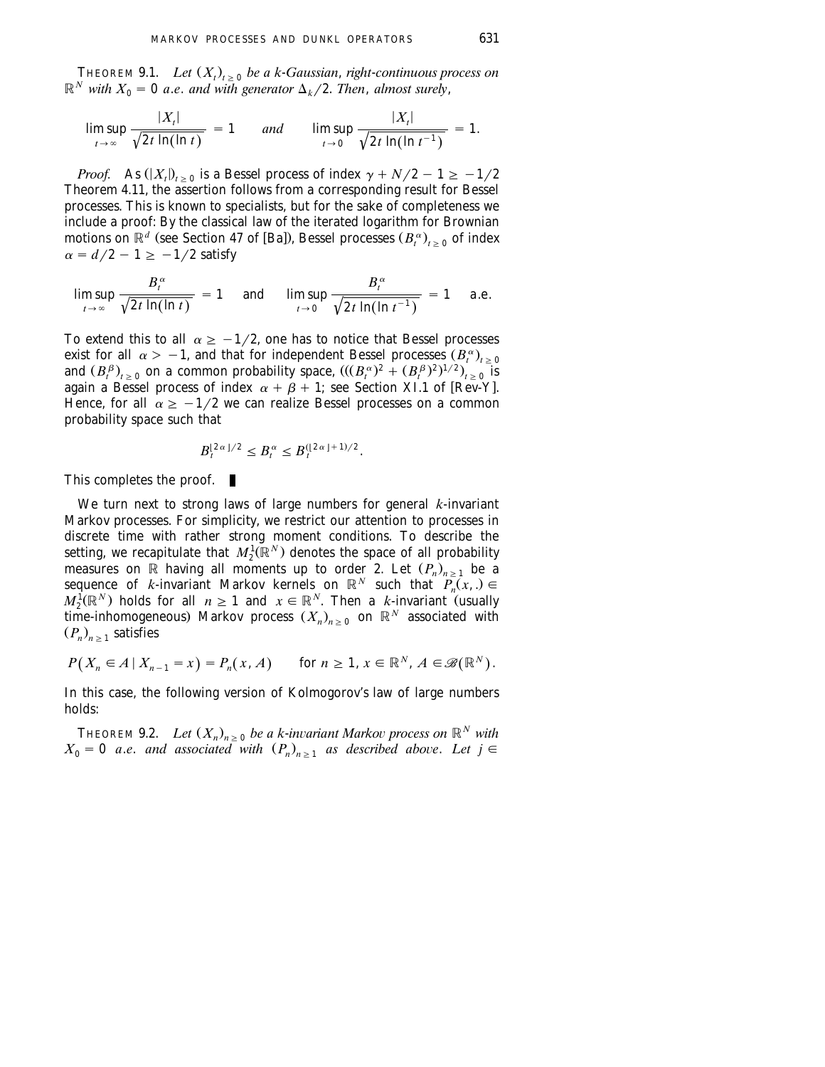**THEOREM 9.1.** *Let $(X_t)_{t \geq 0}$ be a k-Gaussian, right-continuous process on $\mathbb{R}^N$ with $X_0 = 0$ a.e. and with generator $\Delta_k/2$. Then, almost surely,*

$$\limsup_{t \to \infty} \frac{|X_t|}{\sqrt{2t \ln(\ln t)}} = 1 \qquad \textit{and} \qquad \limsup_{t \to 0} \frac{|X_t|}{\sqrt{2t \ln(\ln t^{-1})}} = 1.$$

*Proof.* As $(|X_t|)_{t \geq 0}$ is a Bessel process of index $\gamma + N/2 - 1 \geq -1/2$ Theorem 4.11, the assertion follows from a corresponding result for Bessel processes. This is known to specialists, but for the sake of completeness we include a proof: By the classical law of the iterated logarithm for Brownian motions on $\mathbb{R}^d$ (see Section 47 of [Ba]), Bessel processes $(B_t^\alpha)_{t \geq 0}$ of index $\alpha = d/2 - 1 \geq -1/2$ satisfy

$$\limsup_{t \to \infty} \frac{B_t^\alpha}{\sqrt{2t \ln(\ln t)}} = 1 \quad \text{and} \quad \limsup_{t \to 0} \frac{B_t^\alpha}{\sqrt{2t \ln(\ln t^{-1})}} = 1 \quad \text{a.e.}$$

To extend this to all $\alpha \geq -1/2$, one has to notice that Bessel processes exist for all $\alpha > -1$, and that for independent Bessel processes $(B_t^\alpha)_{t \geq 0}$ and $(B_t^\beta)_{t \geq 0}$ on a common probability space, $(((B_t^\alpha)^2 + (B_t^\beta)^2)^{1/2})_{t \geq 0}$ is again a Bessel process of index $\alpha + \beta + 1$; see Section XI.1 of [Rev-Y]. Hence, for all $\alpha \geq -1/2$ we can realize Bessel processes on a common probability space such that

$$B_t^{\lfloor 2\alpha \rfloor /2} \leq B_t^\alpha \leq B_t^{(\lfloor 2\alpha \rfloor + 1)/2}.$$

This completes the proof. ∎

We turn next to strong laws of large numbers for general $k$-invariant Markov processes. For simplicity, we restrict our attention to processes in discrete time with rather strong moment conditions. To describe the setting, we recapitulate that $M_2^1(\mathbb{R}^N)$ denotes the space of all probability measures on $\mathbb{R}$ having all moments up to order 2. Let $(P_n)_{n \geq 1}$ be a sequence of $k$-invariant Markov kernels on $\mathbb{R}^N$ such that $P_n(x, .) \in M_2^1(\mathbb{R}^N)$ holds for all $n \geq 1$ and $x \in \mathbb{R}^N$. Then a $k$-invariant (usually time-inhomogeneous) Markov process $(X_n)_{n \geq 0}$ on $\mathbb{R}^N$ associated with $(P_n)_{n \geq 1}$ satisfies

$$P(X_n \in A \mid X_{n-1} = x) = P_n(x, A) \qquad \text{for } n \geq 1,\ x \in \mathbb{R}^N,\ A \in \mathscr{B}(\mathbb{R}^N).$$

In this case, the following version of Kolmogorov's law of large numbers holds:

**THEOREM 9.2.** *Let $(X_n)_{n \geq 0}$ be a k-invariant Markov process on $\mathbb{R}^N$ with $X_0 = 0$ a.e. and associated with $(P_n)_{n \geq 1}$ as described above. Let $j \in$*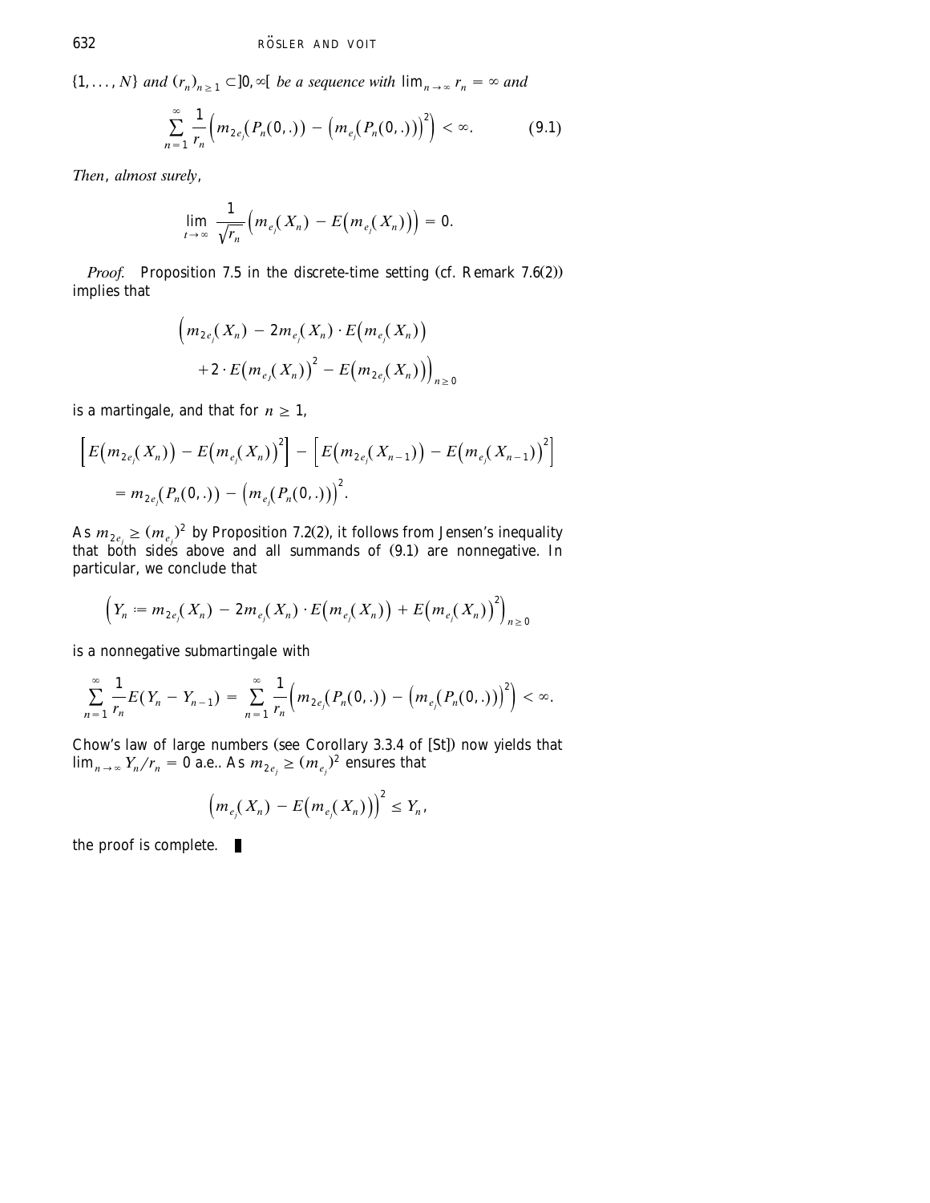$\{1, \ldots, N\}$ *and* $(r_n)_{n \geq 1} \subset ]0, \infty[$ *be a sequence with* $\lim_{n \to \infty} r_n = \infty$ *and*

$$\sum_{n=1}^{\infty} \frac{1}{r_n} \Big( m_{2e_j}(P_n(0,.)) - \big(m_{e_j}(P_n(0,.))\big)^2 \Big) < \infty. \tag{9.1}$$

*Then, almost surely,*

$$\lim_{t \to \infty} \frac{1}{\sqrt{r_n}} \Big( m_{e_j}(X_n) - E\big(m_{e_j}(X_n)\big) \Big) = 0.$$

*Proof.* Proposition 7.5 in the discrete-time setting (cf. Remark 7.6(2)) implies that

$$\Big( m_{2e_j}(X_n) - 2m_{e_j}(X_n) \cdot E\big(m_{e_j}(X_n)\big) + 2 \cdot E\big(m_{e_j}(X_n)\big)^2 - E\big(m_{2e_j}(X_n)\big) \Big)_{n \geq 0}$$

is a martingale, and that for $n \geq 1$,

$$\Big[ E\big(m_{2e_j}(X_n)\big) - E\big(m_{e_j}(X_n)\big)^2 \Big] - \Big[ E\big(m_{2e_j}(X_{n-1})\big) - E\big(m_{e_j}(X_{n-1})\big)^2 \Big] = m_{2e_j}(P_n(0,.)) - \big(m_{e_j}(P_n(0,.))\big)^2.$$

As $m_{2e_j} \geq (m_{e_j})^2$ by Proposition 7.2(2), it follows from Jensen's inequality that both sides above and all summands of (9.1) are nonnegative. In particular, we conclude that

$$\Big( Y_n := m_{2e_j}(X_n) - 2m_{e_j}(X_n) \cdot E\big(m_{e_j}(X_n)\big) + E\big(m_{e_j}(X_n)\big)^2 \Big)_{n \geq 0}$$

is a nonnegative submartingale with

$$\sum_{n=1}^{\infty} \frac{1}{r_n} E(Y_n - Y_{n-1}) = \sum_{n=1}^{\infty} \frac{1}{r_n} \Big( m_{2e_j}(P_n(0,.)) - \big(m_{e_j}(P_n(0,.))\big)^2 \Big) < \infty.$$

Chow's law of large numbers (see Corollary 3.3.4 of [St]) now yields that $\lim_{n \to \infty} Y_n / r_n = 0$ a.e.. As $m_{2e_j} \geq (m_{e_j})^2$ ensures that

$$\Big( m_{e_j}(X_n) - E\big(m_{e_j}(X_n)\big) \Big)^2 \leq Y_n,$$

the proof is complete. ∎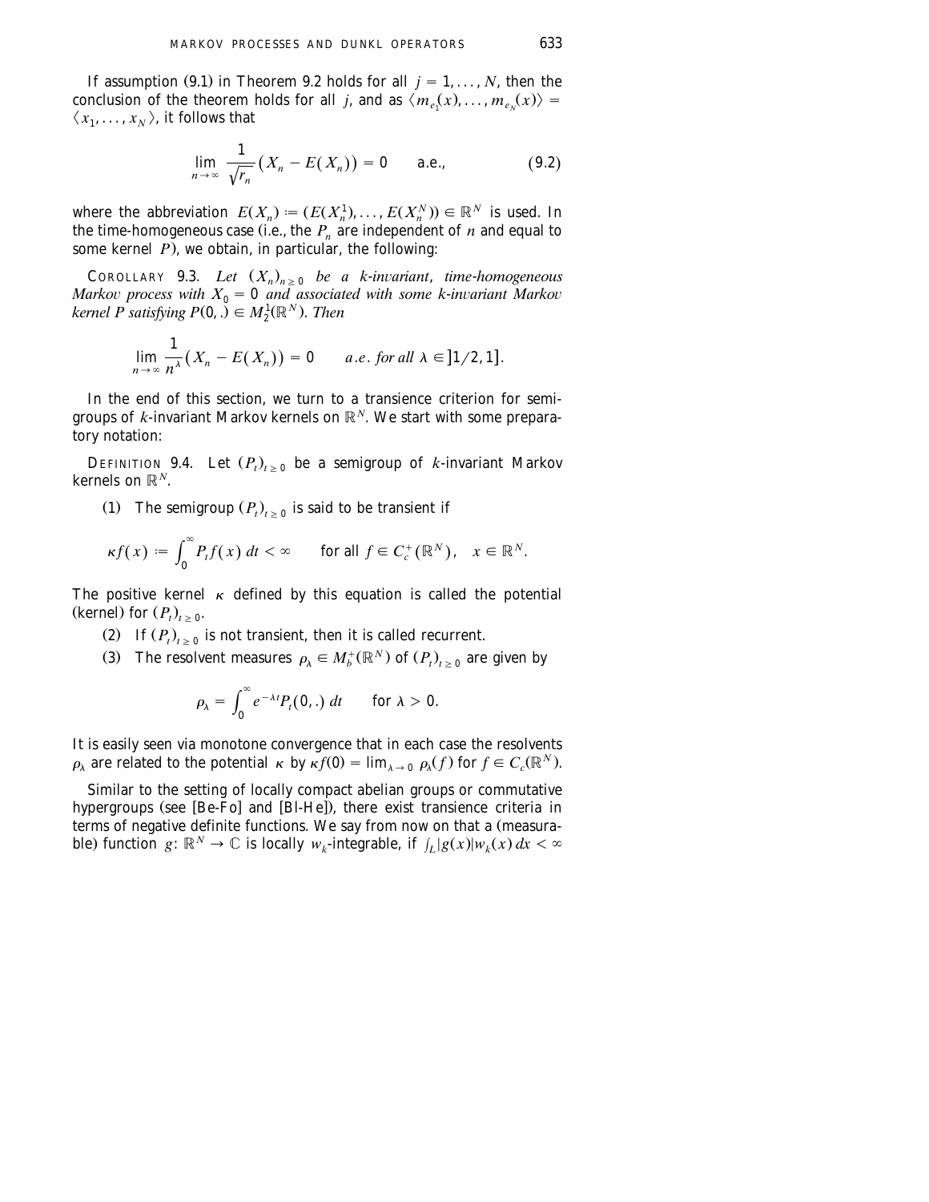If assumption (9.1) in Theorem 9.2 holds for all $j = 1, \ldots, N$, then the conclusion of the theorem holds for all $j$, and as $\langle m_{e_1}(x), \ldots, m_{e_N}(x) \rangle = \langle x_1, \ldots, x_N \rangle$, it follows that

$$\lim_{n \to \infty} \frac{1}{\sqrt{r_n}} \left( X_n - E(X_n) \right) = 0 \qquad \text{a.e.}, \tag{9.2}$$

where the abbreviation $E(X_n) := (E(X_n^1), \ldots, E(X_n^N)) \in \mathbb{R}^N$ is used. In the time-homogeneous case (i.e., the $P_n$ are independent of $n$ and equal to some kernel $P$), we obtain, in particular, the following:

COROLLARY 9.3. *Let $(X_n)_{n \geq 0}$ be a $k$-invariant, time-homogeneous Markov process with $X_0 = 0$ and associated with some $k$-invariant Markov kernel $P$ satisfying $P(0, .) \in M_2^1(\mathbb{R}^N)$. Then*

$$\lim_{n \to \infty} \frac{1}{n^{\lambda}} \left( X_n - E(X_n) \right) = 0 \qquad a.e. \text{ for all } \lambda \in ]1/2, 1].$$

In the end of this section, we turn to a transience criterion for semigroups of $k$-invariant Markov kernels on $\mathbb{R}^N$. We start with some preparatory notation:

DEFINITION 9.4. Let $(P_t)_{t \geq 0}$ be a semigroup of $k$-invariant Markov kernels on $\mathbb{R}^N$.

(1) The semigroup $(P_t)_{t \geq 0}$ is said to be transient if

$$\kappa f(x) := \int_0^{\infty} P_t f(x)\, dt < \infty \qquad \text{for all } f \in C_c^+(\mathbb{R}^N), \quad x \in \mathbb{R}^N.$$

The positive kernel $\kappa$ defined by this equation is called the potential (kernel) for $(P_t)_{t \geq 0}$.

(2) If $(P_t)_{t \geq 0}$ is not transient, then it is called recurrent.

(3) The resolvent measures $\rho_\lambda \in M_b^+(\mathbb{R}^N)$ of $(P_t)_{t \geq 0}$ are given by

$$\rho_\lambda = \int_0^{\infty} e^{-\lambda t} P_t(0, .)\, dt \qquad \text{for } \lambda > 0.$$

It is easily seen via monotone convergence that in each case the resolvents $\rho_\lambda$ are related to the potential $\kappa$ by $\kappa f(0) = \lim_{\lambda \to 0} \rho_\lambda(f)$ for $f \in C_c(\mathbb{R}^N)$.

Similar to the setting of locally compact abelian groups or commutative hypergroups (see [Be-Fo] and [Bl-He]), there exist transience criteria in terms of negative definite functions. We say from now on that a (measurable) function $g\colon \mathbb{R}^N \to \mathbb{C}$ is locally $w_k$-integrable, if $\int_L |g(x)| w_k(x)\, dx < \infty$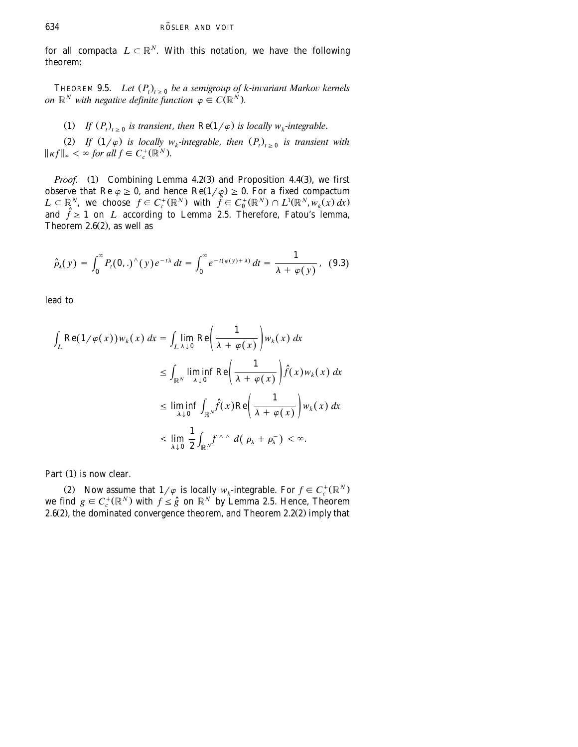for all compacta $L \subset \mathbb{R}^N$. With this notation, we have the following theorem:

THEOREM 9.5. *Let $(P_t)_{t\geq 0}$ be a semigroup of k-invariant Markov kernels on $\mathbb{R}^N$ with negative definite function $\varphi \in C(\mathbb{R}^N)$.*

(1) *If $(P_t)_{t\geq 0}$ is transient, then $\mathrm{Re}(1/\varphi)$ is locally $w_k$-integrable.*

(2) *If $(1/\varphi)$ is locally $w_k$-integrable, then $(P_t)_{t\geq 0}$ is transient with $\|\kappa f\|_\infty < \infty$ for all $f \in C_c^+(\mathbb{R}^N)$.*

*Proof.* (1) Combining Lemma 4.2(3) and Proposition 4.4(3), we first observe that $\mathrm{Re}\,\varphi \geq 0$, and hence $\mathrm{Re}(1/\varphi) \geq 0$. For a fixed compactum $L \subset \mathbb{R}^N$, we choose $f \in C_c^+(\mathbb{R}^N)$ with $\hat{f} \in C_0^+(\mathbb{R}^N) \cap L^1(\mathbb{R}^N, w_k(x)\,dx)$ and $\hat{f} \geq 1$ on $L$ according to Lemma 2.5. Therefore, Fatou's lemma, Theorem 2.6(2), as well as

$$\hat{\rho}_\lambda(y) = \int_0^\infty P_t(0,.)^\wedge(y)e^{-t\lambda}\,dt = \int_0^\infty e^{-t(\varphi(y)+\lambda)}\,dt = \frac{1}{\lambda + \varphi(y)}, \quad (9.3)$$

lead to

$$\begin{aligned}
\int_L \mathrm{Re}(1/\varphi(x))w_k(x)\,dx &= \int_L \lim_{\lambda\downarrow 0} \mathrm{Re}\left(\frac{1}{\lambda+\varphi(x)}\right)w_k(x)\,dx \\
&\leq \int_{\mathbb{R}^N} \liminf_{\lambda\downarrow 0} \mathrm{Re}\left(\frac{1}{\lambda+\varphi(x)}\right)\hat{f}(x)w_k(x)\,dx \\
&\leq \liminf_{\lambda\downarrow 0} \int_{\mathbb{R}^N} \hat{f}(x)\mathrm{Re}\left(\frac{1}{\lambda+\varphi(x)}\right)w_k(x)\,dx \\
&\leq \lim_{\lambda\downarrow 0} \frac{1}{2}\int_{\mathbb{R}^N} f^{\wedge\wedge}\,d(\rho_\lambda + \rho_\lambda^-) < \infty.
\end{aligned}$$

Part (1) is now clear.

(2) Now assume that $1/\varphi$ is locally $w_k$-integrable. For $f \in C_c^+(\mathbb{R}^N)$ we find $g \in C_c^+(\mathbb{R}^N)$ with $f \leq \hat{g}$ on $\mathbb{R}^N$ by Lemma 2.5. Hence, Theorem 2.6(2), the dominated convergence theorem, and Theorem 2.2(2) imply that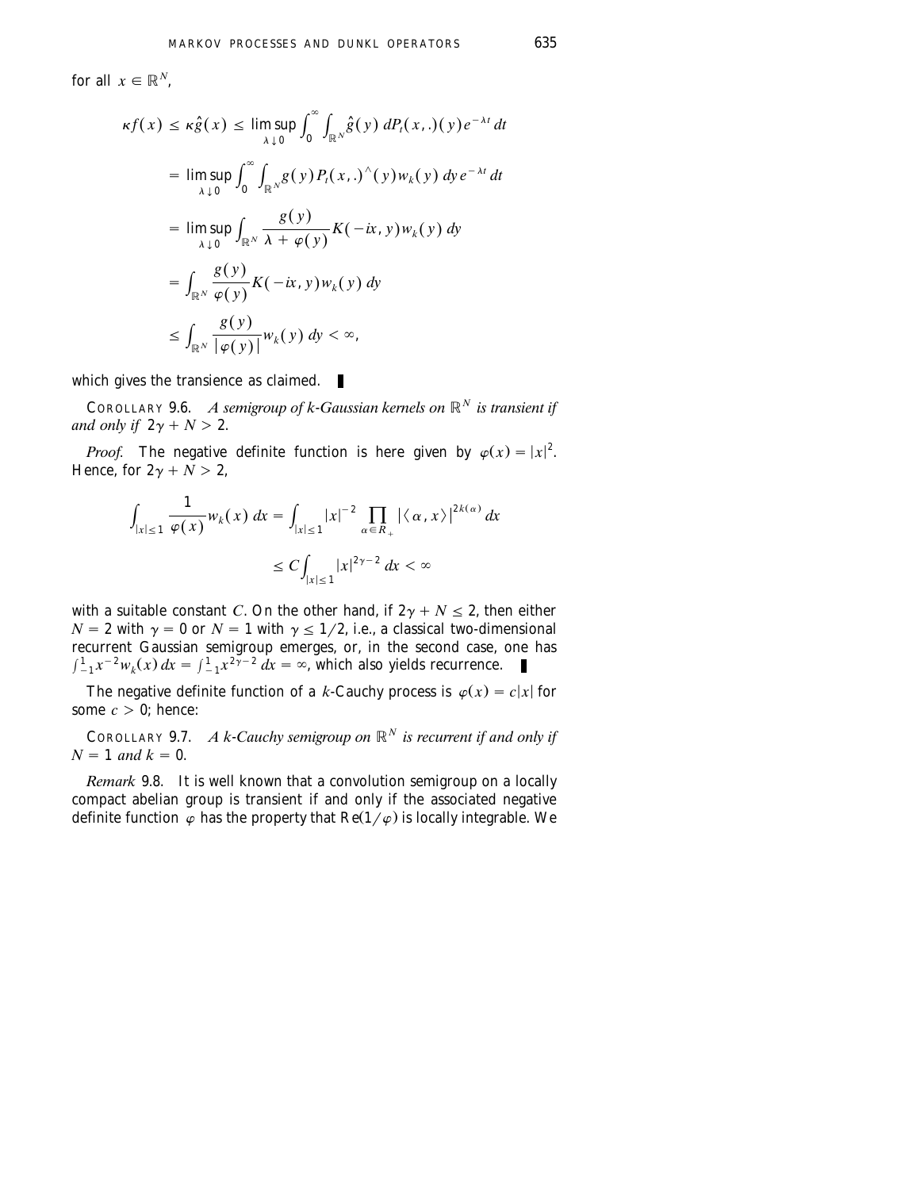for all $x \in \mathbb{R}^N$,

$$
\begin{aligned}
\kappa f(x) &\le \kappa \hat{g}(x) \le \limsup_{\lambda \downarrow 0} \int_0^\infty \int_{\mathbb{R}^N} \hat{g}(y)\, dP_t(x,.)(y) e^{-\lambda t}\, dt \\
&= \limsup_{\lambda \downarrow 0} \int_0^\infty \int_{\mathbb{R}^N} g(y) P_t(x,.)^\wedge(y) w_k(y)\, dy\, e^{-\lambda t}\, dt \\
&= \limsup_{\lambda \downarrow 0} \int_{\mathbb{R}^N} \frac{g(y)}{\lambda + \varphi(y)} K(-ix, y) w_k(y)\, dy \\
&= \int_{\mathbb{R}^N} \frac{g(y)}{\varphi(y)} K(-ix, y) w_k(y)\, dy \\
&\le \int_{\mathbb{R}^N} \frac{g(y)}{|\varphi(y)|} w_k(y)\, dy < \infty,
\end{aligned}
$$

which gives the transience as claimed. ∎

COROLLARY 9.6. *A semigroup of k-Gaussian kernels on $\mathbb{R}^N$ is transient if and only if $2\gamma + N > 2$.*

*Proof.* The negative definite function is here given by $\varphi(x) = |x|^2$. Hence, for $2\gamma + N > 2$,

$$
\begin{aligned}
\int_{|x| \le 1} \frac{1}{\varphi(x)} w_k(x)\, dx &= \int_{|x| \le 1} |x|^{-2} \prod_{\alpha \in R_+} |\langle \alpha, x \rangle|^{2k(\alpha)}\, dx \\
&\le C \int_{|x| \le 1} |x|^{2\gamma - 2}\, dx < \infty
\end{aligned}
$$

with a suitable constant $C$. On the other hand, if $2\gamma + N \le 2$, then either $N = 2$ with $\gamma = 0$ or $N = 1$ with $\gamma \le 1/2$, i.e., a classical two-dimensional recurrent Gaussian semigroup emerges, or, in the second case, one has $\int_{-1}^{1} x^{-2} w_k(x)\, dx = \int_{-1}^{1} x^{2\gamma - 2}\, dx = \infty$, which also yields recurrence. ∎

The negative definite function of a $k$-Cauchy process is $\varphi(x) = c|x|$ for some $c > 0$; hence:

COROLLARY 9.7. *A k-Cauchy semigroup on $\mathbb{R}^N$ is recurrent if and only if $N = 1$ and $k = 0$.*

*Remark* 9.8. It is well known that a convolution semigroup on a locally compact abelian group is transient if and only if the associated negative definite function $\varphi$ has the property that $\mathrm{Re}(1/\varphi)$ is locally integrable. We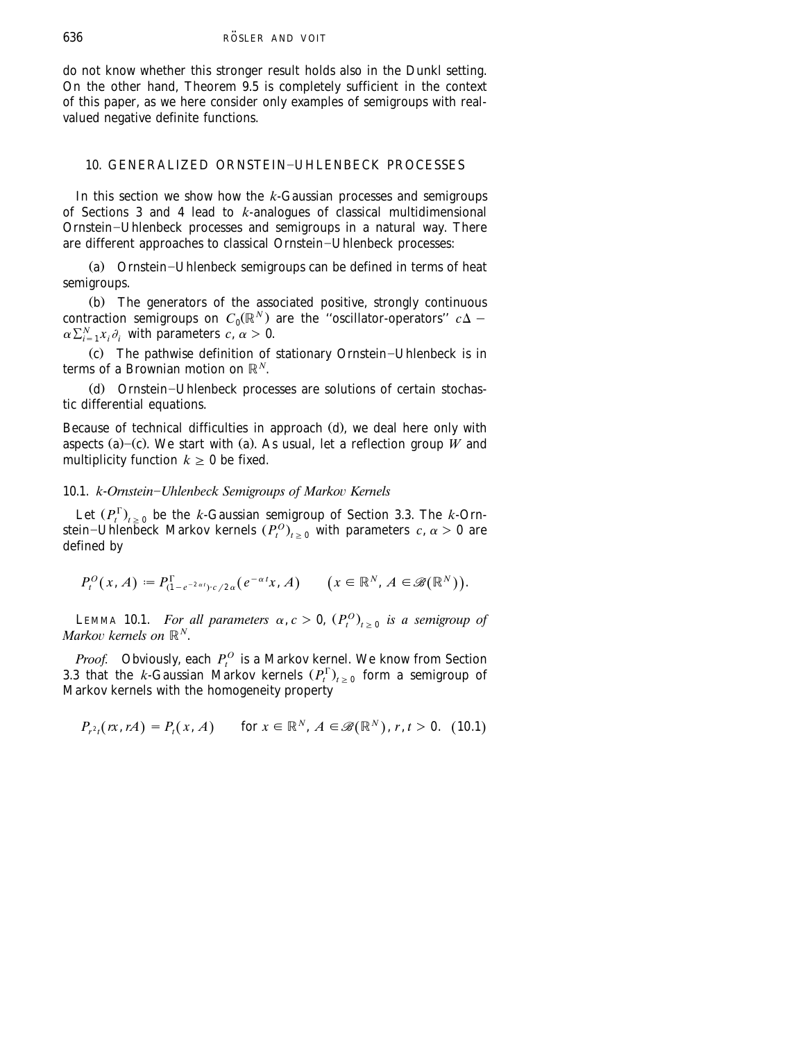do not know whether this stronger result holds also in the Dunkl setting. On the other hand, Theorem 9.5 is completely sufficient in the context of this paper, as we here consider only examples of semigroups with real-valued negative definite functions.

## 10. GENERALIZED ORNSTEIN–UHLENBECK PROCESSES

In this section we show how the $k$-Gaussian processes and semigroups of Sections 3 and 4 lead to $k$-analogues of classical multidimensional Ornstein–Uhlenbeck processes and semigroups in a natural way. There are different approaches to classical Ornstein–Uhlenbeck processes:

(a) Ornstein–Uhlenbeck semigroups can be defined in terms of heat semigroups.

(b) The generators of the associated positive, strongly continuous contraction semigroups on $C_0(\mathbb{R}^N)$ are the "oscillator-operators" $c\Delta - \alpha\sum_{i=1}^N x_i\partial_i$ with parameters $c, \alpha > 0$.

(c) The pathwise definition of stationary Ornstein–Uhlenbeck is in terms of a Brownian motion on $\mathbb{R}^N$.

(d) Ornstein–Uhlenbeck processes are solutions of certain stochastic differential equations.

Because of technical difficulties in approach (d), we deal here only with aspects (a)–(c). We start with (a). As usual, let a reflection group $W$ and multiplicity function $k \geq 0$ be fixed.

### 10.1. *k-Ornstein–Uhlenbeck Semigroups of Markov Kernels*

Let $(P_t^\Gamma)_{t\geq 0}$ be the $k$-Gaussian semigroup of Section 3.3. The $k$-Ornstein–Uhlenbeck Markov kernels $(P_t^O)_{t\geq 0}$ with parameters $c, \alpha > 0$ are defined by

$$P_t^O(x, A) := P^\Gamma_{(1-e^{-2\alpha t})\cdot c/2\alpha}(e^{-\alpha t}x, A) \qquad \big(x \in \mathbb{R}^N, A \in \mathscr{B}(\mathbb{R}^N)\big).$$

LEMMA 10.1. *For all parameters $\alpha, c > 0$, $(P_t^O)_{t\geq 0}$ is a semigroup of Markov kernels on $\mathbb{R}^N$.*

*Proof.* Obviously, each $P_t^O$ is a Markov kernel. We know from Section 3.3 that the $k$-Gaussian Markov kernels $(P_t^\Gamma)_{t\geq 0}$ form a semigroup of Markov kernels with the homogeneity property

$$P_{r^2t}(rx, rA) = P_t(x, A) \qquad \text{for } x \in \mathbb{R}^N,\ A \in \mathscr{B}(\mathbb{R}^N),\ r, t > 0. \quad (10.1)$$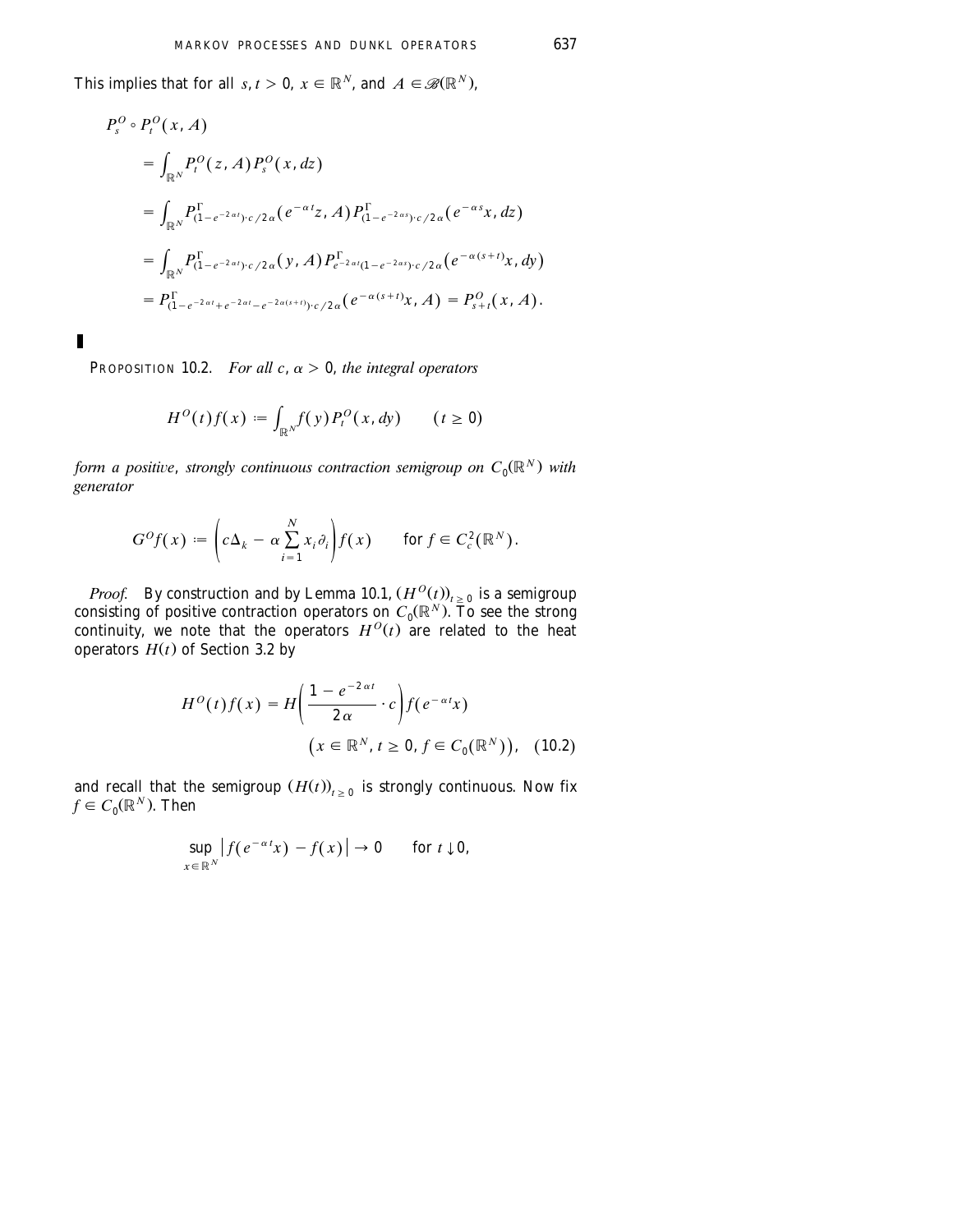This implies that for all $s, t > 0$, $x \in \mathbb{R}^N$, and $A \in \mathscr{B}(\mathbb{R}^N)$,

$$
\begin{aligned}
P_s^O \circ P_t^O(x, A)
&= \int_{\mathbb{R}^N} P_t^O(z, A) P_s^O(x, dz) \\
&= \int_{\mathbb{R}^N} P^\Gamma_{(1-e^{-2\alpha t})\cdot c/2\alpha}(e^{-\alpha t}z, A) P^\Gamma_{(1-e^{-2\alpha s})\cdot c/2\alpha}(e^{-\alpha s}x, dz) \\
&= \int_{\mathbb{R}^N} P^\Gamma_{(1-e^{-2\alpha t})\cdot c/2\alpha}(y, A) P^\Gamma_{e^{-2\alpha t}(1-e^{-2\alpha s})\cdot c/2\alpha}(e^{-\alpha(s+t)}x, dy) \\
&= P^\Gamma_{(1-e^{-2\alpha t}+e^{-2\alpha t}-e^{-2\alpha(s+t)})\cdot c/2\alpha}(e^{-\alpha(s+t)}x, A) = P^O_{s+t}(x, A).
\end{aligned}
$$

∎

PROPOSITION 10.2. *For all $c, \alpha > 0$, the integral operators*

$$
H^O(t)f(x) := \int_{\mathbb{R}^N} f(y) P_t^O(x, dy) \qquad (t \geq 0)
$$

*form a positive, strongly continuous contraction semigroup on $C_0(\mathbb{R}^N)$ with generator*

$$
G^O f(x) := \left( c\Delta_k - \alpha \sum_{i=1}^N x_i \partial_i \right) f(x) \qquad \text{for } f \in C_c^2(\mathbb{R}^N).
$$

*Proof.* By construction and by Lemma 10.1, $(H^O(t))_{t \geq 0}$ is a semigroup consisting of positive contraction operators on $C_0(\mathbb{R}^N)$. To see the strong continuity, we note that the operators $H^O(t)$ are related to the heat operators $H(t)$ of Section 3.2 by

$$
H^O(t)f(x) = H\left( \frac{1 - e^{-2\alpha t}}{2\alpha} \cdot c \right) f(e^{-\alpha t}x) \qquad \left( x \in \mathbb{R}^N, t \geq 0, f \in C_0(\mathbb{R}^N) \right), \quad (10.2)
$$

and recall that the semigroup $(H(t))_{t \geq 0}$ is strongly continuous. Now fix $f \in C_0(\mathbb{R}^N)$. Then

$$
\sup_{x \in \mathbb{R}^N} \left| f(e^{-\alpha t}x) - f(x) \right| \to 0 \qquad \text{for } t \downarrow 0,
$$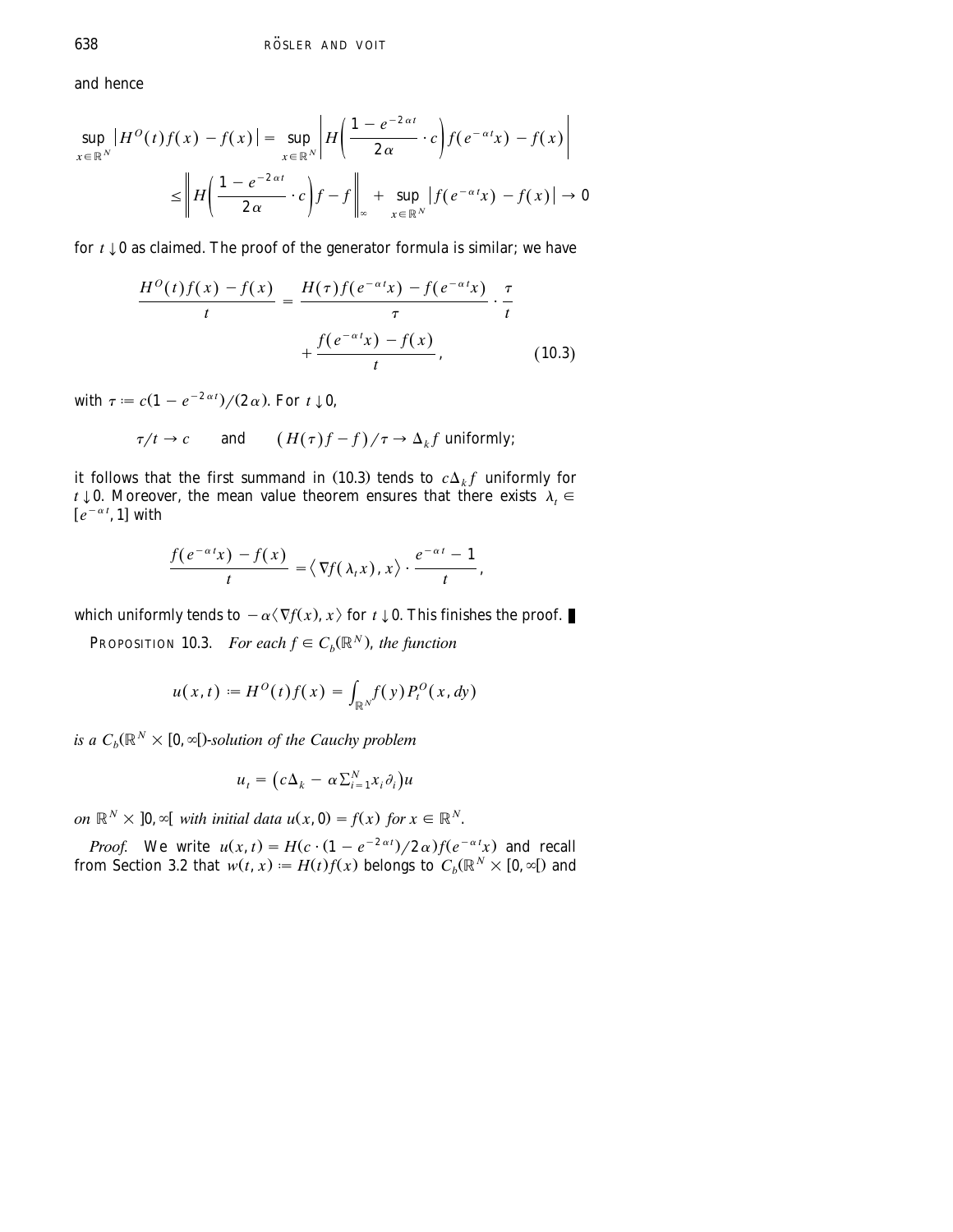and hence

$$\sup_{x\in\mathbb{R}^N}\left|H^O(t)f(x)-f(x)\right| = \sup_{x\in\mathbb{R}^N}\left|H\left(\frac{1-e^{-2\alpha t}}{2\alpha}\cdot c\right)f(e^{-\alpha t}x)-f(x)\right|$$

$$\leq \left\|H\left(\frac{1-e^{-2\alpha t}}{2\alpha}\cdot c\right)f-f\right\|_\infty + \sup_{x\in\mathbb{R}^N}\left|f(e^{-\alpha t}x)-f(x)\right| \to 0$$

for $t\downarrow 0$ as claimed. The proof of the generator formula is similar; we have

$$\frac{H^O(t)f(x)-f(x)}{t} = \frac{H(\tau)f(e^{-\alpha t}x)-f(e^{-\alpha t}x)}{\tau}\cdot\frac{\tau}{t} + \frac{f(e^{-\alpha t}x)-f(x)}{t}, \tag{10.3}$$

with $\tau := c(1-e^{-2\alpha t})/(2\alpha)$. For $t\downarrow 0$,

$$\tau/t \to c \qquad \text{and} \qquad (H(\tau)f-f)/\tau \to \Delta_k f \text{ uniformly;}$$

it follows that the first summand in (10.3) tends to $c\Delta_k f$ uniformly for $t\downarrow 0$. Moreover, the mean value theorem ensures that there exists $\lambda_t \in [e^{-\alpha t}, 1]$ with

$$\frac{f(e^{-\alpha t}x)-f(x)}{t} = \langle \nabla f(\lambda_t x), x\rangle\cdot\frac{e^{-\alpha t}-1}{t},$$

which uniformly tends to $-\alpha\langle\nabla f(x), x\rangle$ for $t\downarrow 0$. This finishes the proof. ∎

PROPOSITION 10.3. *For each $f\in C_b(\mathbb{R}^N)$, the function*

$$u(x,t) := H^O(t)f(x) = \int_{\mathbb{R}^N} f(y)P_t^O(x,dy)$$

*is a $C_b(\mathbb{R}^N\times[0,\infty[)$-solution of the Cauchy problem*

$$u_t = \left(c\Delta_k - \alpha\textstyle\sum_{i=1}^N x_i\partial_i\right)u$$

*on $\mathbb{R}^N\times]0,\infty[$ with initial data $u(x,0)=f(x)$ for $x\in\mathbb{R}^N$.*

*Proof.* We write $u(x,t) = H(c\cdot(1-e^{-2\alpha t})/2\alpha)f(e^{-\alpha t}x)$ and recall from Section 3.2 that $w(t,x) := H(t)f(x)$ belongs to $C_b(\mathbb{R}^N\times[0,\infty[)$ and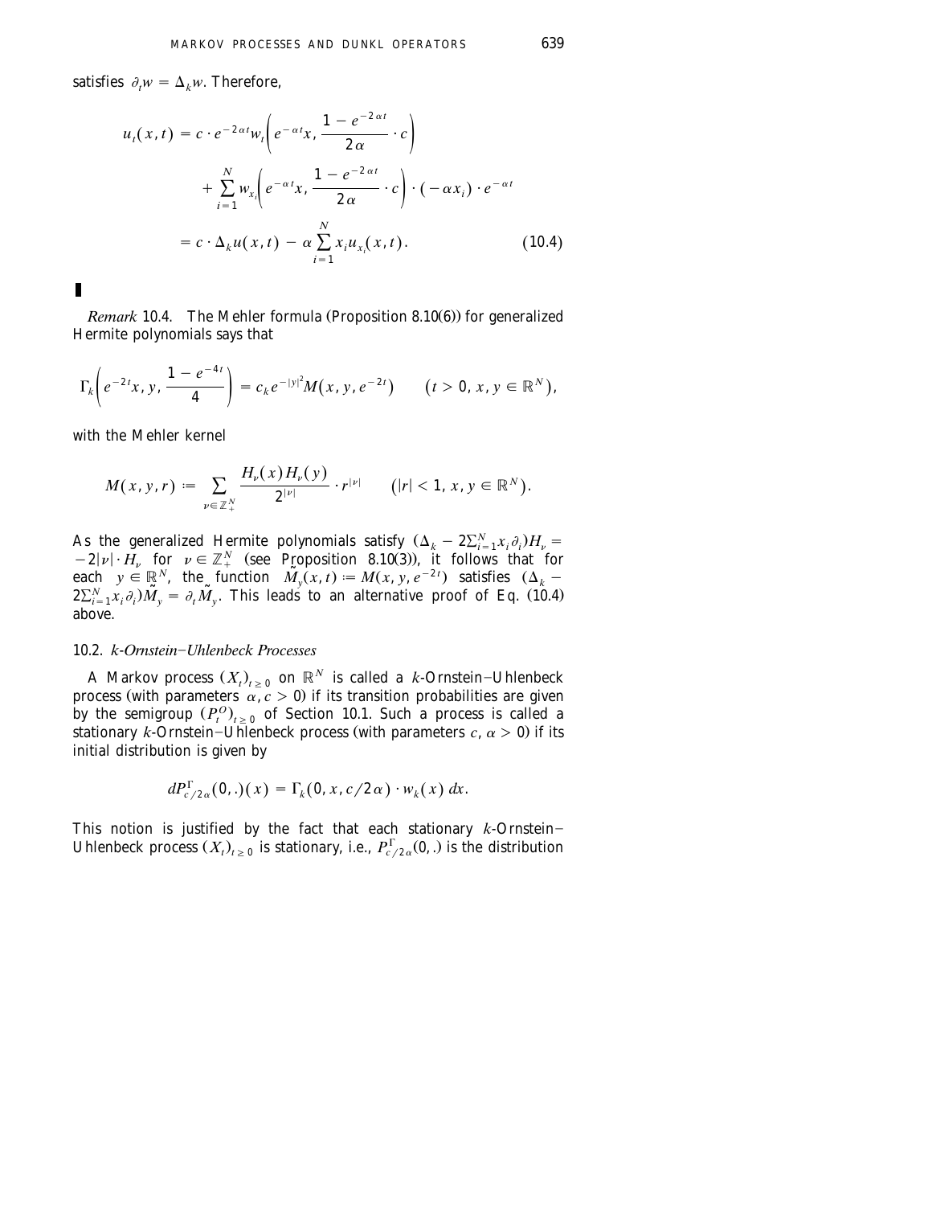satisfies $\partial_t w = \Delta_k w$. Therefore,

$$
\begin{aligned}
u_t(x,t) &= c \cdot e^{-2\alpha t} w_t\left(e^{-\alpha t}x, \frac{1-e^{-2\alpha t}}{2\alpha} \cdot c\right) \\
&\quad + \sum_{i=1}^{N} w_{x_i}\left(e^{-\alpha t}x, \frac{1-e^{-2\alpha t}}{2\alpha} \cdot c\right) \cdot (-\alpha x_i) \cdot e^{-\alpha t} \\
&= c \cdot \Delta_k u(x,t) - \alpha \sum_{i=1}^{N} x_i u_{x_i}(x,t). \qquad (10.4)
\end{aligned}
$$

∎

*Remark* 10.4. The Mehler formula (Proposition 8.10(6)) for generalized Hermite polynomials says that

$$
\Gamma_k\left(e^{-2t}x, y, \frac{1-e^{-4t}}{4}\right) = c_k e^{-|y|^2} M(x, y, e^{-2t}) \qquad (t > 0,\, x, y \in \mathbb{R}^N),
$$

with the Mehler kernel

$$
M(x,y,r) := \sum_{\nu \in \mathbb{Z}_+^N} \frac{H_\nu(x) H_\nu(y)}{2^{|\nu|}} \cdot r^{|\nu|} \qquad (|r| < 1,\, x, y \in \mathbb{R}^N).
$$

As the generalized Hermite polynomials satisfy $(\Delta_k - 2\sum_{i=1}^N x_i \partial_i) H_\nu = -2|\nu| \cdot H_\nu$ for $\nu \in \mathbb{Z}_+^N$ (see Proposition 8.10(3)), it follows that for each $y \in \mathbb{R}^N$, the function $\tilde{M}_y(x,t) := M(x, y, e^{-2t})$ satisfies $(\Delta_k - 2\sum_{i=1}^N x_i \partial_i)\tilde{M}_y = \partial_t \tilde{M}_y$. This leads to an alternative proof of Eq. (10.4) above.

### 10.2. *k-Ornstein–Uhlenbeck Processes*

A Markov process $(X_t)_{t \geq 0}$ on $\mathbb{R}^N$ is called a *k*-Ornstein–Uhlenbeck process (with parameters $\alpha, c > 0$) if its transition probabilities are given by the semigroup $(P_t^O)_{t \geq 0}$ of Section 10.1. Such a process is called a stationary *k*-Ornstein–Uhlenbeck process (with parameters $c, \alpha > 0$) if its initial distribution is given by

$$
dP^{\Gamma}_{c/2\alpha}(0,.)(x) = \Gamma_k(0, x, c/2\alpha) \cdot w_k(x)\, dx.
$$

This notion is justified by the fact that each stationary *k*-Ornstein–Uhlenbeck process $(X_t)_{t \geq 0}$ is stationary, i.e., $P^{\Gamma}_{c/2\alpha}(0,.)$ is the distribution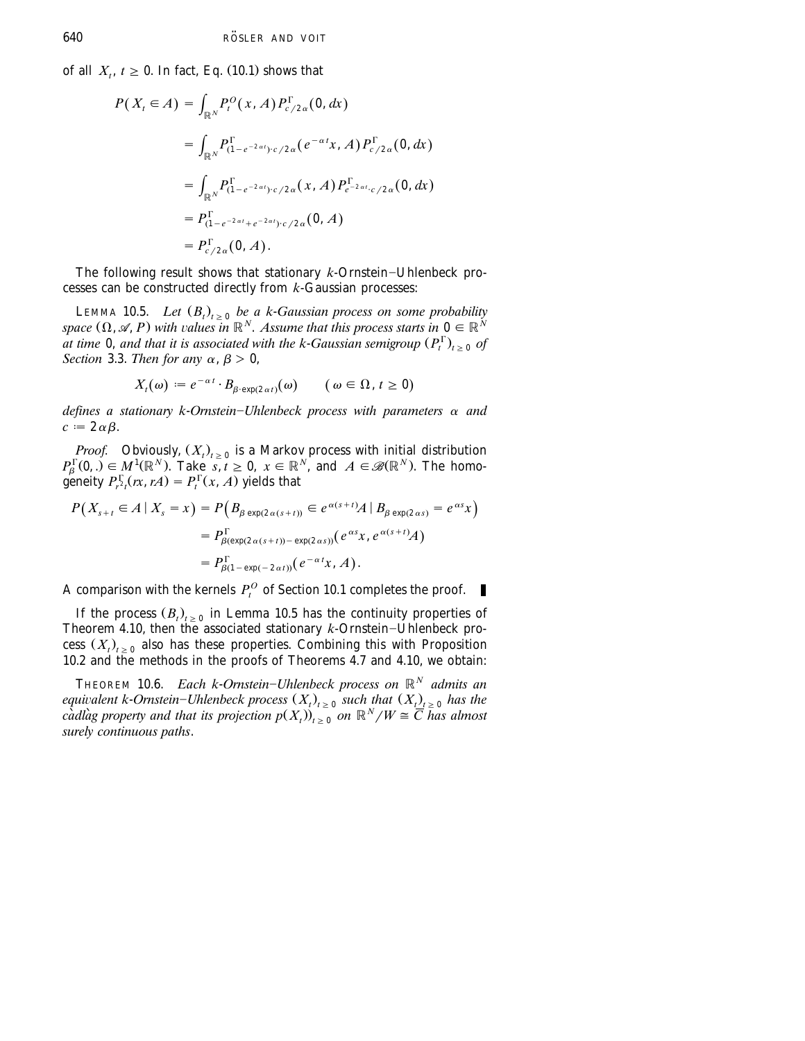of all $X_t$, $t \geq 0$. In fact, Eq. (10.1) shows that

$$
\begin{aligned}
P(X_t \in A) &= \int_{\mathbb{R}^N} P_t^O(x, A) P^\Gamma_{c/2\alpha}(0, dx) \\
&= \int_{\mathbb{R}^N} P^\Gamma_{(1-e^{-2\alpha t})\cdot c/2\alpha}(e^{-\alpha t}x, A) P^\Gamma_{c/2\alpha}(0, dx) \\
&= \int_{\mathbb{R}^N} P^\Gamma_{(1-e^{-2\alpha t})\cdot c/2\alpha}(x, A) P^\Gamma_{e^{-2\alpha t}\cdot c/2\alpha}(0, dx) \\
&= P^\Gamma_{(1-e^{-2\alpha t}+e^{-2\alpha t})\cdot c/2\alpha}(0, A) \\
&= P^\Gamma_{c/2\alpha}(0, A).
\end{aligned}
$$

The following result shows that stationary $k$-Ornstein–Uhlenbeck processes can be constructed directly from $k$-Gaussian processes:

LEMMA 10.5. *Let $(B_t)_{t\geq 0}$ be a $k$-Gaussian process on some probability space $(\Omega, \mathscr{A}, P)$ with values in $\mathbb{R}^N$. Assume that this process starts in $0 \in \mathbb{R}^N$ at time 0, and that it is associated with the $k$-Gaussian semigroup $(P_t^\Gamma)_{t\geq 0}$ of Section 3.3. Then for any $\alpha, \beta > 0$,*

$$
X_t(\omega) := e^{-\alpha t} \cdot B_{\beta \cdot \exp(2\alpha t)}(\omega) \qquad (\omega \in \Omega,\, t \geq 0)
$$

*defines a stationary $k$-Ornstein–Uhlenbeck process with parameters $\alpha$ and $c := 2\alpha\beta$.*

*Proof.* Obviously, $(X_t)_{t\geq 0}$ is a Markov process with initial distribution $P_\beta^\Gamma(0, .) \in M^1(\mathbb{R}^N)$. Take $s, t \geq 0$, $x \in \mathbb{R}^N$, and $A \in \mathscr{B}(\mathbb{R}^N)$. The homogeneity $P^\Gamma_{r^2 t}(rx, rA) = P_t^\Gamma(x, A)$ yields that

$$
\begin{aligned}
P\big(X_{s+t} \in A \mid X_s = x\big) &= P\big(B_{\beta \exp(2\alpha(s+t))} \in e^{\alpha(s+t)}A \mid B_{\beta \exp(2\alpha s)} = e^{\alpha s}x\big) \\
&= P^\Gamma_{\beta(\exp(2\alpha(s+t)) - \exp(2\alpha s))}(e^{\alpha s}x, e^{\alpha(s+t)}A) \\
&= P^\Gamma_{\beta(1-\exp(-2\alpha t))}(e^{-\alpha t}x, A).
\end{aligned}
$$

A comparison with the kernels $P_t^O$ of Section 10.1 completes the proof. ∎

If the process $(B_t)_{t\geq 0}$ in Lemma 10.5 has the continuity properties of Theorem 4.10, then the associated stationary $k$-Ornstein–Uhlenbeck process $(X_t)_{t\geq 0}$ also has these properties. Combining this with Proposition 10.2 and the methods in the proofs of Theorems 4.7 and 4.10, we obtain:

THEOREM 10.6. *Each $k$-Ornstein–Uhlenbeck process on $\mathbb{R}^N$ admits an equivalent $k$-Ornstein–Uhlenbeck process $(X_t)_{t\geq 0}$ such that $(X_t)_{t\geq 0}$ has the càdlàg property and that its projection $p(X_t))_{t\geq 0}$ on $\mathbb{R}^N/W \cong \overline{C}$ has almost surely continuous paths.*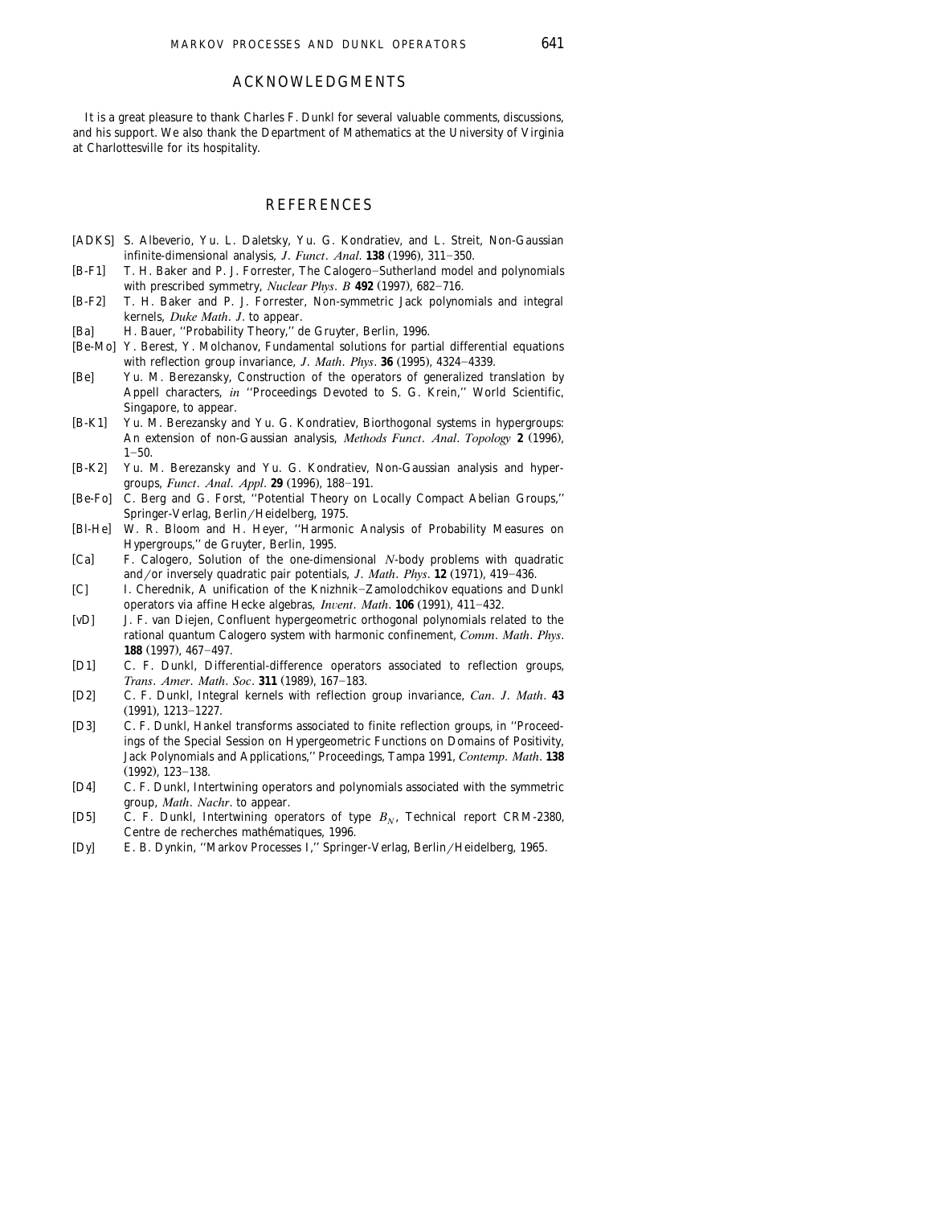## ACKNOWLEDGMENTS

It is a great pleasure to thank Charles F. Dunkl for several valuable comments, discussions, and his support. We also thank the Department of Mathematics at the University of Virginia at Charlottesville for its hospitality.

## REFERENCES

[ADKS] S. Albeverio, Yu. L. Daletsky, Yu. G. Kondratiev, and L. Streit, Non-Gaussian infinite-dimensional analysis, *J. Funct. Anal.* **138** (1996), 311–350.

[B-F1] T. H. Baker and P. J. Forrester, The Calogero–Sutherland model and polynomials with prescribed symmetry, *Nuclear Phys. B* **492** (1997), 682–716.

[B-F2] T. H. Baker and P. J. Forrester, Non-symmetric Jack polynomials and integral kernels, *Duke Math. J.* to appear.

[Ba] H. Bauer, "Probability Theory," de Gruyter, Berlin, 1996.

[Be-Mo] Y. Berest, Y. Molchanov, Fundamental solutions for partial differential equations with reflection group invariance, *J. Math. Phys.* **36** (1995), 4324–4339.

[Be] Yu. M. Berezansky, Construction of the operators of generalized translation by Appell characters, *in* "Proceedings Devoted to S. G. Krein," World Scientific, Singapore, to appear.

[B-K1] Yu. M. Berezansky and Yu. G. Kondratiev, Biorthogonal systems in hypergroups: An extension of non-Gaussian analysis, *Methods Funct. Anal. Topology* **2** (1996), 1–50.

[B-K2] Yu. M. Berezansky and Yu. G. Kondratiev, Non-Gaussian analysis and hypergroups, *Funct. Anal. Appl.* **29** (1996), 188–191.

[Be-Fo] C. Berg and G. Forst, "Potential Theory on Locally Compact Abelian Groups," Springer-Verlag, Berlin/Heidelberg, 1975.

[Bl-He] W. R. Bloom and H. Heyer, "Harmonic Analysis of Probability Measures on Hypergroups," de Gruyter, Berlin, 1995.

[Ca] F. Calogero, Solution of the one-dimensional $N$-body problems with quadratic and/or inversely quadratic pair potentials, *J. Math. Phys.* **12** (1971), 419–436.

[C] I. Cherednik, A unification of the Knizhnik–Zamolodchikov equations and Dunkl operators via affine Hecke algebras, *Invent. Math.* **106** (1991), 411–432.

[vD] J. F. van Diejen, Confluent hypergeometric orthogonal polynomials related to the rational quantum Calogero system with harmonic confinement, *Comm. Math. Phys.* **188** (1997), 467–497.

[D1] C. F. Dunkl, Differential-difference operators associated to reflection groups, *Trans. Amer. Math. Soc.* **311** (1989), 167–183.

[D2] C. F. Dunkl, Integral kernels with reflection group invariance, *Can. J. Math.* **43** (1991), 1213–1227.

[D3] C. F. Dunkl, Hankel transforms associated to finite reflection groups, in "Proceedings of the Special Session on Hypergeometric Functions on Domains of Positivity, Jack Polynomials and Applications," Proceedings, Tampa 1991, *Contemp. Math.* **138** (1992), 123–138.

[D4] C. F. Dunkl, Intertwining operators and polynomials associated with the symmetric group, *Math. Nachr.* to appear.

[D5] C. F. Dunkl, Intertwining operators of type $B_N$, Technical report CRM-2380, Centre de recherches mathématiques, 1996.

[Dy] E. B. Dynkin, "Markov Processes I," Springer-Verlag, Berlin/Heidelberg, 1965.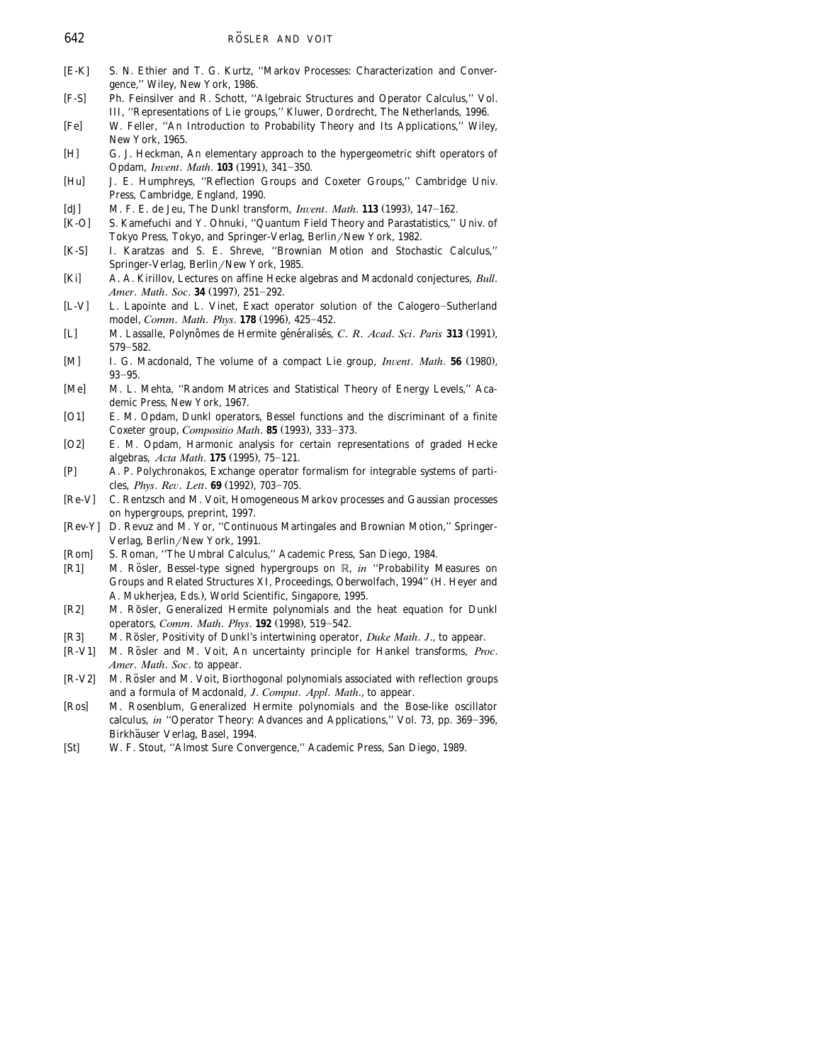[E-K] S. N. Ethier and T. G. Kurtz, "Markov Processes: Characterization and Convergence," Wiley, New York, 1986.

[F-S] Ph. Feinsilver and R. Schott, "Algebraic Structures and Operator Calculus," Vol. III, "Representations of Lie groups," Kluwer, Dordrecht, The Netherlands, 1996.

[Fe] W. Feller, "An Introduction to Probability Theory and Its Applications," Wiley, New York, 1965.

[H] G. J. Heckman, An elementary approach to the hypergeometric shift operators of Opdam, *Invent. Math.* **103** (1991), 341–350.

[Hu] J. E. Humphreys, "Reflection Groups and Coxeter Groups," Cambridge Univ. Press, Cambridge, England, 1990.

[dJ] M. F. E. de Jeu, The Dunkl transform, *Invent. Math.* **113** (1993), 147–162.

[K-O] S. Kamefuchi and Y. Ohnuki, "Quantum Field Theory and Parastatistics," Univ. of Tokyo Press, Tokyo, and Springer-Verlag, Berlin/New York, 1982.

[K-S] I. Karatzas and S. E. Shreve, "Brownian Motion and Stochastic Calculus," Springer-Verlag, Berlin/New York, 1985.

[Ki] A. A. Kirillov, Lectures on affine Hecke algebras and Macdonald conjectures, *Bull. Amer. Math. Soc.* **34** (1997), 251–292.

[L-V] L. Lapointe and L. Vinet, Exact operator solution of the Calogero–Sutherland model, *Comm. Math. Phys.* **178** (1996), 425–452.

[L] M. Lassalle, Polynômes de Hermite généralisés, *C. R. Acad. Sci. Paris* **313** (1991), 579–582.

[M] I. G. Macdonald, The volume of a compact Lie group, *Invent. Math.* **56** (1980), 93–95.

[Me] M. L. Mehta, "Random Matrices and Statistical Theory of Energy Levels," Academic Press, New York, 1967.

[O1] E. M. Opdam, Dunkl operators, Bessel functions and the discriminant of a finite Coxeter group, *Compositio Math.* **85** (1993), 333–373.

[O2] E. M. Opdam, Harmonic analysis for certain representations of graded Hecke algebras, *Acta Math.* **175** (1995), 75–121.

[P] A. P. Polychronakos, Exchange operator formalism for integrable systems of particles, *Phys. Rev. Lett.* **69** (1992), 703–705.

[Re-V] C. Rentzsch and M. Voit, Homogeneous Markov processes and Gaussian processes on hypergroups, preprint, 1997.

[Rev-Y] D. Revuz and M. Yor, "Continuous Martingales and Brownian Motion," Springer-Verlag, Berlin/New York, 1991.

[Rom] S. Roman, "The Umbral Calculus," Academic Press, San Diego, 1984.

[R1] M. Rösler, Bessel-type signed hypergroups on $\mathbb{R}$, *in* "Probability Measures on Groups and Related Structures XI, Proceedings, Oberwolfach, 1994" (H. Heyer and A. Mukherjea, Eds.), World Scientific, Singapore, 1995.

[R2] M. Rösler, Generalized Hermite polynomials and the heat equation for Dunkl operators, *Comm. Math. Phys.* **192** (1998), 519–542.

[R3] M. Rösler, Positivity of Dunkl's intertwining operator, *Duke Math. J.*, to appear.

[R-V1] M. Rösler and M. Voit, An uncertainty principle for Hankel transforms, *Proc. Amer. Math. Soc.* to appear.

[R-V2] M. Rösler and M. Voit, Biorthogonal polynomials associated with reflection groups and a formula of Macdonald, *J. Comput. Appl. Math.*, to appear.

[Ros] M. Rosenblum, Generalized Hermite polynomials and the Bose-like oscillator calculus, *in* "Operator Theory: Advances and Applications," Vol. 73, pp. 369–396, Birkhäuser Verlag, Basel, 1994.

[St] W. F. Stout, "Almost Sure Convergence," Academic Press, San Diego, 1989.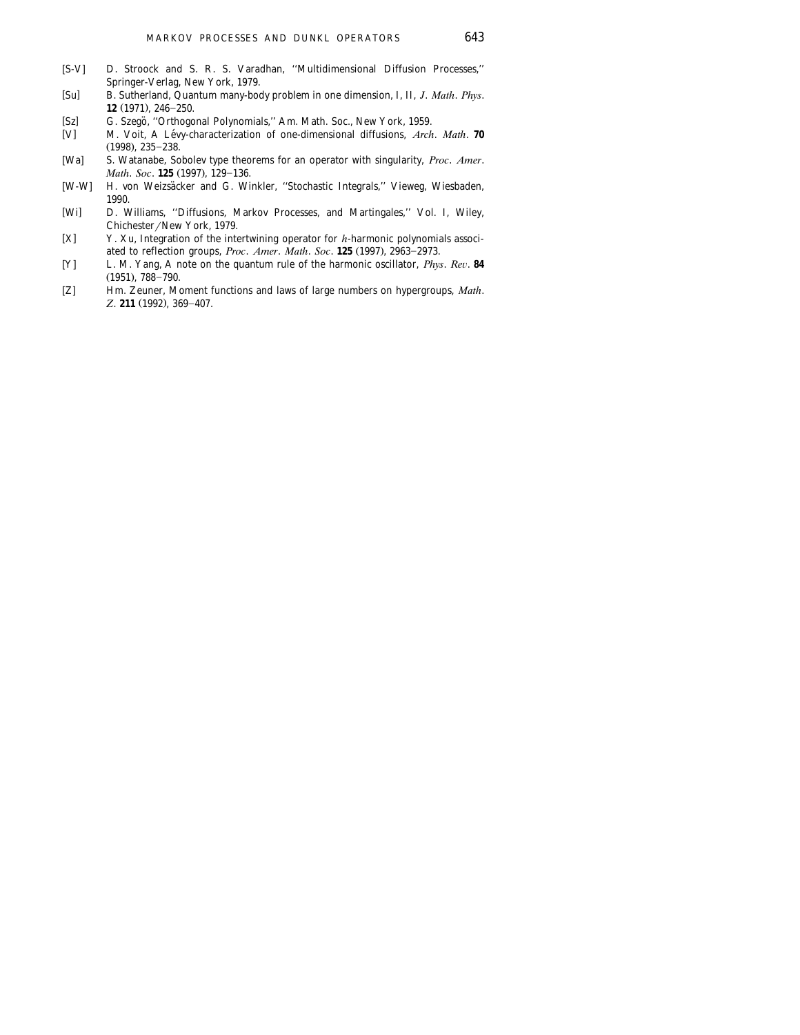[S-V] D. Stroock and S. R. S. Varadhan, ''Multidimensional Diffusion Processes,'' Springer-Verlag, New York, 1979.

[Su] B. Sutherland, Quantum many-body problem in one dimension, I, II, *J. Math. Phys.* **12** (1971), 246–250.

[Sz] G. Szegö, ''Orthogonal Polynomials,'' Am. Math. Soc., New York, 1959.

[V] M. Voit, A Lévy-characterization of one-dimensional diffusions, *Arch. Math.* **70** (1998), 235–238.

[Wa] S. Watanabe, Sobolev type theorems for an operator with singularity, *Proc. Amer. Math. Soc.* **125** (1997), 129–136.

[W-W] H. von Weizsäcker and G. Winkler, ''Stochastic Integrals,'' Vieweg, Wiesbaden, 1990.

[Wi] D. Williams, ''Diffusions, Markov Processes, and Martingales,'' Vol. I, Wiley, Chichester/New York, 1979.

[X] Y. Xu, Integration of the intertwining operator for $h$-harmonic polynomials associated to reflection groups, *Proc. Amer. Math. Soc.* **125** (1997), 2963–2973.

[Y] L. M. Yang, A note on the quantum rule of the harmonic oscillator, *Phys. Rev.* **84** (1951), 788–790.

[Z] Hm. Zeuner, Moment functions and laws of large numbers on hypergroups, *Math. Z.* **211** (1992), 369–407.